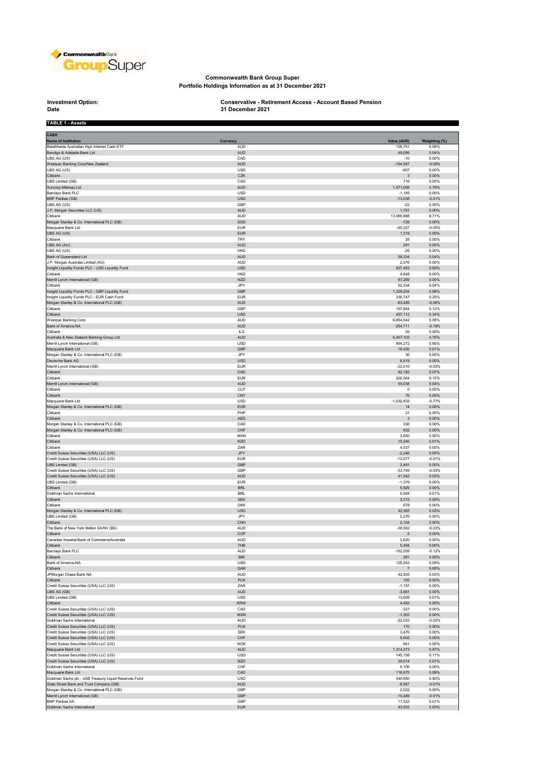# Commonwealth Bank Group Super

## Portfolio Holdings Information as at 31 December 2021

**Investment Option:** Conservative - Retirement Access - Account Based Pension

**Date** 31 December 2021

**TABLE 1 - Assets**

| CASH | | | |
|---|---|---|---|
| **Name of Institution** | **Currency** | **Value (AUD)** | **Weighting (%)** |
| BetaShares Australian High Interest Cash ETF | AUD | 105,751 | 0.08% |
| Bendigo & Adelaide Bank Ltd | AUD | 49,099 | 0.04% |
| UBS AG (US) | CAD | -10 | 0.00% |
| Westpac Banking Corp/New Zealand | AUD | -104,587 | -0.08% |
| UBS AG (US) | USD | -657 | 0.00% |
| Citibank | CZK | 3 | 0.00% |
| UBS Limited (GB) | CAD | 716 | 0.00% |
| Suncorp-Metway Ltd | AUD | 1,071,008 | 0.79% |
| Barclays Bank PLC | USD | -1,185 | 0.00% |
| BNP Paribas (GB) | USD | -13,038 | -0.01% |
| UBS AG (US) | GBP | -22 | 0.00% |
| J.P. Morgan Securities LLC (US) | AUD | 1,781 | 0.00% |
| Citibank | AUD | 13,089,988 | 9.71% |
| Morgan Stanley & Co. International PLC (GB) | SGD | -728 | 0.00% |
| Macquarie Bank Ltd | EUR | -65,327 | -0.05% |
| UBS AG (US) | EUR | 1,319 | 0.00% |
| Citibank | TRY | 28 | 0.00% |
| UBS AG (AU) | AUD | 291 | 0.00% |
| UBS AG (US) | HKD | -26 | 0.00% |
| Bank of Queensland Ltd | AUD | 58,334 | 0.04% |
| J.P. Morgan Australia Limited (AU) | AUD | 2,576 | 0.00% |
| Insight Liquidity Funds PLC - USD Liquidity Fund | USD | 927,453 | 0.69% |
| Citibank | HKD | 4,648 | 0.00% |
| Merrill Lynch International (GB) | NZD | 67,269 | 0.05% |
| Citibank | JPY | 52,334 | 0.04% |
| Insight Liquidity Funds PLC - GBP Liquidity Fund | GBP | 1,328,204 | 0.98% |
| Insight Liquidity Funds PLC - EUR Cash Fund | EUR | 330,747 | 0.25% |
| Morgan Stanley & Co. International PLC (GB) | AUD | -83,485 | -0.06% |
| Citibank | GBP | 167,844 | 0.12% |
| Citibank | USD | 457,112 | 0.34% |
| Westpac Banking Corp | AUD | 6,854,542 | 5.08% |
| Bank of America NA | AUD | -254,711 | -0.19% |
| Citibank | ILS | 59 | 0.00% |
| Australia & New Zealand Banking Group Ltd | AUD | 6,407,103 | 4.75% |
| Merrill Lynch International (GB) | USD | 894,272 | 0.66% |
| Macquarie Bank Ltd | GBP | 16,420 | 0.01% |
| Morgan Stanley & Co. International PLC (GB) | JPY | 36 | 0.00% |
| Deutsche Bank AG | USD | 6,519 | 0.00% |
| Merrill Lynch International (GB) | EUR | -22,010 | -0.02% |
| Citibank | CAD | 92,182 | 0.07% |
| Citibank | EUR | 202,564 | 0.15% |
| Merrill Lynch International (GB) | AUD | 55,038 | 0.04% |
| Citibank | CLP | 0 | 0.00% |
| Citibank | CNY | 76 | 0.00% |
| Macquarie Bank Ltd | USD | -1,032,832 | -0.77% |
| Morgan Stanley & Co. International PLC (GB) | EUR | 14 | 0.00% |
| Citibank | PHP | 27 | 0.00% |
| Citibank | AED | 3 | 0.00% |
| Morgan Stanley & Co. International PLC (GB) | CAD | 336 | 0.00% |
| Morgan Stanley & Co. International PLC (GB) | CHF | 632 | 0.00% |
| Citibank | MXN | 3,650 | 0.00% |
| Citibank | NZD | 15,246 | 0.01% |
| Citibank | ZAR | 4,537 | 0.00% |
| Credit Suisse Securities (USA) LLC (US) | JPY | -2,246 | 0.00% |
| Credit Suisse Securities (USA) LLC (US) | EUR | -12,077 | -0.01% |
| UBS Limited (GB) | GBP | 2,491 | 0.00% |
| Credit Suisse Securities (USA) LLC (US) | GBP | -33,749 | -0.03% |
| Credit Suisse Securities (USA) LLC (US) | AUD | 41,342 | 0.03% |
| UBS Limited (GB) | EUR | -1,379 | 0.00% |
| Citibank | BRL | 5,929 | 0.00% |
| Goldman Sachs International | BRL | 6,994 | 0.01% |
| Citibank | SEK | 3,315 | 0.00% |
| Citibank | DKK | 678 | 0.00% |
| Morgan Stanley & Co. International PLC (GB) | USD | 42,365 | 0.03% |
| UBS Limited (GB) | JPY | 2,276 | 0.00% |
| Citibank | CNH | 2,104 | 0.00% |
| The Bank of New York Mellon SA/NV (BE) | AUD | -36,562 | -0.03% |
| Citibank | COP | 5 | 0.00% |
| Canadian Imperial Bank of Commerce/Australia | AUD | 3,620 | 0.00% |
| Citibank | THB | 5,494 | 0.00% |
| Barclays Bank PLC | AUD | -162,559 | -0.12% |
| Citibank | INR | 291 | 0.00% |
| Bank of America NA | USD | 125,042 | 0.09% |
| Citibank | QAR | 7 | 0.00% |
| JPMorgan Chase Bank NA | AUD | 42,455 | 0.03% |
| Citibank | PLN | 105 | 0.00% |
| Credit Suisse Securities (USA) LLC (US) | ZAR | -1,157 | 0.00% |
| UBS AG (GB) | AUD | -3,861 | 0.00% |
| UBS Limited (GB) | USD | 13,609 | 0.01% |
| Citibank | KRW | 4,452 | 0.00% |
| Credit Suisse Securities (USA) LLC (US) | CAD | -327 | 0.00% |
| Credit Suisse Securities (USA) LLC (US) | MXN | -1,303 | 0.00% |
| Goldman Sachs International | AUD | -22,033 | -0.02% |
| Credit Suisse Securities (USA) LLC (US) | PLN | 170 | 0.00% |
| Credit Suisse Securities (USA) LLC (US) | SEK | 3,470 | 0.00% |
| Credit Suisse Securities (USA) LLC (US) | CHF | 5,002 | 0.00% |
| Credit Suisse Securities (USA) LLC (US) | NOK | 661 | 0.00% |
| Macquarie Bank Ltd | AUD | 1,314,373 | 0.97% |
| Credit Suisse Securities (USA) LLC (US) | USD | 145,158 | 0.11% |
| Credit Suisse Securities (USA) LLC (US) | NZD | 20,014 | 0.01% |
| Goldman Sachs International | CHF | 5,106 | 0.00% |
| Macquarie Bank Ltd | CAD | 116,675 | 0.09% |
| Goldman Sachs plc - US$ Treasury Liquid Reserves Fund | USD | 544,650 | 0.40% |
| State Street Bank and Trust Company (GB) | AUD | -8,567 | -0.01% |
| Morgan Stanley & Co. International PLC (GB) | GBP | 2,022 | 0.00% |
| Merrill Lynch International (GB) | GBP | -10,489 | -0.01% |
| BNP Paribas SA | GBP | 17,533 | 0.01% |
| Goldman Sachs International | EUR | 43,933 | 0.03% |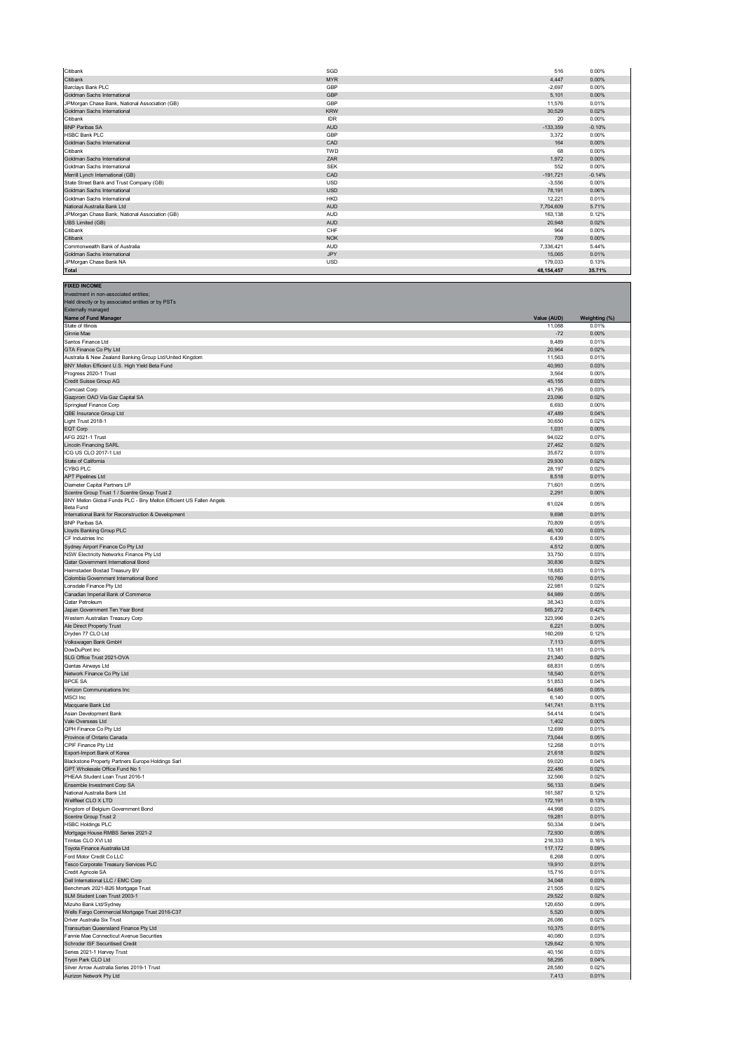| | | | |
|---|---|---|---|
| Citibank | SGD | 516 | 0.00% |
| Citibank | MYR | 4,447 | 0.00% |
| Barclays Bank PLC | GBP | -2,697 | 0.00% |
| Goldman Sachs International | GBP | 5,101 | 0.00% |
| JPMorgan Chase Bank, National Association (GB) | GBP | 11,576 | 0.01% |
| Goldman Sachs International | KRW | 30,529 | 0.02% |
| Citibank | IDR | 20 | 0.00% |
| BNP Paribas SA | AUD | -133,359 | -0.10% |
| HSBC Bank PLC | GBP | 3,372 | 0.00% |
| Goldman Sachs International | CAD | 164 | 0.00% |
| Citibank | TWD | 68 | 0.00% |
| Goldman Sachs International | ZAR | 1,972 | 0.00% |
| Goldman Sachs International | SEK | 552 | 0.00% |
| Merrill Lynch International (GB) | CAD | -191,721 | -0.14% |
| State Street Bank and Trust Company (GB) | USD | -3,556 | 0.00% |
| Goldman Sachs International | USD | 78,191 | 0.06% |
| Goldman Sachs International | HKD | 12,221 | 0.01% |
| National Australia Bank Ltd | AUD | 7,704,609 | 5.71% |
| JPMorgan Chase Bank, National Association (GB) | AUD | 163,138 | 0.12% |
| UBS Limited (GB) | AUD | 20,948 | 0.02% |
| Citibank | CHF | 964 | 0.00% |
| Citibank | NOK | 709 | 0.00% |
| Commonwealth Bank of Australia | AUD | 7,336,421 | 5.44% |
| Goldman Sachs International | JPY | 15,065 | 0.01% |
| JPMorgan Chase Bank NA | USD | 179,033 | 0.13% |
| **Total** | | **48,154,457** | **35.71%** |

**FIXED INCOME**
Investment in non-associated entities;
Held directly or by associated entities or by PSTs
Externally managed

| Name of Fund Manager | Value (AUD) | Weighting (%) |
|---|---|---|
| State of Illinois | 11,088 | 0.01% |
| Ginnie Mae | -72 | 0.00% |
| Santos Finance Ltd | 9,489 | 0.01% |
| GTA Finance Co Pty Ltd | 20,964 | 0.02% |
| Australia & New Zealand Banking Group Ltd/United Kingdom | 11,563 | 0.01% |
| BNY Mellon Efficient U.S. High Yield Beta Fund | 40,993 | 0.03% |
| Progress 2020-1 Trust | 3,564 | 0.00% |
| Credit Suisse Group AG | 45,155 | 0.03% |
| Comcast Corp | 41,795 | 0.03% |
| Gazprom OAO Via Gaz Capital SA | 23,096 | 0.02% |
| Springleaf Finance Corp | 6,693 | 0.00% |
| QBE Insurance Group Ltd | 47,489 | 0.04% |
| Light Trust 2018-1 | 30,650 | 0.02% |
| EQT Corp | 1,031 | 0.00% |
| AFG 2021-1 Trust | 94,022 | 0.07% |
| Lincoln Financing SARL | 27,462 | 0.02% |
| ICG US CLO 2017-1 Ltd | 35,672 | 0.03% |
| State of California | 29,930 | 0.02% |
| CYBG PLC | 28,197 | 0.02% |
| APT Pipelines Ltd | 8,518 | 0.01% |
| Diameter Capital Partners LP | 71,601 | 0.05% |
| Scentre Group Trust 1 / Scentre Group Trust 2 | 2,291 | 0.00% |
| BNY Mellon Global Funds PLC - Bny Mellon Efficient US Fallen Angels Beta Fund | 61,024 | 0.05% |
| International Bank for Reconstruction & Development | 9,698 | 0.01% |
| BNP Paribas SA | 70,809 | 0.05% |
| Lloyds Banking Group PLC | 46,100 | 0.03% |
| CF Industries Inc | 6,439 | 0.00% |
| Sydney Airport Finance Co Pty Ltd | 4,512 | 0.00% |
| NSW Electricity Networks Finance Pty Ltd | 33,750 | 0.03% |
| Qatar Government International Bond | 30,836 | 0.02% |
| Heimstaden Bostad Treasury BV | 18,683 | 0.01% |
| Colombia Government International Bond | 10,766 | 0.01% |
| Lonsdale Finance Pty Ltd | 22,981 | 0.02% |
| Canadian Imperial Bank of Commerce | 64,989 | 0.05% |
| Qatar Petroleum | 38,343 | 0.03% |
| Japan Government Ten Year Bond | 565,272 | 0.42% |
| Western Australian Treasury Corp | 323,996 | 0.24% |
| Ale Direct Property Trust | 6,221 | 0.00% |
| Dryden 77 CLO Ltd | 160,269 | 0.12% |
| Volkswagen Bank GmbH | 7,113 | 0.01% |
| DowDuPont Inc | 13,181 | 0.01% |
| SLG Office Trust 2021-OVA | 21,340 | 0.02% |
| Qantas Airways Ltd | 68,831 | 0.05% |
| Network Finance Co Pty Ltd | 18,540 | 0.01% |
| BPCE SA | 51,853 | 0.04% |
| Verizon Communications Inc | 64,685 | 0.05% |
| MSCI Inc | 6,140 | 0.00% |
| Macquarie Bank Ltd | 141,741 | 0.11% |
| Asian Development Bank | 54,414 | 0.04% |
| Vale Overseas Ltd | 1,402 | 0.00% |
| QPH Finance Co Pty Ltd | 12,699 | 0.01% |
| Province of Ontario Canada | 73,044 | 0.05% |
| CPIF Finance Pty Ltd | 12,268 | 0.01% |
| Export-Import Bank of Korea | 21,618 | 0.02% |
| Blackstone Property Partners Europe Holdings Sarl | 59,020 | 0.04% |
| GPT Wholesale Office Fund No 1 | 22,486 | 0.02% |
| PHEAA Student Loan Trust 2016-1 | 32,566 | 0.02% |
| Ensemble Investment Corp SA | 56,133 | 0.04% |
| National Australia Bank Ltd | 161,587 | 0.12% |
| Wellfleet CLO X LTD | 172,191 | 0.13% |
| Kingdom of Belgium Government Bond | 44,998 | 0.03% |
| Scentre Group Trust 2 | 19,281 | 0.01% |
| HSBC Holdings PLC | 50,334 | 0.04% |
| Mortgage House RMBS Series 2021-2 | 72,930 | 0.05% |
| Trinitas CLO XVI Ltd | 216,333 | 0.16% |
| Toyota Finance Australia Ltd | 117,172 | 0.09% |
| Ford Motor Credit Co LLC | 6,268 | 0.00% |
| Tesco Corporate Treasury Services PLC | 19,910 | 0.01% |
| Credit Agricole SA | 15,716 | 0.01% |
| Dell International LLC / EMC Corp | 34,048 | 0.03% |
| Benchmark 2021-B26 Mortgage Trust | 21,505 | 0.02% |
| SLM Student Loan Trust 2003-1 | 29,522 | 0.02% |
| Mizuho Bank Ltd/Sydney | 120,650 | 0.09% |
| Wells Fargo Commercial Mortgage Trust 2016-C37 | 5,520 | 0.00% |
| Driver Australia Six Trust | 26,086 | 0.02% |
| Transurban Queensland Finance Pty Ltd | 10,375 | 0.01% |
| Fannie Mae Connecticut Avenue Securities | 40,080 | 0.03% |
| Schroder ISF Securitised Credit | 129,642 | 0.10% |
| Series 2021-1 Harvey Trust | 40,156 | 0.03% |
| Tryon Park CLO Ltd | 58,295 | 0.04% |
| Silver Arrow Australia Series 2019-1 Trust | 28,580 | 0.02% |
| Aurizon Network Pty Ltd | 7,413 | 0.01% |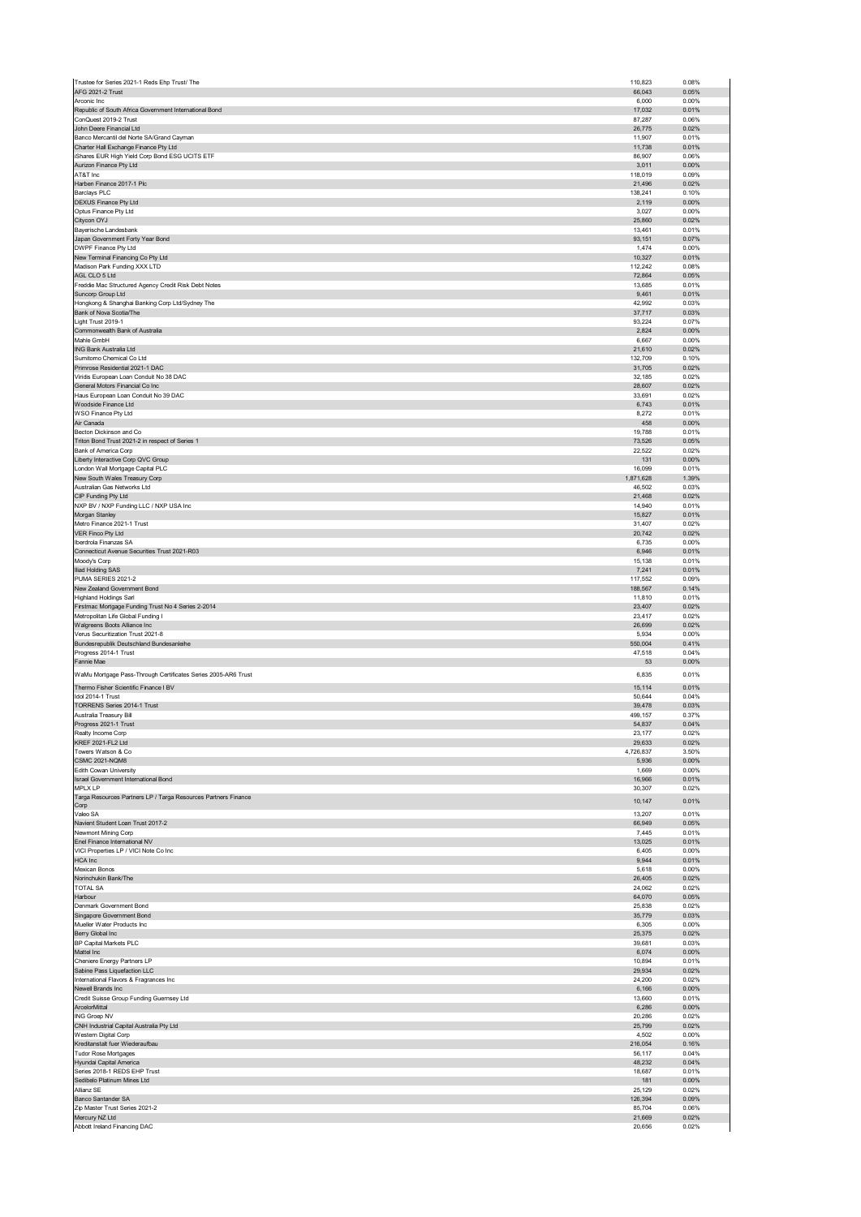| | | |
|---|---|---|
| Trustee for Series 2021-1 Reds Ehp Trust/ The | 110,823 | 0.08% |
| AFG 2021-2 Trust | 66,043 | 0.05% |
| Arconic Inc | 6,000 | 0.00% |
| Republic of South Africa Government International Bond | 17,032 | 0.01% |
| ConQuest 2019-2 Trust | 87,287 | 0.06% |
| John Deere Financial Ltd | 26,775 | 0.02% |
| Banco Mercantil del Norte SA/Grand Cayman | 11,907 | 0.01% |
| Charter Hall Exchange Finance Pty Ltd | 11,738 | 0.01% |
| iShares EUR High Yield Corp Bond ESG UCITS ETF | 86,907 | 0.06% |
| Aurizon Finance Pty Ltd | 3,011 | 0.00% |
| AT&T Inc | 118,019 | 0.09% |
| Harben Finance 2017-1 Plc | 21,496 | 0.02% |
| Barclays PLC | 138,241 | 0.10% |
| DEXUS Finance Pty Ltd | 2,119 | 0.00% |
| Optus Finance Pty Ltd | 3,027 | 0.00% |
| Citycon OYJ | 25,860 | 0.02% |
| Bayerische Landesbank | 13,461 | 0.01% |
| Japan Government Forty Year Bond | 93,151 | 0.07% |
| DWPF Finance Pty Ltd | 1,474 | 0.00% |
| New Terminal Financing Co Pty Ltd | 10,327 | 0.01% |
| Madison Park Funding XXX LTD | 112,242 | 0.08% |
| AGL CLO 5 Ltd | 72,864 | 0.05% |
| Freddie Mac Structured Agency Credit Risk Debt Notes | 13,685 | 0.01% |
| Suncorp Group Ltd | 9,461 | 0.01% |
| Hongkong & Shanghai Banking Corp Ltd/Sydney The | 42,992 | 0.03% |
| Bank of Nova Scotia/The | 37,717 | 0.03% |
| Light Trust 2019-1 | 93,224 | 0.07% |
| Commonwealth Bank of Australia | 2,824 | 0.00% |
| Mahle GmbH | 6,667 | 0.00% |
| ING Bank Australia Ltd | 21,610 | 0.02% |
| Sumitomo Chemical Co Ltd | 132,709 | 0.10% |
| Primrose Residential 2021-1 DAC | 31,705 | 0.02% |
| Viridis European Loan Conduit No 38 DAC | 32,185 | 0.02% |
| General Motors Financial Co Inc | 28,607 | 0.02% |
| Haus European Loan Conduit No 39 DAC | 33,691 | 0.02% |
| Woodside Finance Ltd | 6,743 | 0.01% |
| WSO Finance Pty Ltd | 8,272 | 0.01% |
| Air Canada | 458 | 0.00% |
| Becton Dickinson and Co | 19,788 | 0.01% |
| Triton Bond Trust 2021-2 in respect of Series 1 | 73,526 | 0.05% |
| Bank of America Corp | 22,522 | 0.02% |
| Liberty Interactive Corp QVC Group | 131 | 0.00% |
| London Wall Mortgage Capital PLC | 16,099 | 0.01% |
| New South Wales Treasury Corp | 1,871,628 | 1.39% |
| Australian Gas Networks Ltd | 46,502 | 0.03% |
| CIP Funding Pty Ltd | 21,468 | 0.02% |
| NXP BV / NXP Funding LLC / NXP USA Inc | 14,940 | 0.01% |
| Morgan Stanley | 15,827 | 0.01% |
| Metro Finance 2021-1 Trust | 31,407 | 0.02% |
| VER Finco Pty Ltd | 20,742 | 0.02% |
| Iberdrola Finanzas SA | 6,735 | 0.00% |
| Connecticut Avenue Securities Trust 2021-R03 | 6,946 | 0.01% |
| Moody's Corp | 15,138 | 0.01% |
| Iliad Holding SAS | 7,241 | 0.01% |
| PUMA SERIES 2021-2 | 117,552 | 0.09% |
| New Zealand Government Bond | 188,567 | 0.14% |
| Highland Holdings Sarl | 11,810 | 0.01% |
| Firstmac Mortgage Funding Trust No 4 Series 2-2014 | 23,407 | 0.02% |
| Metropolitan Life Global Funding I | 23,417 | 0.02% |
| Walgreens Boots Alliance Inc | 26,699 | 0.02% |
| Verus Securitization Trust 2021-8 | 5,934 | 0.00% |
| Bundesrepublik Deutschland Bundesanleihe | 550,004 | 0.41% |
| Progress 2014-1 Trust | 47,518 | 0.04% |
| Fannie Mae | 53 | 0.00% |
| WaMu Mortgage Pass-Through Certificates Series 2005-AR6 Trust | 6,835 | 0.01% |
| Thermo Fisher Scientific Finance I BV | 15,114 | 0.01% |
| Idol 2014-1 Trust | 50,644 | 0.04% |
| TORRENS Series 2014-1 Trust | 39,478 | 0.03% |
| Australia Treasury Bill | 499,157 | 0.37% |
| Progress 2021-1 Trust | 54,837 | 0.04% |
| Realty Income Corp | 23,177 | 0.02% |
| KREF 2021-FL2 Ltd | 29,633 | 0.02% |
| Towers Watson & Co | 4,726,837 | 3.50% |
| CSMC 2021-NQM8 | 5,936 | 0.00% |
| Edith Cowan University | 1,669 | 0.00% |
| Israel Government International Bond | 16,966 | 0.01% |
| MPLX LP | 30,307 | 0.02% |
| Targa Resources Partners LP / Targa Resources Partners Finance Corp | 10,147 | 0.01% |
| Valeo SA | 13,207 | 0.01% |
| Navient Student Loan Trust 2017-2 | 66,949 | 0.05% |
| Newmont Mining Corp | 7,445 | 0.01% |
| Enel Finance International NV | 13,025 | 0.01% |
| VICI Properties LP / VICI Note Co Inc | 6,405 | 0.00% |
| HCA Inc | 9,944 | 0.01% |
| Mexican Bonos | 5,618 | 0.00% |
| Norinchukin Bank/The | 26,405 | 0.02% |
| TOTAL SA | 24,062 | 0.02% |
| Harbour | 64,070 | 0.05% |
| Denmark Government Bond | 25,838 | 0.02% |
| Singapore Government Bond | 35,779 | 0.03% |
| Mueller Water Products Inc | 6,305 | 0.00% |
| Berry Global Inc | 25,375 | 0.02% |
| BP Capital Markets PLC | 39,681 | 0.03% |
| Mattel Inc | 6,074 | 0.00% |
| Cheniere Energy Partners LP | 10,894 | 0.01% |
| Sabine Pass Liquefaction LLC | 29,934 | 0.02% |
| International Flavors & Fragrances Inc | 24,200 | 0.02% |
| Newell Brands Inc | 6,166 | 0.00% |
| Credit Suisse Group Funding Guernsey Ltd | 13,660 | 0.01% |
| ArcelorMittal | 6,286 | 0.00% |
| ING Groep NV | 20,286 | 0.02% |
| CNH Industrial Capital Australia Pty Ltd | 25,799 | 0.02% |
| Western Digital Corp | 4,502 | 0.00% |
| Kreditanstalt fuer Wiederaufbau | 216,054 | 0.16% |
| Tudor Rose Mortgages | 56,117 | 0.04% |
| Hyundai Capital America | 48,232 | 0.04% |
| Series 2018-1 REDS EHP Trust | 18,687 | 0.01% |
| Sedibelo Platinum Mines Ltd | 181 | 0.00% |
| Allianz SE | 25,129 | 0.02% |
| Banco Santander SA | 126,394 | 0.09% |
| Zip Master Trust Series 2021-2 | 85,704 | 0.06% |
| Mercury NZ Ltd | 21,669 | 0.02% |
| Abbott Ireland Financing DAC | 20,656 | 0.02% |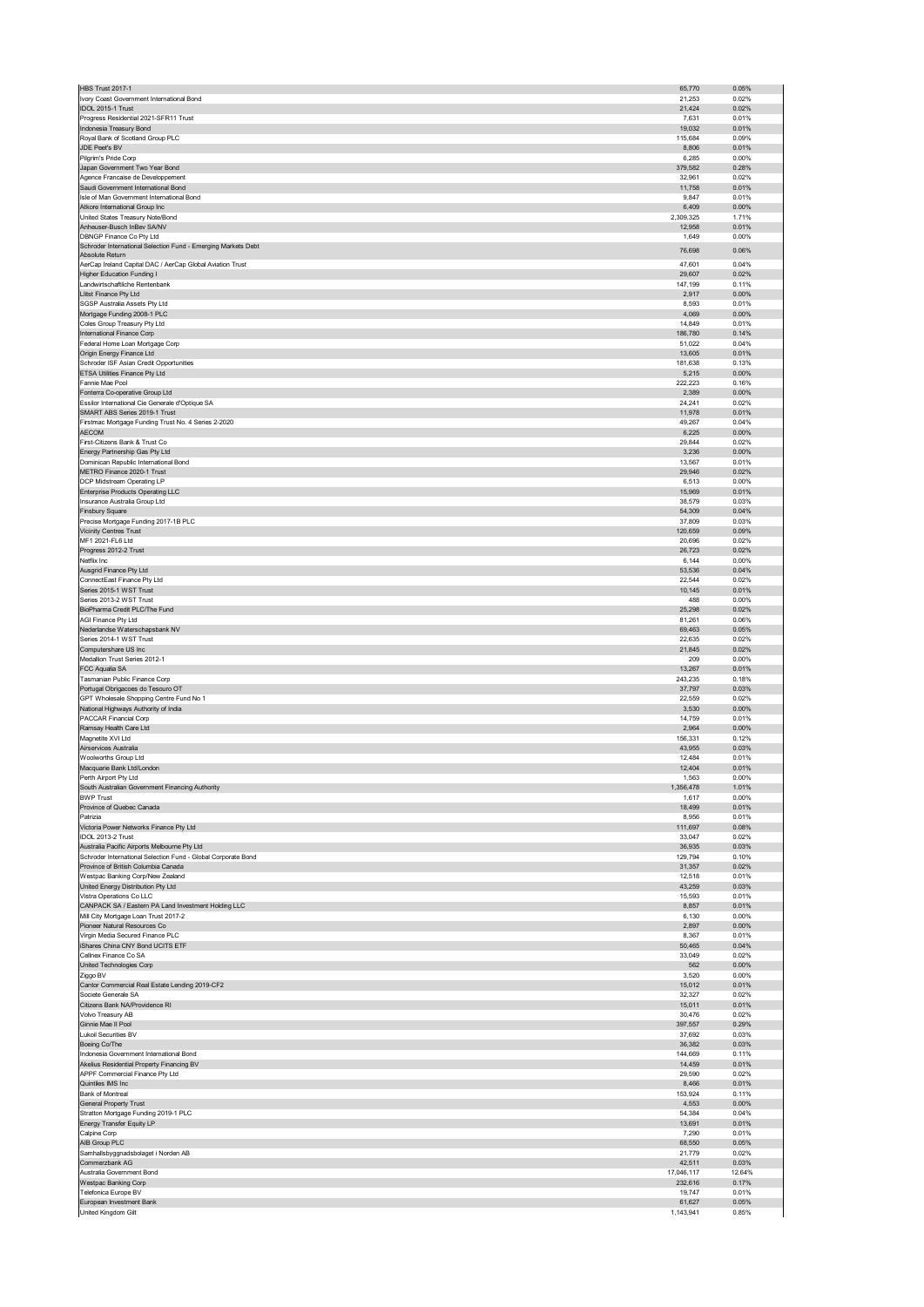| | | |
|---|---|---|
| HBS Trust 2017-1 | 65,770 | 0.05% |
| Ivory Coast Government International Bond | 21,253 | 0.02% |
| IDOL 2015-1 Trust | 21,424 | 0.02% |
| Progress Residential 2021-SFR11 Trust | 7,631 | 0.01% |
| Indonesia Treasury Bond | 19,032 | 0.01% |
| Royal Bank of Scotland Group PLC | 115,684 | 0.09% |
| JDE Peet's BV | 8,806 | 0.01% |
| Pilgrim's Pride Corp | 6,285 | 0.00% |
| Japan Government Two Year Bond | 379,582 | 0.28% |
| Agence Francaise de Developpement | 32,961 | 0.02% |
| Saudi Government International Bond | 11,758 | 0.01% |
| Isle of Man Government International Bond | 9,847 | 0.01% |
| Alkore International Group Inc | 6,409 | 0.00% |
| United States Treasury Note/Bond | 2,309,325 | 1.71% |
| Anheuser-Busch InBev SA/NV | 12,958 | 0.01% |
| DBNGP Finance Co Pty Ltd | 1,649 | 0.00% |
| Schroder International Selection Fund - Emerging Markets Debt Absolute Return | 76,698 | 0.06% |
| AerCap Ireland Capital DAC / AerCap Global Aviation Trust | 47,601 | 0.04% |
| Higher Education Funding I | 29,607 | 0.02% |
| Landwirtschaftliche Rentenbank | 147,199 | 0.11% |
| Liltst Finance Pty Ltd | 2,917 | 0.00% |
| SGSP Australia Assets Pty Ltd | 8,593 | 0.01% |
| Mortgage Funding 2008-1 PLC | 4,069 | 0.00% |
| Coles Group Treasury Pty Ltd | 14,849 | 0.01% |
| International Finance Corp | 186,780 | 0.14% |
| Federal Home Loan Mortgage Corp | 51,022 | 0.04% |
| Origin Energy Finance Ltd | 13,605 | 0.01% |
| Schroder ISF Asian Credit Opportunities | 181,638 | 0.13% |
| ETSA Utilities Finance Pty Ltd | 5,215 | 0.00% |
| Fannie Mae Pool | 222,223 | 0.16% |
| Fonterra Co-operative Group Ltd | 2,389 | 0.00% |
| Essilor International Cie Generale d'Optique SA | 24,241 | 0.02% |
| SMART ABS Series 2019-1 Trust | 11,978 | 0.01% |
| Firstmac Mortgage Funding Trust No. 4 Series 2-2020 | 49,267 | 0.04% |
| AECOM | 6,225 | 0.00% |
| First-Citizens Bank & Trust Co | 29,844 | 0.02% |
| Energy Partnership Gas Pty Ltd | 3,236 | 0.00% |
| Dominican Republic International Bond | 13,567 | 0.01% |
| METRO Finance 2020-1 Trust | 29,946 | 0.02% |
| DCP Midstream Operating LP | 6,513 | 0.00% |
| Enterprise Products Operating LLC | 15,969 | 0.01% |
| Insurance Australia Group Ltd | 38,579 | 0.03% |
| Finsbury Square | 54,309 | 0.04% |
| Precise Mortgage Funding 2017-1B PLC | 37,809 | 0.03% |
| Vicinity Centres Trust | 120,659 | 0.09% |
| MF1 2021-FL6 Ltd | 20,696 | 0.02% |
| Progress 2012-2 Trust | 26,723 | 0.02% |
| Netflix Inc | 6,144 | 0.00% |
| Ausgrid Finance Pty Ltd | 53,536 | 0.04% |
| ConnectEast Finance Pty Ltd | 22,544 | 0.02% |
| Series 2015-1 WST Trust | 10,145 | 0.01% |
| Series 2013-2 WST Trust | 488 | 0.00% |
| BioPharma Credit PLC/The Fund | 25,298 | 0.02% |
| AGI Finance Pty Ltd | 81,261 | 0.06% |
| Nederlandse Waterschapsbank NV | 69,463 | 0.05% |
| Series 2014-1 WST Trust | 22,635 | 0.02% |
| Computershare US Inc | 21,845 | 0.02% |
| Medallion Trust Series 2012-1 | 209 | 0.00% |
| FCC Aqualia SA | 13,267 | 0.01% |
| Tasmanian Public Finance Corp | 243,235 | 0.18% |
| Portugal Obrigacoes do Tesouro OT | 37,797 | 0.03% |
| GPT Wholesale Shopping Centre Fund No 1 | 22,559 | 0.02% |
| National Highways Authority of India | 3,530 | 0.00% |
| PACCAR Financial Corp | 14,759 | 0.01% |
| Ramsay Health Care Ltd | 2,964 | 0.00% |
| Magnetite XVI Ltd | 156,331 | 0.12% |
| Airservices Australia | 43,955 | 0.03% |
| Woolworths Group Ltd | 12,484 | 0.01% |
| Macquarie Bank Ltd/London | 12,404 | 0.01% |
| Perth Airport Pty Ltd | 1,563 | 0.00% |
| South Australian Government Financing Authority | 1,356,478 | 1.01% |
| BWP Trust | 1,617 | 0.00% |
| Province of Quebec Canada | 18,499 | 0.01% |
| Patrizia | 8,956 | 0.01% |
| Victoria Power Networks Finance Pty Ltd | 111,697 | 0.08% |
| IDOL 2013-2 Trust | 33,047 | 0.02% |
| Australia Pacific Airports Melbourne Pty Ltd | 36,935 | 0.03% |
| Schroder International Selection Fund - Global Corporate Bond | 129,794 | 0.10% |
| Province of British Columbia Canada | 31,357 | 0.02% |
| Westpac Banking Corp/New Zealand | 12,518 | 0.01% |
| United Energy Distribution Pty Ltd | 43,259 | 0.03% |
| Vistra Operations Co LLC | 15,593 | 0.01% |
| CANPACK SA / Eastern PA Land Investment Holding LLC | 8,857 | 0.01% |
| Mill City Mortgage Loan Trust 2017-2 | 6,130 | 0.00% |
| Pioneer Natural Resources Co | 2,897 | 0.00% |
| Virgin Media Secured Finance PLC | 8,367 | 0.01% |
| iShares China CNY Bond UCITS ETF | 50,465 | 0.04% |
| Cellnex Finance Co SA | 33,049 | 0.02% |
| United Technologies Corp | 562 | 0.00% |
| Ziggo BV | 3,520 | 0.00% |
| Cantor Commercial Real Estate Lending 2019-CF2 | 15,012 | 0.01% |
| Societe Generale SA | 32,327 | 0.02% |
| Citizens Bank NA/Providence RI | 15,011 | 0.01% |
| Volvo Treasury AB | 30,476 | 0.02% |
| Ginnie Mae II Pool | 397,557 | 0.29% |
| Lukoil Securities BV | 37,692 | 0.03% |
| Boeing Co/The | 36,382 | 0.03% |
| Indonesia Government International Bond | 144,669 | 0.11% |
| Akelius Residential Property Financing BV | 14,459 | 0.01% |
| APPF Commercial Finance Pty Ltd | 29,590 | 0.02% |
| Quintiles IMS Inc | 8,466 | 0.01% |
| Bank of Montreal | 153,924 | 0.11% |
| General Property Trust | 4,553 | 0.00% |
| Stratton Mortgage Funding 2019-1 PLC | 54,384 | 0.04% |
| Energy Transfer Equity LP | 13,691 | 0.01% |
| Calpine Corp | 7,290 | 0.01% |
| AIB Group PLC | 68,550 | 0.05% |
| Samhallsbyggnadsbolaget i Norden AB | 21,779 | 0.02% |
| Commerzbank AG | 42,511 | 0.03% |
| Australia Government Bond | 17,046,117 | 12.64% |
| Westpac Banking Corp | 232,616 | 0.17% |
| Telefonica Europe BV | 19,747 | 0.01% |
| European Investment Bank | 61,627 | 0.05% |
| United Kingdom Gilt | 1,143,941 | 0.85% |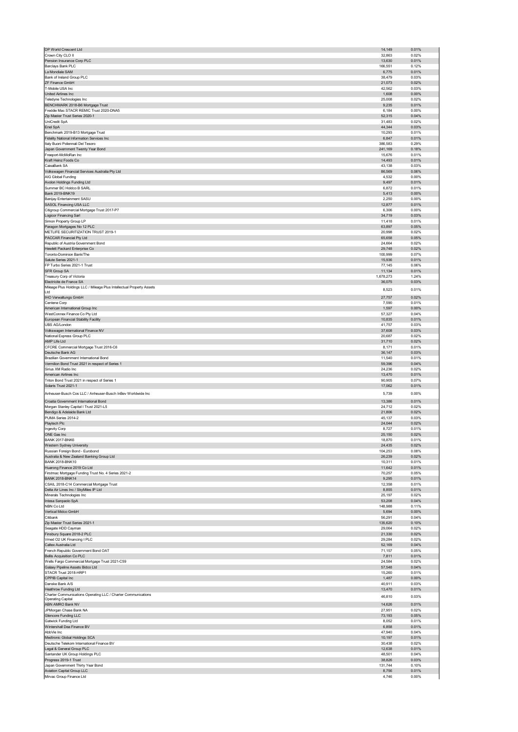| | | |
|---|---|---|
| DP World Crescent Ltd | 14,149 | 0.01% |
| Crown City CLO II | 32,863 | 0.02% |
| Pension Insurance Corp PLC | 13,630 | 0.01% |
| Barclays Bank PLC | 166,551 | 0.12% |
| La Mondiale SAM | 6,775 | 0.01% |
| Bank of Ireland Group PLC | 38,479 | 0.03% |
| ZF Finance GmbH | 21,073 | 0.02% |
| T-Mobile USA Inc | 42,562 | 0.03% |
| United Airlines Inc | 1,608 | 0.00% |
| Teledyne Technologies Inc | 25,008 | 0.02% |
| BENCHMARK 2018-B6 Mortgage Trust | 9,235 | 0.01% |
| Freddie Mac STACR REMIC Trust 2020-DNA5 | 6,184 | 0.00% |
| Zip Master Trust Series 2020-1 | 52,315 | 0.04% |
| UniCredit SpA | 31,483 | 0.02% |
| Enel SpA | 44,344 | 0.03% |
| Benchmark 2019-B13 Mortgage Trust | 10,293 | 0.01% |
| Fidelity National Information Services Inc | 6,847 | 0.01% |
| Italy Buoni Poliennali Del Tesoro | 386,583 | 0.29% |
| Japan Government Twenty Year Bond | 241,169 | 0.18% |
| Freeport-McMoRan Inc | 15,676 | 0.01% |
| Kraft Heinz Foods Co | 14,493 | 0.01% |
| CaixaBank SA | 43,138 | 0.03% |
| Volkswagen Financial Services Australia Pty Ltd | 86,569 | 0.06% |
| AIG Global Funding | 4,532 | 0.00% |
| Avolon Holdings Funding Ltd | 9,497 | 0.01% |
| Summer BC Holdco B SARL | 6,872 | 0.01% |
| Bank 2019-BNK19 | 5,413 | 0.00% |
| Banijay Entertainment SASU | 2,250 | 0.00% |
| SASOL Financing USA LLC | 12,877 | 0.01% |
| Citigroup Commercial Mortgage Trust 2017-P7 | 6,306 | 0.00% |
| Logicor Financing Sarl | 34,719 | 0.03% |
| Simon Property Group LP | 11,418 | 0.01% |
| Paragon Mortgages No 12 PLC | 63,897 | 0.05% |
| METLIFE SECURITIZATION TRUST 2019-1 | 20,998 | 0.02% |
| PACCAR Financial Pty Ltd | 65,658 | 0.05% |
| Republic of Austria Government Bond | 24,664 | 0.02% |
| Hewlett Packard Enterprise Co | 29,748 | 0.02% |
| Toronto-Dominion Bank/The | 100,999 | 0.07% |
| Salute Series 2021-1 | 15,936 | 0.01% |
| FP Turbo Series 2021-1 Trust | 77,145 | 0.06% |
| SFR Group SA | 11,134 | 0.01% |
| Treasury Corp of Victoria | 1,678,273 | 1.24% |
| Electricite de France SA | 36,075 | 0.03% |
| Mileage Plus Holdings LLC / Mileage Plus Intellectual Property Assets Ltd | 8,523 | 0.01% |
| IHO Verwaltungs GmbH | 27,757 | 0.02% |
| Centene Corp | 7,590 | 0.01% |
| American International Group Inc | 1,597 | 0.00% |
| WestConnex Finance Co Pty Ltd | 57,327 | 0.04% |
| European Financial Stability Facility | 10,835 | 0.01% |
| UBS AG/London | 41,757 | 0.03% |
| Volkswagen International Finance NV | 37,608 | 0.03% |
| National Express Group PLC | 20,687 | 0.02% |
| AMP Life Ltd | 31,710 | 0.02% |
| CFCRE Commercial Mortgage Trust 2016-C6 | 8,171 | 0.01% |
| Deutsche Bank AG | 36,147 | 0.03% |
| Brazilian Government International Bond | 11,540 | 0.01% |
| Vermilion Bond Trust 2021 in respect of Series 1 | 59,396 | 0.04% |
| Sirius XM Radio Inc | 24,236 | 0.02% |
| American Airlines Inc | 13,470 | 0.01% |
| Triton Bond Trust 2021 in respect of Series 1 | 90,905 | 0.07% |
| Solaris Trust 2021-1 | 17,062 | 0.01% |
| Anheuser-Busch Cos LLC / Anheuser-Busch InBev Worldwide Inc | 5,739 | 0.00% |
| Croatia Government International Bond | 13,386 | 0.01% |
| Morgan Stanley Capital I Trust 2021-L5 | 24,712 | 0.02% |
| Bendigo & Adelaide Bank Ltd | 21,806 | 0.02% |
| PUMA Series 2014-2 | 45,137 | 0.03% |
| Playtech Plc | 24,044 | 0.02% |
| Ingevity Corp | 8,727 | 0.01% |
| ONE Gas Inc | 25,150 | 0.02% |
| BANK 2017-BNK6 | 18,870 | 0.01% |
| Western Sydney University | 24,435 | 0.02% |
| Russian Foreign Bond - Eurobond | 104,253 | 0.08% |
| Australia & New Zealand Banking Group Ltd | 26,239 | 0.02% |
| BANK 2018-BNK10 | 10,311 | 0.01% |
| Huarong Finance 2019 Co Ltd | 11,642 | 0.01% |
| Firstmac Mortgage Funding Trust No. 4 Series 2021-2 | 70,257 | 0.05% |
| BANK 2018-BNK14 | 9,295 | 0.01% |
| CSAIL 2018-C14 Commercial Mortgage Trust | 12,358 | 0.01% |
| Delta Air Lines Inc / SkyMiles IP Ltd | 8,855 | 0.01% |
| Minerals Technologies Inc | 25,197 | 0.02% |
| Intesa Sanpaolo SpA | 53,208 | 0.04% |
| NBN Co Ltd | 148,988 | 0.11% |
| Vertical Midco GmbH | 5,694 | 0.00% |
| Citibank | 56,291 | 0.04% |
| Zip Master Trust Series 2021-1 | 135,620 | 0.10% |
| Seagate HDD Cayman | 29,064 | 0.02% |
| Finsbury Square 2018-2 PLC | 21,330 | 0.02% |
| Vmed O2 UK Financing I PLC | 29,284 | 0.02% |
| Caltex Australia Ltd | 52,169 | 0.04% |
| French Republic Government Bond OAT | 71,157 | 0.05% |
| Bellis Acquisition Co PLC | 7,811 | 0.01% |
| Wells Fargo Commercial Mortgage Trust 2021-C59 | 24,584 | 0.02% |
| Galaxy Pipeline Assets Bidco Ltd | 57,548 | 0.04% |
| STACR Trust 2018-HRP1 | 15,260 | 0.01% |
| CPPIB Capital Inc | 1,487 | 0.00% |
| Danske Bank A/S | 40,911 | 0.03% |
| Heathrow Funding Ltd | 13,470 | 0.01% |
| Charter Communications Operating LLC / Charter Communications Operating Capital | 46,810 | 0.03% |
| ABN AMRO Bank NV | 14,626 | 0.01% |
| JPMorgan Chase Bank NA | 27,951 | 0.02% |
| Glencore Funding LLC | 73,193 | 0.05% |
| Gatwick Funding Ltd | 8,052 | 0.01% |
| Wintershall Dea Finance BV | 6,858 | 0.01% |
| AbbVie Inc | 47,940 | 0.04% |
| Medtronic Global Holdings SCA | 10,197 | 0.01% |
| Deutsche Telekom International Finance BV | 30,438 | 0.02% |
| Legal & General Group PLC | 12,638 | 0.01% |
| Santander UK Group Holdings PLC | 48,501 | 0.04% |
| Progress 2019-1 Trust | 38,826 | 0.03% |
| Japan Government Thirty Year Bond | 131,744 | 0.10% |
| Aviation Capital Group LLC | 8,756 | 0.01% |
| Mirvac Group Finance Ltd | 4,746 | 0.00% |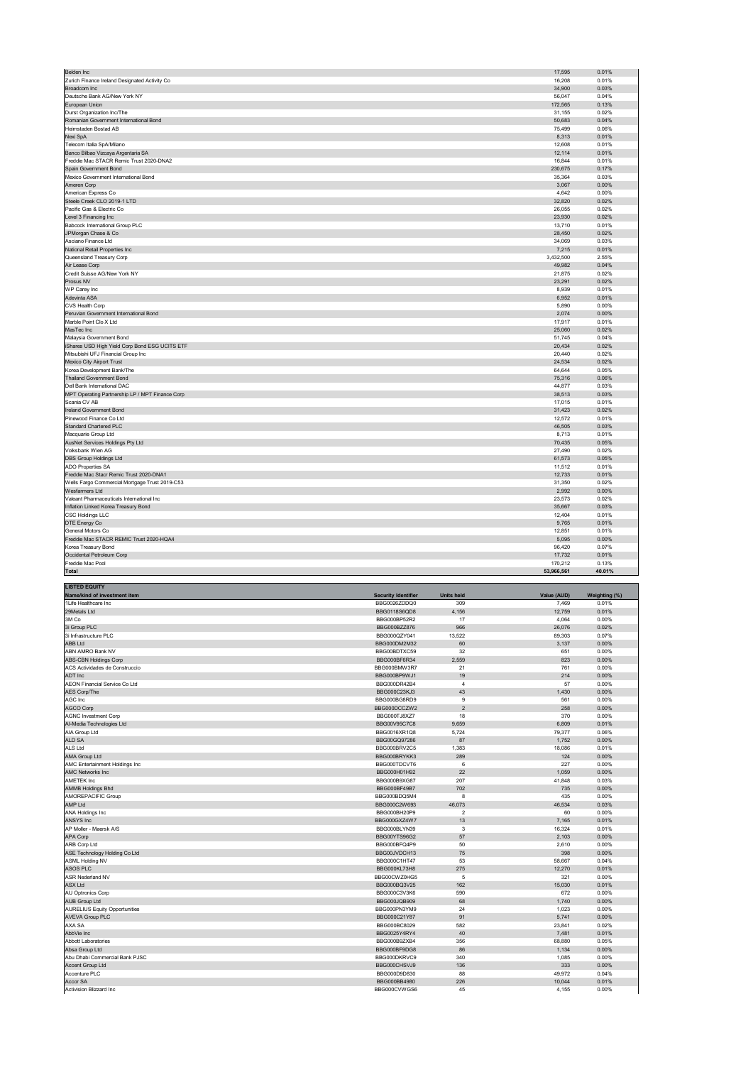| | | |
|---|---|---|
| Belden Inc | 17,595 | 0.01% |
| Zurich Finance Ireland Designated Activity Co | 16,208 | 0.01% |
| Broadcom Inc | 34,900 | 0.03% |
| Deutsche Bank AG/New York NY | 56,047 | 0.04% |
| European Union | 172,565 | 0.13% |
| Durst Organization Inc/The | 31,155 | 0.02% |
| Romanian Government International Bond | 50,683 | 0.04% |
| Heimstaden Bostad AB | 75,499 | 0.06% |
| Nexi SpA | 8,313 | 0.01% |
| Telecom Italia SpA/Milano | 12,608 | 0.01% |
| Banco Bilbao Vizcaya Argentaria SA | 12,114 | 0.01% |
| Freddie Mac STACR Remic Trust 2020-DNA2 | 16,844 | 0.01% |
| Spain Government Bond | 230,675 | 0.17% |
| Mexico Government International Bond | 35,364 | 0.03% |
| Ameren Corp | 3,067 | 0.00% |
| American Express Co | 4,642 | 0.00% |
| Steele Creek CLO 2019-1 LTD | 32,820 | 0.02% |
| Pacific Gas & Electric Co | 26,055 | 0.02% |
| Level 3 Financing Inc | 23,930 | 0.02% |
| Babcock International Group PLC | 13,710 | 0.01% |
| JPMorgan Chase & Co | 28,450 | 0.02% |
| Asciano Finance Ltd | 34,069 | 0.03% |
| National Retail Properties Inc | 7,215 | 0.01% |
| Queensland Treasury Corp | 3,432,500 | 2.55% |
| Air Lease Corp | 49,982 | 0.04% |
| Credit Suisse AG/New York NY | 21,875 | 0.02% |
| Prosus NV | 23,291 | 0.02% |
| WP Carey Inc | 8,939 | 0.01% |
| Adevinta ASA | 6,952 | 0.01% |
| CVS Health Corp | 5,890 | 0.00% |
| Peruvian Government International Bond | 2,074 | 0.00% |
| Marble Point Clo X Ltd | 17,917 | 0.01% |
| MasTec Inc | 25,060 | 0.02% |
| Malaysia Government Bond | 51,745 | 0.04% |
| iShares USD High Yield Corp Bond ESG UCITS ETF | 20,434 | 0.02% |
| Mitsubishi UFJ Financial Group Inc | 20,440 | 0.02% |
| Mexico City Airport Trust | 24,534 | 0.02% |
| Korea Development Bank/The | 64,644 | 0.05% |
| Thailand Government Bond | 75,316 | 0.06% |
| Dell Bank International DAC | 44,877 | 0.03% |
| MPT Operating Partnership LP / MPT Finance Corp | 38,513 | 0.03% |
| Scania CV AB | 17,015 | 0.01% |
| Ireland Government Bond | 31,423 | 0.02% |
| Pinewood Finance Co Ltd | 12,572 | 0.01% |
| Standard Chartered PLC | 46,505 | 0.03% |
| Macquarie Group Ltd | 8,713 | 0.01% |
| AusNet Services Holdings Pty Ltd | 70,435 | 0.05% |
| Volksbank Wien AG | 27,490 | 0.02% |
| DBS Group Holdings Ltd | 61,573 | 0.05% |
| ADO Properties SA | 11,512 | 0.01% |
| Freddie Mac Stacr Remic Trust 2020-DNA1 | 12,733 | 0.01% |
| Wells Fargo Commercial Mortgage Trust 2019-C53 | 31,350 | 0.02% |
| Wesfarmers Ltd | 2,992 | 0.00% |
| Valeant Pharmaceuticals International Inc | 23,573 | 0.02% |
| Inflation Linked Korea Treasury Bond | 35,667 | 0.03% |
| CSC Holdings LLC | 12,404 | 0.01% |
| DTE Energy Co | 9,765 | 0.01% |
| General Motors Co | 12,851 | 0.01% |
| Freddie Mac STACR REMIC Trust 2020-HQA4 | 5,095 | 0.00% |
| Korea Treasury Bond | 96,420 | 0.07% |
| Occidental Petroleum Corp | 17,732 | 0.01% |
| Freddie Mac Pool | 170,212 | 0.13% |
| **Total** | **53,966,561** | **40.01%** |

**LISTED EQUITY**

| Name/kind of investment item | Security Identifier | Units held | Value (AUD) | Weighting (%) |
|---|---|---|---|---|
| 1Life Healthcare Inc | BBG0026ZDDQ0 | 309 | 7,469 | 0.01% |
| 29Metals Ltd | BBG0118S6QD8 | 4,156 | 12,759 | 0.01% |
| 3M Co | BBG000BP52R2 | 17 | 4,064 | 0.00% |
| 3i Group PLC | BBG000BZZ876 | 966 | 26,076 | 0.02% |
| 3i Infrastructure PLC | BBG000QZY041 | 13,522 | 89,303 | 0.07% |
| ABB Ltd | BBG000DM2M32 | 60 | 3,137 | 0.00% |
| ABN AMRO Bank NV | BBG00BDTXC59 | 32 | 651 | 0.00% |
| ABS-CBN Holdings Corp | BBG000BF6R34 | 2,559 | 823 | 0.00% |
| ACS Actividades de Construccio | BBG000BMW3R7 | 21 | 761 | 0.00% |
| ADT Inc | BBG000BP9WJ1 | 19 | 214 | 0.00% |
| AEON Financial Service Co Ltd | BBG000DR42B4 | 4 | 57 | 0.00% |
| AES Corp/The | BBG000C23KJ3 | 43 | 1,430 | 0.00% |
| AGC Inc | BBG000BG8RD9 | 9 | 561 | 0.00% |
| AGCO Corp | BBG000DCCZW2 | 2 | 258 | 0.00% |
| AGNC Investment Corp | BBG000TJ8XZ7 | 18 | 370 | 0.00% |
| AI-Media Technologies Ltd | BBG00V95C7C8 | 9,659 | 6,809 | 0.01% |
| AIA Group Ltd | BBG0016XR1Q8 | 5,724 | 79,377 | 0.06% |
| ALD SA | BBG00GQ97286 | 87 | 1,752 | 0.00% |
| ALS Ltd | BBG000BRV2C5 | 1,383 | 18,086 | 0.01% |
| AMA Group Ltd | BBG000BRYKK3 | 289 | 124 | 0.00% |
| AMC Entertainment Holdings Inc | BBG000TDCVT6 | 6 | 227 | 0.00% |
| AMC Networks Inc | BBG000H01H92 | 22 | 1,059 | 0.00% |
| AMETEK Inc | BBG000B9XG87 | 207 | 41,848 | 0.03% |
| AMMB Holdings Bhd | BBG000BF49B7 | 702 | 735 | 0.00% |
| AMOREPACIFIC Group | BBG000BDQ5M4 | 8 | 435 | 0.00% |
| AMP Ltd | BBG000C2W693 | 46,073 | 46,534 | 0.03% |
| ANA Holdings Inc | BBG000BH29P9 | 2 | 60 | 0.00% |
| ANSYS Inc | BBG000GXZ4W7 | 13 | 7,165 | 0.01% |
| AP Moller - Maersk A/S | BBG000BLYN39 | 3 | 16,324 | 0.01% |
| APA Corp | BBG00YTS96G2 | 57 | 2,103 | 0.00% |
| ARB Corp Ltd | BBG000BFQ4P9 | 50 | 2,610 | 0.00% |
| ASE Technology Holding Co Ltd | BBG00JVDCH13 | 75 | 398 | 0.00% |
| ASML Holding NV | BBG000C1HT47 | 53 | 58,667 | 0.04% |
| ASOS PLC | BBG000KL73H8 | 275 | 12,270 | 0.01% |
| ASR Nederland NV | BBG00CWZ0HG5 | 5 | 321 | 0.00% |
| ASX Ltd | BBG000BQ3V25 | 162 | 15,030 | 0.01% |
| AU Optronics Corp | BBG000C3V3K6 | 590 | 672 | 0.00% |
| AUB Group Ltd | BBG000JQB909 | 68 | 1,740 | 0.00% |
| AURELIUS Equity Opportunities | BBG000PN3YM9 | 24 | 1,023 | 0.00% |
| AVEVA Group PLC | BBG000C21Y87 | 91 | 5,741 | 0.00% |
| AXA SA | BBG000BC8029 | 582 | 23,841 | 0.02% |
| AbbVie Inc | BBG0025Y4RY4 | 40 | 7,481 | 0.01% |
| Abbott Laboratories | BBG000B9ZXB4 | 356 | 68,880 | 0.05% |
| Absa Group Ltd | BBG000BF9DG8 | 86 | 1,134 | 0.00% |
| Abu Dhabi Commercial Bank PJSC | BBG000DKRVC9 | 340 | 1,085 | 0.00% |
| Accent Group Ltd | BBG000CHSVJ9 | 136 | 333 | 0.00% |
| Accenture PLC | BBG000D9D830 | 88 | 49,972 | 0.04% |
| Accor SA | BBG000BB4980 | 226 | 10,044 | 0.01% |
| Activision Blizzard Inc | BBG000CVWGS6 | 45 | 4,155 | 0.00% |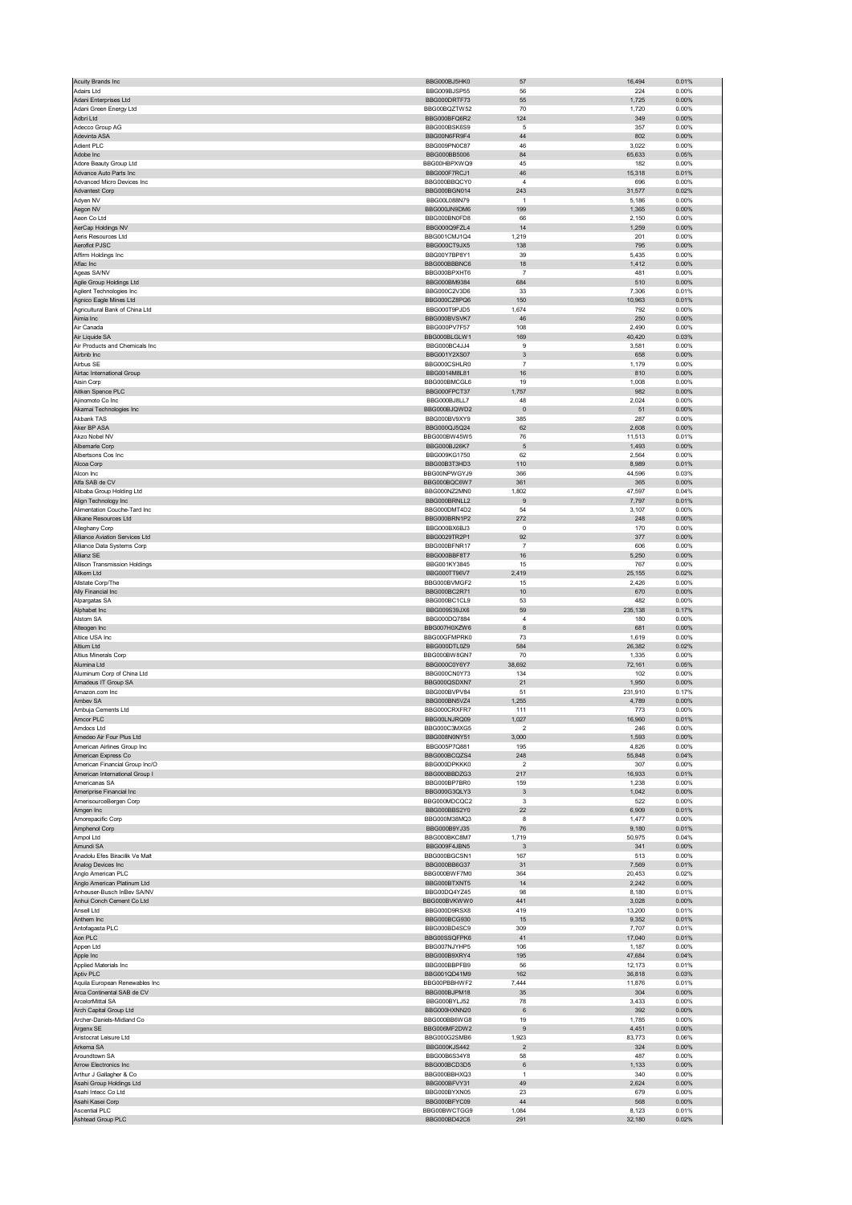| Acuity Brands Inc | BBG000BJ5HK0 | 57 | 16,494 | 0.01% |
|---|---|---|---|---|
| Adairs Ltd | BBG009BJSP55 | 56 | 224 | 0.00% |
| Adani Enterprises Ltd | BBG000DRTF73 | 55 | 1,725 | 0.00% |
| Adani Green Energy Ltd | BBG00BQZTW52 | 70 | 1,720 | 0.00% |
| Adbri Ltd | BBG000BFQ6R2 | 124 | 349 | 0.00% |
| Adecco Group AG | BBG000BSK6S9 | 5 | 357 | 0.00% |
| Adevinta ASA | BBG00N6FR9F4 | 44 | 802 | 0.00% |
| Adient PLC | BBG009PN0C87 | 46 | 3,022 | 0.00% |
| Adobe Inc | BBG000BB5006 | 84 | 65,633 | 0.05% |
| Adore Beauty Group Ltd | BBG00HBPXWQ9 | 45 | 182 | 0.00% |
| Advance Auto Parts Inc | BBG000F7RCJ1 | 46 | 15,318 | 0.01% |
| Advanced Micro Devices Inc | BBG000BBQCY0 | 4 | 696 | 0.00% |
| Advantest Corp | BBG000BGN014 | 243 | 31,577 | 0.02% |
| Adyen NV | BBG00L088N79 | 1 | 5,186 | 0.00% |
| Aegon NV | BBG000JN9DM6 | 199 | 1,365 | 0.00% |
| Aeon Co Ltd | BBG000BN0FD8 | 66 | 2,150 | 0.00% |
| AerCap Holdings NV | BBG000Q9FZL4 | 14 | 1,259 | 0.00% |
| Aeris Resources Ltd | BBG001CMJ1Q4 | 1,219 | 201 | 0.00% |
| Aeroflot PJSC | BBG000CT9JX5 | 138 | 795 | 0.00% |
| Affirm Holdings Inc | BBG00Y7BP8Y1 | 39 | 5,435 | 0.00% |
| Aflac Inc | BBG000BBBNC6 | 18 | 1,412 | 0.00% |
| Ageas SA/NV | BBG000BPXHT6 | 7 | 481 | 0.00% |
| Agile Group Holdings Ltd | BBG000BM9384 | 684 | 510 | 0.00% |
| Agilent Technologies Inc | BBG000C2V3D6 | 33 | 7,306 | 0.01% |
| Agnico Eagle Mines Ltd | BBG000CZ8PQ6 | 150 | 10,963 | 0.01% |
| Agricultural Bank of China Ltd | BBG000T9PJD5 | 1,674 | 792 | 0.00% |
| Aimia Inc | BBG000BVSVK7 | 46 | 250 | 0.00% |
| Air Canada | BBG000PV7F57 | 108 | 2,490 | 0.00% |
| Air Liquide SA | BBG000BLGLW1 | 169 | 40,420 | 0.03% |
| Air Products and Chemicals Inc | BBG000BC4JJ4 | 9 | 3,581 | 0.00% |
| Airbnb Inc | BBG001Y2XS07 | 3 | 658 | 0.00% |
| Airbus SE | BBG000CSHLR0 | 7 | 1,179 | 0.00% |
| Airtac International Group | BBG0014M8L81 | 16 | 810 | 0.00% |
| Aisin Corp | BBG000BMCGL6 | 19 | 1,008 | 0.00% |
| Aitken Spence PLC | BBG000FPCT37 | 1,757 | 982 | 0.00% |
| Ajinomoto Co Inc | BBG000BJ8LL7 | 48 | 2,024 | 0.00% |
| Akamai Technologies Inc | BBG000BJQWD2 | 0 | 51 | 0.00% |
| Akbank TAS | BBG000BV9XY9 | 385 | 287 | 0.00% |
| Aker BP ASA | BBG000QJ5Q24 | 62 | 2,608 | 0.00% |
| Akzo Nobel NV | BBG000BW45W5 | 76 | 11,513 | 0.01% |
| Albemarle Corp | BBG000BJ26K7 | 5 | 1,493 | 0.00% |
| Albertsons Cos Inc | BBG009KG1750 | 62 | 2,564 | 0.00% |
| Alcoa Corp | BBG00B3T3HD3 | 110 | 8,989 | 0.01% |
| Alcon Inc | BBG00NPWGYJ9 | 366 | 44,596 | 0.03% |
| Alfa SAB de CV | BBG000BQC6W7 | 361 | 365 | 0.00% |
| Alibaba Group Holding Ltd | BBG000NZ2MN0 | 1,802 | 47,597 | 0.04% |
| Align Technology Inc | BBG000BRNLL2 | 9 | 7,797 | 0.01% |
| Alimentation Couche-Tard Inc | BBG000DMT4D2 | 54 | 3,107 | 0.00% |
| Alkane Resources Ltd | BBG000BRN1P2 | 272 | 248 | 0.00% |
| Alleghany Corp | BBG000BX6BJ3 | 0 | 170 | 0.00% |
| Alliance Aviation Services Ltd | BBG0029TR2P1 | 92 | 377 | 0.00% |
| Alliance Data Systems Corp | BBG000BFNR17 | 7 | 606 | 0.00% |
| Allianz SE | BBG000BBF8T7 | 16 | 5,250 | 0.00% |
| Allison Transmission Holdings | BBG001KY3845 | 15 | 767 | 0.00% |
| Alkem Ltd | BBG000T96V7 | 2,419 | 25,155 | 0.02% |
| Allstate Corp/The | BBG000BVMGF2 | 15 | 2,426 | 0.00% |
| Ally Financial Inc | BBG000BC2R71 | 10 | 670 | 0.00% |
| Alpargatas SA | BBG000BC1CL9 | 53 | 482 | 0.00% |
| Alphabet Inc | BBG009S39JX6 | 59 | 235,138 | 0.17% |
| Alstom SA | BBG000DQ7884 | 4 | 180 | 0.00% |
| Alteogen Inc | BBG007H0XZW6 | 8 | 681 | 0.00% |
| Altice USA Inc | BBG00GFMPRK0 | 73 | 1,619 | 0.00% |
| Altium Ltd | BBG000DTL0Z9 | 584 | 26,382 | 0.02% |
| Altius Minerals Corp | BBG000BW8GN7 | 70 | 1,335 | 0.00% |
| Alumina Ltd | BBG000C0Y6Y7 | 38,692 | 72,161 | 0.05% |
| Aluminum Corp of China Ltd | BBG000CN0Y73 | 134 | 102 | 0.00% |
| Amadeus IT Group SA | BBG000QSDXN7 | 21 | 1,950 | 0.00% |
| Amazon.com Inc | BBG000BVPV84 | 51 | 231,910 | 0.17% |
| Ambev SA | BBG000BN5VZ4 | 1,255 | 4,789 | 0.00% |
| Ambuja Cements Ltd | BBG000CRXFR7 | 111 | 773 | 0.00% |
| Amcor PLC | BBG00LNJRQ09 | 1,027 | 16,960 | 0.01% |
| Amdocs Ltd | BBG000C3MXG5 | 2 | 246 | 0.00% |
| Amedeo Air Four Plus Ltd | BBG008N0NY51 | 3,000 | 1,593 | 0.00% |
| American Airlines Group Inc | BBG005P7Q881 | 195 | 4,826 | 0.00% |
| American Express Co | BBG000BCQZS4 | 248 | 55,848 | 0.04% |
| American Financial Group Inc/O | BBG000DPKKK0 | 2 | 307 | 0.00% |
| American International Group I | BBG000BBDZG3 | 217 | 16,933 | 0.01% |
| Americanas SA | BBG000BP7BR0 | 159 | 1,238 | 0.00% |
| Ameriprise Financial Inc | BBG000G3QLY3 | 3 | 1,042 | 0.00% |
| AmerisourceBergen Corp | BBG000MDCQC2 | 3 | 522 | 0.00% |
| Amgen Inc | BBG000BBS2Y0 | 22 | 6,909 | 0.01% |
| Amorepacific Corp | BBG000M38MQ3 | 8 | 1,477 | 0.00% |
| Amphenol Corp | BBG000B9YJ35 | 76 | 9,180 | 0.01% |
| Ampol Ltd | BBG000BKC8M7 | 1,719 | 50,975 | 0.04% |
| Amundi SA | BBG009F4JBN5 | 3 | 341 | 0.00% |
| Anadolu Efes Biracilik Ve Malt | BBG000BGCSN1 | 167 | 513 | 0.00% |
| Analog Devices Inc | BBG000BB6G37 | 31 | 7,569 | 0.01% |
| Anglo American PLC | BBG000BWF7M0 | 364 | 20,453 | 0.02% |
| Anglo American Platinum Ltd | BBG000BTXNT5 | 14 | 2,242 | 0.00% |
| Anheuser-Busch InBev SA/NV | BBG00DQ4YZ45 | 98 | 8,180 | 0.01% |
| Anhui Conch Cement Co Ltd | BBG000BVKWW0 | 441 | 3,028 | 0.00% |
| Ansell Ltd | BBG000D9RSX8 | 419 | 13,200 | 0.01% |
| Anthem Inc | BBG000BCG930 | 15 | 9,352 | 0.01% |
| Antofagasta PLC | BBG000BD4SC9 | 309 | 7,707 | 0.01% |
| Aon PLC | BBG00SSQFPK6 | 41 | 17,040 | 0.01% |
| Appen Ltd | BBG007NJYHP5 | 106 | 1,187 | 0.00% |
| Apple Inc | BBG000B9XRY4 | 195 | 47,684 | 0.04% |
| Applied Materials Inc | BBG000BBPFB9 | 56 | 12,173 | 0.01% |
| Aptiv PLC | BBG001QD41M9 | 162 | 36,818 | 0.03% |
| Aquila European Renewables Inc | BBG00PBBHWF2 | 7,444 | 11,876 | 0.01% |
| Arca Continental SAB de CV | BBG000BJPM18 | 35 | 304 | 0.00% |
| ArcelorMittal SA | BBG000BYLJ52 | 78 | 3,433 | 0.00% |
| Arch Capital Group Ltd | BBG000HXNN20 | 6 | 392 | 0.00% |
| Archer-Daniels-Midland Co | BBG000BB6WG8 | 19 | 1,785 | 0.00% |
| Argenx SE | BBG006MF2DW2 | 9 | 4,451 | 0.00% |
| Aristocrat Leisure Ltd | BBG000G2SMB6 | 1,923 | 83,773 | 0.06% |
| Arkema SA | BBG000KJS442 | 2 | 324 | 0.00% |
| Aroundtown SA | BBG00B6S34Y8 | 58 | 487 | 0.00% |
| Arrow Electronics Inc | BBG000BCD3D5 | 6 | 1,133 | 0.00% |
| Arthur J Gallagher & Co | BBG000BBHXQ3 | 1 | 340 | 0.00% |
| Asahi Group Holdings Ltd | BBG000BFVY31 | 49 | 2,624 | 0.00% |
| Asahi Intecc Co Ltd | BBG000BYXN05 | 23 | 679 | 0.00% |
| Asahi Kasei Corp | BBG000BFYC09 | 44 | 568 | 0.00% |
| Ascential PLC | BBG00BWCTGG9 | 1,084 | 8,123 | 0.01% |
| Ashtead Group PLC | BBG000BD42C6 | 291 | 32,180 | 0.02% |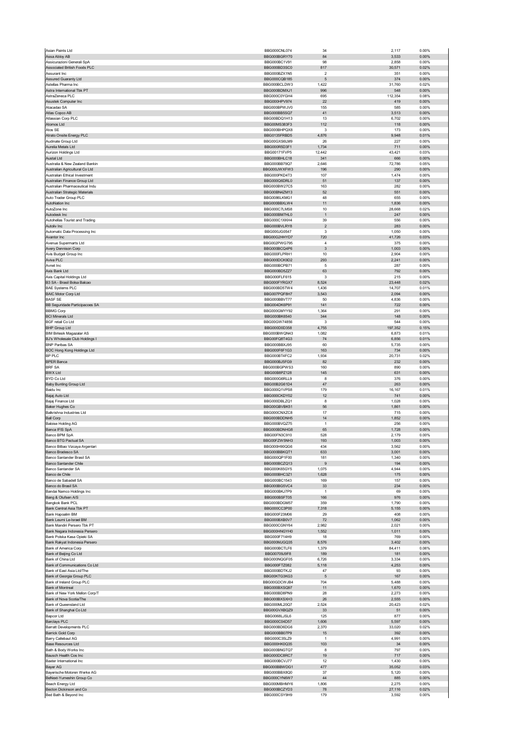| Asian Paints Ltd | BBG000CNL074 | 34 | 2,117 | 0.00% |
|---|---|---|---|---|
| Assa Abloy AB | BBG000BGRY70 | 84 | 3,533 | 0.00% |
| Assicurazioni Generali SpA | BBG000BC1V91 | 98 | 2,858 | 0.00% |
| Associated British Foods PLC | BBG000BD3SC0 | 817 | 30,571 | 0.02% |
| Assurant Inc | BBG000BZX1N5 | 2 | 351 | 0.00% |
| Assured Guaranty Ltd | BBG000CQB185 | 5 | 374 | 0.00% |
| Astellas Pharma Inc | BBG000BCLDW3 | 1,422 | 31,760 | 0.02% |
| Astra International Tbk PT | BBG000BDMXJ1 | 996 | 548 | 0.00% |
| AstraZeneca PLC | BBG000C0YGH4 | 695 | 112,354 | 0.08% |
| Asustek Computer Inc | BBG000HPV974 | 22 | 419 | 0.00% |
| Atacadao SA | BBG000BPWJV0 | 155 | 585 | 0.00% |
| Atlas Copco AB | BBG000BB5SQ7 | 41 | 3,513 | 0.00% |
| Atlassian Corp PLC | BBG00BDQ1H13 | 13 | 6,702 | 0.00% |
| Atomos Ltd | BBG00MS383F3 | 112 | 118 | 0.00% |
| Atos SE | BBG000BHPQX8 | 3 | 173 | 0.00% |
| Atrato Onsite Energy PLC | BBG0135FRBD5 | 4,876 | 9,948 | 0.01% |
| Audinate Group Ltd | BBG00GXS6LM9 | 26 | 227 | 0.00% |
| Aurelia Metals Ltd | BBG000R5D3F1 | 1,734 | 711 | 0.00% |
| Aurizon Holdings Ltd | BBG00171FVP5 | 12,442 | 43,421 | 0.03% |
| Austal Ltd | BBG000BHLC18 | 341 | 666 | 0.00% |
| Australia & New Zealand Bankin | BBG000BB79Q7 | 2,646 | 72,786 | 0.05% |
| Australian Agricultural Co Ltd | BBG000JWXFW3 | 196 | 290 | 0.00% |
| Australian Ethical Investment | BBG000PKD4T3 | 107 | 1,474 | 0.00% |
| Australian Finance Group Ltd | BBG0000Q6DRL0 | 51 | 137 | 0.00% |
| Australian Pharmaceutical Indu | BBG000BW27C5 | 163 | 282 | 0.00% |
| Australian Strategic Materials | BBG00BN4ZM13 | 52 | 551 | 0.00% |
| Auto Trader Group PLC | BBG0086LKMG1 | 48 | 655 | 0.00% |
| AutoNation Inc | BBG000BBXLW4 | 11 | 1,836 | 0.00% |
| AutoZone Inc | BBG000C7LMS8 | 10 | 28,668 | 0.02% |
| Autodesk Inc | BBG000BM7HL0 | 1 | 247 | 0.00% |
| Autohellas Tourist and Trading | BBG000C1XKH4 | 39 | 556 | 0.00% |
| Autoliv Inc | BBG000BVLRY8 | 2 | 283 | 0.00% |
| Automatic Data Processing Inc | BBG000JG0547 | 3 | 1,050 | 0.00% |
| Avantor Inc | BBG00G2HHYD7 | 720 | 41,726 | 0.03% |
| Avenue Supermarts Ltd | BBG002PWG795 | 4 | 375 | 0.00% |
| Avery Dennison Corp | BBG000BCQ4P6 | 3 | 1,003 | 0.00% |
| Avis Budget Group Inc | BBG000FLPRH1 | 10 | 2,904 | 0.00% |
| Aviva PLC | BBG000DCK9D2 | 293 | 2,241 | 0.00% |
| Avnet Inc | BBG000BCPB71 | 5 | 287 | 0.00% |
| Axis Bank Ltd | BBG000BD5ZZ7 | 63 | 792 | 0.00% |
| Axis Capital Holdings Ltd | BBG000FLF615 | 3 | 215 | 0.00% |
| B3 SA - Brasil Bolsa Balcao | BBG000FYRGX7 | 8,524 | 23,448 | 0.02% |
| BAE Systems PLC | BBG000BD5TW4 | 1,436 | 14,707 | 0.01% |
| BAIC Motor Corp Ltd | BBG007PQF8H7 | 3,543 | 2,094 | 0.00% |
| BASF SE | BBG000BBVT77 | 50 | 4,836 | 0.00% |
| BB Seguridade Participacoes SA | BBG004DK6P91 | 141 | 722 | 0.00% |
| BBMG Corp | BBG000GMYY92 | 1,364 | 291 | 0.00% |
| BCI Minerals Ltd | BBG000BK6540 | 344 | 148 | 0.00% |
| BGF retail Co Ltd | BBG00GW74856 | 3 | 544 | 0.00% |
| BHP Group Ltd | BBG000D0D358 | 4,755 | 197,352 | 0.15% |
| BIM Birlesik Magazalar AS | BBG000BWQN43 | 1,082 | 6,873 | 0.01% |
| BJ's Wholesale Club Holdings I | BBG00FQ8T4G3 | 74 | 6,856 | 0.01% |
| BNP Paribas SA | BBG000BBXJ95 | 60 | 5,735 | 0.00% |
| BOC Hong Kong Holdings Ltd | BBG000F6F1G3 | 163 | 734 | 0.00% |
| BP PLC | BBG000BT4FC2 | 1,934 | 20,731 | 0.02% |
| BPER Banca | BBG000BJ5FG9 | 82 | 232 | 0.00% |
| BRF SA | BBG000BGPWS3 | 160 | 890 | 0.00% |
| BWX Ltd | BBG00B8PZ128 | 145 | 631 | 0.00% |
| BYD Co Ltd | BBG000G6RLL9 | 8 | 376 | 0.00% |
| Baby Bunting Group Ltd | BBG00B2G61D4 | 47 | 263 | 0.00% |
| Baidu Inc | BBG000Q1VPS8 | 179 | 16,167 | 0.01% |
| Bajaj Auto Ltd | BBG000CKDY02 | 12 | 741 | 0.00% |
| Bajaj Finance Ltd | BBG000DBLZQ1 | 8 | 1,028 | 0.00% |
| Baker Hughes Co | BBG00GBVBK51 | 56 | 1,861 | 0.00% |
| Balkrishna Industries Ltd | BBG000CNXZC8 | 17 | 715 | 0.00% |
| Ball Corp | BBG000BDDNH5 | 14 | 1,852 | 0.00% |
| Baloise Holding AG | BBG000BVQZ75 | 1 | 256 | 0.00% |
| Banca IFIS SpA | BBG000BDNHG8 | 65 | 1,728 | 0.00% |
| Banco BPM SpA | BBG00FN3C910 | 528 | 2,179 | 0.00% |
| Banco BTG Pactual SA | BBG00FZW5NH3 | 193 | 1,003 | 0.00% |
| Banco Bilbao Vizcaya Argentari | BBG000H80QG6 | 434 | 3,562 | 0.00% |
| Banco Bradesco SA | BBG000BBKQT1 | 633 | 3,001 | 0.00% |
| Banco Santander Brasil SA | BBG000QP1F00 | 181 | 1,340 | 0.00% |
| Banco Santander Chile | BBG000BCZQ13 | 9 | 194 | 0.00% |
| Banco Santander SA | BBG000K65GY5 | 1,075 | 4,944 | 0.00% |
| Banco de Chile | BBG000BHC3Z1 | 1,628 | 175 | 0.00% |
| Banco de Sabadell SA | BBG000BC1543 | 169 | 157 | 0.00% |
| Banco do Brasil SA | BBG000BG5VC4 | 33 | 234 | 0.00% |
| Bandai Namco Holdings Inc | BBG000BKJ7P9 | 1 | 69 | 0.00% |
| Bang & Olufsen A/S | BBG000BSFT05 | 166 | 976 | 0.00% |
| Bangkok Bank PCL | BBG000BDGM57 | 359 | 1,790 | 0.00% |
| Bank Central Asia Tbk PT | BBG000CC3P00 | 7,318 | 5,155 | 0.00% |
| Bank Hapoalim BM | BBG000F23M06 | 29 | 408 | 0.00% |
| Bank Leumi Le-Israel BM | BBG000BXB0V7 | 72 | 1,062 | 0.00% |
| Bank Mandiri Persero Tbk PT | BBG000CGNY64 | 2,982 | 2,021 | 0.00% |
| Bank Negara Indonesia Persero | BBG000HNGYH0 | 1,552 | 1,011 | 0.00% |
| Bank Polska Kasa Opieki SA | BBG000F714H9 | 18 | 769 | 0.00% |
| Bank Rakyat Indonesia Persero | BBG000MJGQ35 | 8,576 | 3,402 | 0.00% |
| Bank of America Corp | BBG000BCTLF6 | 1,379 | 84,411 | 0.06% |
| Bank of Beijing Co Ltd | BBG00709J9F8 | 189 | 181 | 0.00% |
| Bank of China Ltd | BBG000NQGF05 | 6,726 | 3,334 | 0.00% |
| Bank of Communications Co Ltd | BBG000FTZ082 | 5,118 | 4,253 | 0.00% |
| Bank of East Asia Ltd/The | BBG000BDTKJ2 | 47 | 93 | 0.00% |
| Bank of Georgia Group PLC | BBG00KTG3KG3 | 5 | 167 | 0.00% |
| Bank of Ireland Group PLC | BBG00GDCWJB4 | 704 | 5,488 | 0.00% |
| Bank of Montreal | BBG000BXSQ97 | 11 | 1,670 | 0.00% |
| Bank of New York Mellon Corp/T | BBG000BD8PN9 | 28 | 2,273 | 0.00% |
| Bank of Nova Scotia/The | BBG000BXSXH3 | 26 | 2,555 | 0.00% |
| Bank of Queensland Ltd | BBG000ML20Q7 | 2,524 | 20,423 | 0.02% |
| Bank of Shanghai Co Ltd | BBG00GVXBQZ9 | 33 | 51 | 0.00% |
| Bapcor Ltd | BBG0068LJSL6 | 125 | 877 | 0.00% |
| Barclays PLC | BBG000C04D57 | 1,606 | 5,597 | 0.00% |
| Barratt Developments PLC | BBG000BD6DG6 | 2,370 | 33,020 | 0.02% |
| Barrick Gold Corp | BBG000BB07P9 | 15 | 392 | 0.00% |
| Barry Callebaut AG | BBG000C35LZ9 | 1 | 4,991 | 0.00% |
| Base Resources Ltd | BBG000HK0Q35 | 103 | 34 | 0.00% |
| Bath & Body Works Inc | BBG000BNGTQ7 | 8 | 797 | 0.00% |
| Bausch Health Cos Inc | BBG000DC8RC7 | 19 | 717 | 0.00% |
| Baxter International Inc | BBG000BCVJ77 | 12 | 1,430 | 0.00% |
| Bayer AG | BBG000BBWDG1 | 477 | 35,052 | 0.03% |
| Bayerische Motoren Werke AG | BBG000BBX8Q0 | 37 | 5,120 | 0.00% |
| BeNext-Yumeshin Group Co | BBG000CYN6W7 | 44 | 885 | 0.00% |
| Beach Energy Ltd | BBG000MBHMY8 | 1,806 | 2,275 | 0.00% |
| Becton Dickinson and Co | BBG000BCZYD3 | 78 | 27,116 | 0.02% |
| Bed Bath & Beyond Inc | BBG000CSY9H9 | 179 | 3,592 | 0.00% |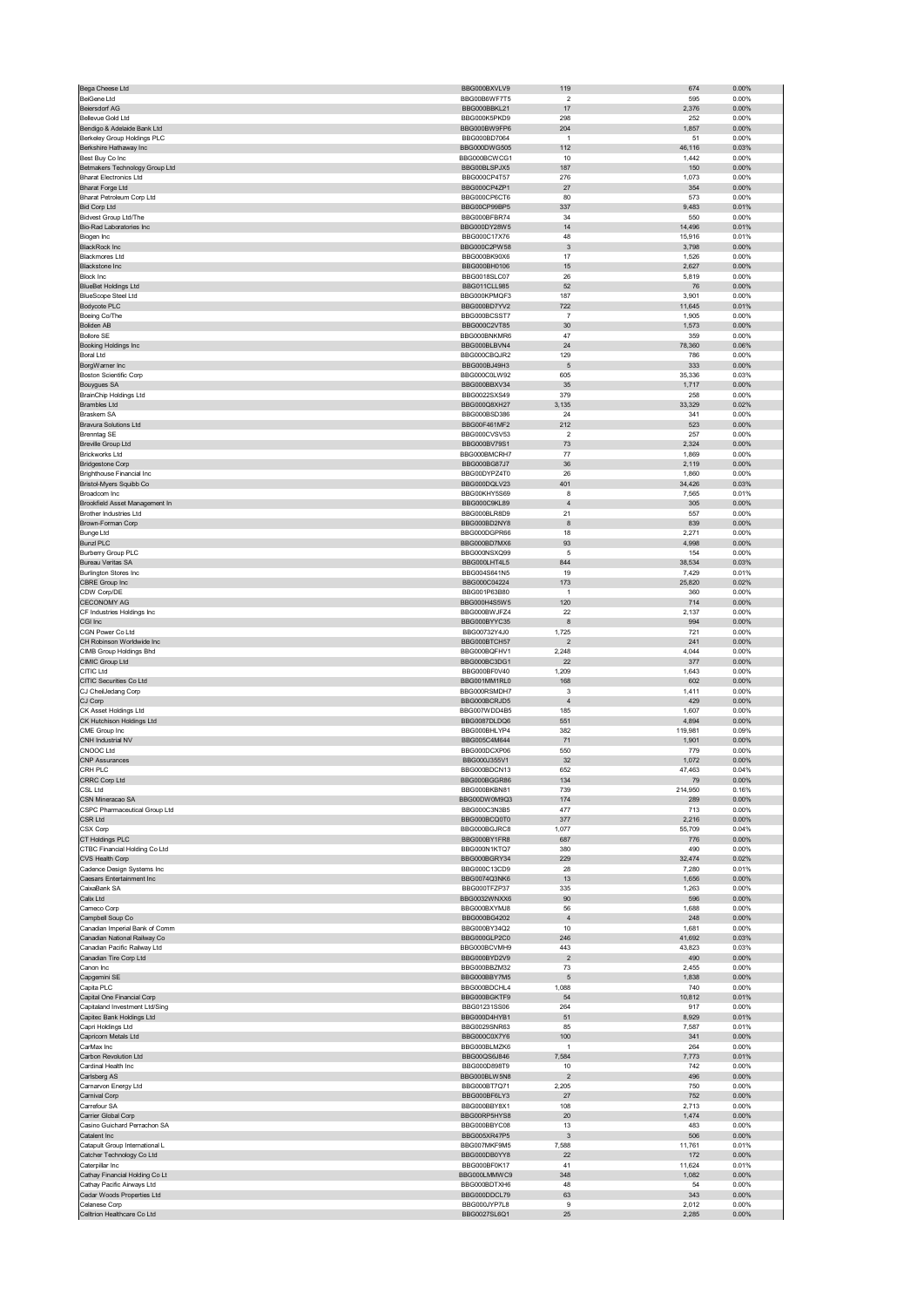| | | | | |
|---|---|---|---|---|
| Bega Cheese Ltd | BBG000BXVLV9 | 119 | 674 | 0.00% |
| BeiGene Ltd | BBG00B6WF7T5 | 2 | 595 | 0.00% |
| Beiersdorf AG | BBG000BBKL21 | 17 | 2,376 | 0.00% |
| Bellevue Gold Ltd | BBG000K5PKD9 | 298 | 252 | 0.00% |
| Bendigo & Adelaide Bank Ltd | BBG000BW9FP6 | 204 | 1,857 | 0.00% |
| Berkeley Group Holdings PLC | BBG000BD7064 | 1 | 51 | 0.00% |
| Berkshire Hathaway Inc | BBG000DWG505 | 112 | 46,116 | 0.03% |
| Best Buy Co Inc | BBG000BCWCG1 | 10 | 1,442 | 0.00% |
| Betmakers Technology Group Ltd | BBG00BLSPJX5 | 187 | 150 | 0.00% |
| Bharat Electronics Ltd | BBG000CP4T57 | 276 | 1,073 | 0.00% |
| Bharat Forge Ltd | BBG000CP4ZP1 | 27 | 354 | 0.00% |
| Bharat Petroleum Corp Ltd | BBG000CP6CT6 | 80 | 573 | 0.00% |
| Bid Corp Ltd | BBG00CP99BP5 | 337 | 9,483 | 0.01% |
| Bidvest Group Ltd/The | BBG000BFBR74 | 34 | 550 | 0.00% |
| Bio-Rad Laboratories Inc | BBG000DY28W5 | 14 | 14,496 | 0.01% |
| Biogen Inc | BBG000C17X76 | 48 | 15,916 | 0.01% |
| BlackRock Inc | BBG000C2PW58 | 3 | 3,798 | 0.00% |
| Blackmores Ltd | BBG000BK90X6 | 17 | 1,526 | 0.00% |
| Blackstone Inc | BBG000BH0106 | 15 | 2,627 | 0.00% |
| Block Inc | BBG0018SLC07 | 26 | 5,819 | 0.00% |
| BlueBet Holdings Ltd | BBG011CLL985 | 52 | 76 | 0.00% |
| BlueScope Steel Ltd | BBG000KPMQF3 | 187 | 3,901 | 0.00% |
| Bodycote PLC | BBG000BD7YV2 | 722 | 11,645 | 0.01% |
| Boeing Co/The | BBG000BCSST7 | 7 | 1,905 | 0.00% |
| Boliden AB | BBG000C2VT85 | 30 | 1,573 | 0.00% |
| Bollore SE | BBG000BNKMR6 | 47 | 359 | 0.00% |
| Booking Holdings Inc | BBG000BLBVN4 | 24 | 78,360 | 0.06% |
| Boral Ltd | BBG000CBQJR2 | 129 | 786 | 0.00% |
| BorgWarner Inc | BBG000BJ49H3 | 5 | 333 | 0.00% |
| Boston Scientific Corp | BBG000C0LW92 | 605 | 35,336 | 0.03% |
| Bouygues SA | BBG000BBXV34 | 35 | 1,717 | 0.00% |
| BrainChip Holdings Ltd | BBG0022SXS49 | 379 | 258 | 0.00% |
| Brambles Ltd | BBG000Q8XH27 | 3,135 | 33,329 | 0.02% |
| Braskem SA | BBG000BSD386 | 24 | 341 | 0.00% |
| Bravura Solutions Ltd | BBG00F461MF2 | 212 | 523 | 0.00% |
| Brenntag SE | BBG000CVSV53 | 2 | 257 | 0.00% |
| Breville Group Ltd | BBG000BV79S1 | 73 | 2,324 | 0.00% |
| Brickworks Ltd | BBG000BMCRH7 | 77 | 1,869 | 0.00% |
| Bridgestone Corp | BBG000BG87J7 | 36 | 2,119 | 0.00% |
| Brighthouse Financial Inc | BBG00DYPZ4T0 | 26 | 1,860 | 0.00% |
| Bristol-Myers Squibb Co | BBG000DQLV23 | 401 | 34,426 | 0.03% |
| Broadcom Inc | BBG00KHY5S69 | 8 | 7,565 | 0.01% |
| Brookfield Asset Management In | BBG000C9KL89 | 4 | 305 | 0.00% |
| Brother Industries Ltd | BBG000BLR8D9 | 21 | 557 | 0.00% |
| Brown-Forman Corp | BBG000BD2NY8 | 8 | 839 | 0.00% |
| Bunge Ltd | BBG000DGPR66 | 18 | 2,271 | 0.00% |
| Bunzl PLC | BBG000BD7MX6 | 93 | 4,998 | 0.00% |
| Burberry Group PLC | BBG000NSXQ99 | 5 | 154 | 0.00% |
| Bureau Veritas SA | BBG000LHT4L5 | 844 | 38,534 | 0.03% |
| Burlington Stores Inc | BBG004S641N5 | 19 | 7,429 | 0.01% |
| CBRE Group Inc | BBG000C04224 | 173 | 25,820 | 0.02% |
| CDW Corp/DE | BBG001P63B80 | 1 | 360 | 0.00% |
| CECONOMY AG | BBG000H4S5W5 | 120 | 714 | 0.00% |
| CF Industries Holdings Inc | BBG000BWJFZ4 | 22 | 2,137 | 0.00% |
| CGI Inc | BBG000BYYC35 | 8 | 994 | 0.00% |
| CGN Power Co Ltd | BBG00732Y4J0 | 1,725 | 721 | 0.00% |
| CH Robinson Worldwide Inc | BBG000BTCH57 | 2 | 241 | 0.00% |
| CIMB Group Holdings Bhd | BBG000BQFHV1 | 2,248 | 4,044 | 0.00% |
| CIMIC Group Ltd | BBG000BC3DG1 | 22 | 377 | 0.00% |
| CITIC Ltd | BBG000BF0V40 | 1,209 | 1,643 | 0.00% |
| CITIC Securities Co Ltd | BBG001MM1RL0 | 168 | 602 | 0.00% |
| CJ CheilJedang Corp | BBG000RSMDH7 | 3 | 1,411 | 0.00% |
| CJ Corp | BBG000BCRJD5 | 4 | 429 | 0.00% |
| CK Asset Holdings Ltd | BBG007WDD4B5 | 185 | 1,607 | 0.00% |
| CK Hutchison Holdings Ltd | BBG0087DLDQ6 | 551 | 4,894 | 0.00% |
| CME Group Inc | BBG000BHLYP4 | 382 | 119,981 | 0.09% |
| CNH Industrial NV | BBG005C4M644 | 71 | 1,901 | 0.00% |
| CNOOC Ltd | BBG000DCXP06 | 550 | 779 | 0.00% |
| CNP Assurances | BBG000J355V1 | 32 | 1,072 | 0.00% |
| CRH PLC | BBG000BDCN13 | 652 | 47,463 | 0.04% |
| CRRC Corp Ltd | BBG000BGGR86 | 134 | 79 | 0.00% |
| CSL Ltd | BBG000BKBN81 | 739 | 214,950 | 0.16% |
| CSN Mineracao SA | BBG00DW0M9Q3 | 174 | 289 | 0.00% |
| CSPC Pharmaceutical Group Ltd | BBG000C3N3B5 | 477 | 713 | 0.00% |
| CSR Ltd | BBG000BCQ0T0 | 377 | 2,216 | 0.00% |
| CSX Corp | BBG000BGJRC8 | 1,077 | 55,709 | 0.04% |
| CT Holdings PLC | BBG000BY1FR8 | 687 | 776 | 0.00% |
| CTBC Financial Holding Co Ltd | BBG000N1KTQ7 | 380 | 490 | 0.00% |
| CVS Health Corp | BBG000BGRY34 | 229 | 32,474 | 0.02% |
| Cadence Design Systems Inc | BBG000C13CD9 | 28 | 7,280 | 0.01% |
| Caesars Entertainment Inc | BBG0074Q3NK6 | 13 | 1,656 | 0.00% |
| CaixaBank SA | BBG000TFZP37 | 335 | 1,263 | 0.00% |
| Calix Ltd | BBG0032WNXX6 | 90 | 596 | 0.00% |
| Cameco Corp | BBG000BXYMJ8 | 56 | 1,688 | 0.00% |
| Campbell Soup Co | BBG000BG4202 | 4 | 248 | 0.00% |
| Canadian Imperial Bank of Comm | BBG000BY34Q2 | 10 | 1,681 | 0.00% |
| Canadian National Railway Co | BBG000GLP2C0 | 246 | 41,692 | 0.03% |
| Canadian Pacific Railway Ltd | BBG000BCVMH9 | 443 | 43,823 | 0.03% |
| Canadian Tire Corp Ltd | BBG000BYD2V9 | 2 | 490 | 0.00% |
| Canon Inc | BBG000BBZM32 | 73 | 2,455 | 0.00% |
| Capgemini SE | BBG000BBY7M5 | 5 | 1,838 | 0.00% |
| Capita PLC | BBG000BDCHL4 | 1,088 | 740 | 0.00% |
| Capital One Financial Corp | BBG000BGKTF9 | 54 | 10,812 | 0.01% |
| Capitaland Investment Ltd/Sing | BBG01231SS06 | 264 | 917 | 0.00% |
| Capitec Bank Holdings Ltd | BBG000D4HYB1 | 51 | 8,929 | 0.01% |
| Capri Holdings Ltd | BBG0029SNR63 | 85 | 7,587 | 0.01% |
| Capricorn Metals Ltd | BBG000C0X7Y6 | 100 | 341 | 0.00% |
| CarMax Inc | BBG000BLMZK6 | 1 | 264 | 0.00% |
| Carbon Revolution Ltd | BBG00QS6J846 | 7,584 | 7,773 | 0.01% |
| Cardinal Health Inc | BBG000D898T9 | 10 | 742 | 0.00% |
| Carlsberg AS | BBG000BLW5N8 | 2 | 496 | 0.00% |
| Carnarvon Energy Ltd | BBG000BT7Q71 | 2,205 | 750 | 0.00% |
| Carnival Corp | BBG000BF6LY3 | 27 | 752 | 0.00% |
| Carrefour SA | BBG000BBY8X1 | 108 | 2,713 | 0.00% |
| Carrier Global Corp | BBG00RP5HYS8 | 20 | 1,474 | 0.00% |
| Casino Guichard Perrachon SA | BBG000BBYC08 | 13 | 483 | 0.00% |
| Catalent Inc | BBG005XR47P5 | 3 | 506 | 0.00% |
| Catapult Group International L | BBG007MKF9M5 | 7,588 | 11,761 | 0.01% |
| Catcher Technology Co Ltd | BBG000DB0YY8 | 22 | 172 | 0.00% |
| Caterpillar Inc | BBG000BF0K17 | 41 | 11,624 | 0.01% |
| Cathay Financial Holding Co Lt | BBG000LMMWC9 | 348 | 1,082 | 0.00% |
| Cathay Pacific Airways Ltd | BBG000BDTXH6 | 48 | 54 | 0.00% |
| Cedar Woods Properties Ltd | BBG000DDCL79 | 63 | 343 | 0.00% |
| Celanese Corp | BBG000JYP7L8 | 9 | 2,012 | 0.00% |
| Celltrion Healthcare Co Ltd | BBG0027SL6Q1 | 25 | 2,285 | 0.00% |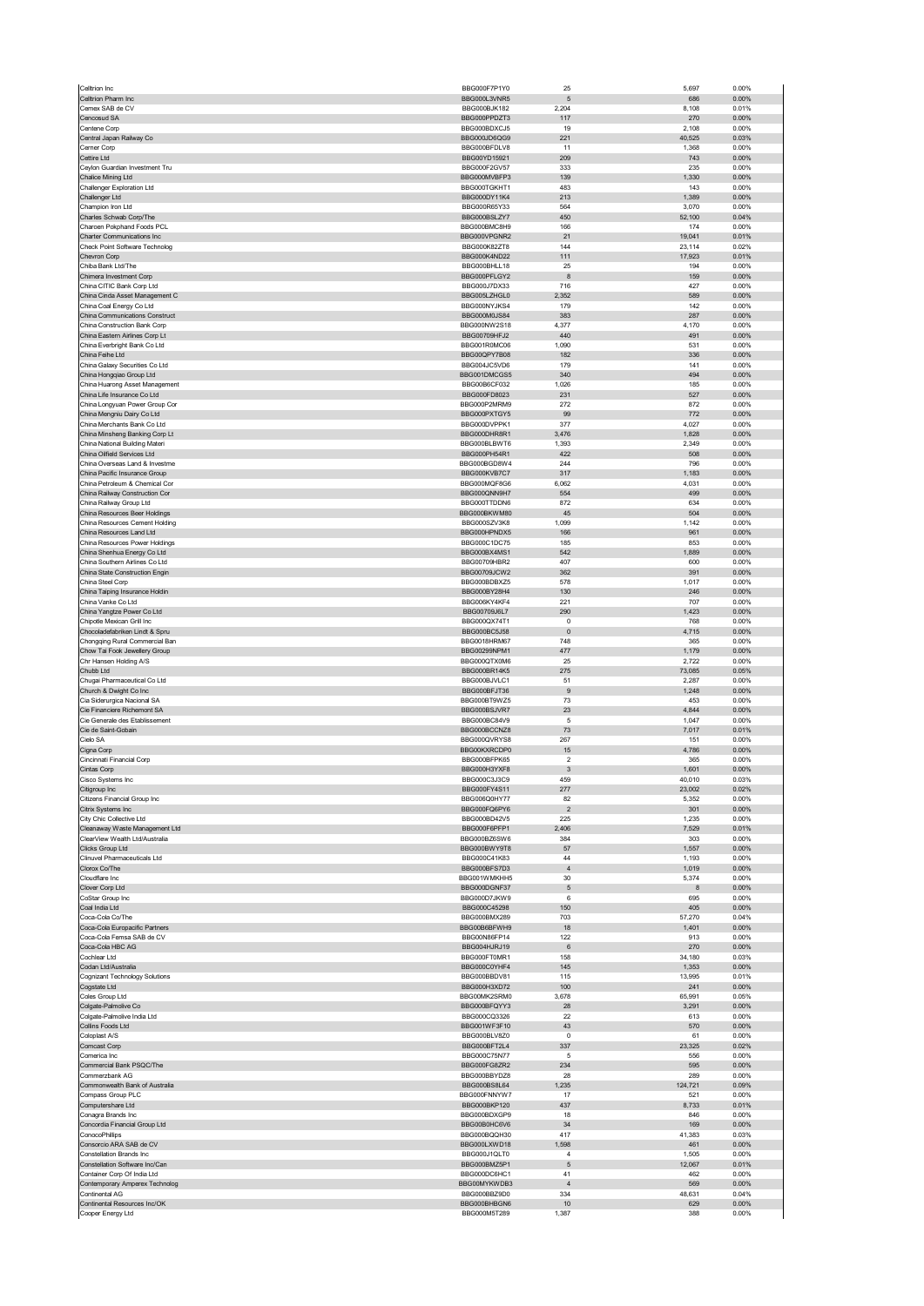| | | | | |
|---|---|---|---|---|
| Celltrion Inc | BBG000F7P1Y0 | 25 | 5,697 | 0.00% |
| Celltrion Pharm Inc | BBG000L3VNR5 | 5 | 686 | 0.00% |
| Cemex SAB de CV | BBG000BJK182 | 2,204 | 8,108 | 0.01% |
| Cencosud SA | BBG000PPDZT3 | 117 | 270 | 0.00% |
| Centene Corp | BBG000BDXCJ5 | 19 | 2,108 | 0.00% |
| Central Japan Railway Co | BBG000JD6QG9 | 221 | 40,525 | 0.03% |
| Cerner Corp | BBG000BFDLV8 | 11 | 1,368 | 0.00% |
| Cettire Ltd | BBG00YD15921 | 209 | 743 | 0.00% |
| Ceylon Guardian Investment Tru | BBG000F2GV57 | 333 | 235 | 0.00% |
| Chalice Mining Ltd | BBG000MVBFP3 | 139 | 1,330 | 0.00% |
| Challenger Exploration Ltd | BBG000TGKHT1 | 483 | 143 | 0.00% |
| Challenger Ltd | BBG000DY11K4 | 213 | 1,389 | 0.00% |
| Champion Iron Ltd | BBG000R65Y33 | 564 | 3,070 | 0.00% |
| Charles Schwab Corp/The | BBG000BSLZY7 | 450 | 52,100 | 0.04% |
| Charoen Pokphand Foods PCL | BBG000BMC8H9 | 166 | 174 | 0.00% |
| Charter Communications Inc | BBG000VPGNR2 | 21 | 19,041 | 0.01% |
| Check Point Software Technolog | BBG000K82ZT8 | 144 | 23,114 | 0.02% |
| Chevron Corp | BBG000K4ND22 | 111 | 17,923 | 0.01% |
| Chiba Bank Ltd/The | BBG000BHLL18 | 25 | 194 | 0.00% |
| Chimera Investment Corp | BBG000PFLGY2 | 8 | 159 | 0.00% |
| China CITIC Bank Corp Ltd | BBG000J7DX33 | 716 | 427 | 0.00% |
| China Cinda Asset Management C | BBG005LZHGL0 | 2,352 | 589 | 0.00% |
| China Coal Energy Co Ltd | BBG000NYJKS4 | 179 | 142 | 0.00% |
| China Communications Construct | BBG000M0JS84 | 383 | 287 | 0.00% |
| China Construction Bank Corp | BBG000NW2S18 | 4,377 | 4,170 | 0.00% |
| China Eastern Airlines Corp Lt | BBG00709HFJ2 | 440 | 491 | 0.00% |
| China Everbright Bank Co Ltd | BBG001R0MC06 | 1,090 | 531 | 0.00% |
| China Feihe Ltd | BBG00QPY7B08 | 182 | 336 | 0.00% |
| China Galaxy Securities Co Ltd | BBG004JC5VD6 | 179 | 141 | 0.00% |
| China Hongqiao Group Ltd | BBG001DMCGS5 | 340 | 494 | 0.00% |
| China Huarong Asset Management | BBG00B6CF032 | 1,026 | 185 | 0.00% |
| China Life Insurance Co Ltd | BBG000FD8023 | 231 | 527 | 0.00% |
| China Longyuan Power Group Cor | BBG000P2MRM9 | 272 | 872 | 0.00% |
| China Mengniu Dairy Co Ltd | BBG000PXTGY5 | 99 | 772 | 0.00% |
| China Merchants Bank Co Ltd | BBG000DVPPK1 | 377 | 4,027 | 0.00% |
| China Minsheng Banking Corp Lt | BBG000DHR8R1 | 3,476 | 1,828 | 0.00% |
| China National Building Materi | BBG000BLBWT6 | 1,393 | 2,349 | 0.00% |
| China Oilfield Services Ltd | BBG000PH54R1 | 422 | 508 | 0.00% |
| China Overseas Land & Investme | BBG000BGD8W4 | 244 | 796 | 0.00% |
| China Pacific Insurance Group | BBG000KVB7C7 | 317 | 1,183 | 0.00% |
| China Petroleum & Chemical Cor | BBG000MQF8G6 | 6,062 | 4,031 | 0.00% |
| China Railway Construction Cor | BBG000QNN9H7 | 554 | 499 | 0.00% |
| China Railway Group Ltd | BBG000TTDDN6 | 872 | 634 | 0.00% |
| China Resources Beer Holdings | BBG000BKWM80 | 45 | 504 | 0.00% |
| China Resources Cement Holding | BBG000SZV3K8 | 1,099 | 1,142 | 0.00% |
| China Resources Land Ltd | BBG000HPNDX5 | 166 | 961 | 0.00% |
| China Resources Power Holdings | BBG000C1DC75 | 185 | 853 | 0.00% |
| China Shenhua Energy Co Ltd | BBG000BX4MS1 | 542 | 1,889 | 0.00% |
| China Southern Airlines Co Ltd | BBG00709HBR2 | 407 | 600 | 0.00% |
| China State Construction Engin | BBG00709JCW2 | 362 | 391 | 0.00% |
| China Steel Corp | BBG000BDBXZ5 | 578 | 1,017 | 0.00% |
| China Taiping Insurance Holdin | BBG000BY28H4 | 130 | 246 | 0.00% |
| China Vanke Co Ltd | BBG006KY4KF4 | 221 | 707 | 0.00% |
| China Yangtze Power Co Ltd | BBG00709J6L7 | 290 | 1,423 | 0.00% |
| Chipotle Mexican Grill Inc | BBG000QX74T1 | 0 | 768 | 0.00% |
| Chocoladefabriken Lindt & Spru | BBG000BC5J58 | 0 | 4,715 | 0.00% |
| Chongqing Rural Commercial Ban | BBG0018HRM67 | 748 | 365 | 0.00% |
| Chow Tai Fook Jewellery Group | BBG00299NPM1 | 477 | 1,179 | 0.00% |
| Chr Hansen Holding A/S | BBG000QTX0M6 | 25 | 2,722 | 0.00% |
| Chubb Ltd | BBG000BR14K5 | 275 | 73,085 | 0.05% |
| Chugai Pharmaceutical Co Ltd | BBG000BJVLC1 | 51 | 2,287 | 0.00% |
| Church & Dwight Co Inc | BBG000BFJT36 | 9 | 1,248 | 0.00% |
| Cia Siderurgica Nacional SA | BBG000BT9WZ5 | 73 | 453 | 0.00% |
| Cie Financiere Richemont SA | BBG000BSJVR7 | 23 | 4,844 | 0.00% |
| Cie Generale des Etablissement | BBG000BC84V9 | 5 | 1,047 | 0.00% |
| Cie de Saint-Gobain | BBG000BCCNZ8 | 73 | 7,017 | 0.01% |
| Cielo SA | BBG000QVRYS8 | 267 | 151 | 0.00% |
| Cigna Corp | BBG00KXRCDP0 | 15 | 4,786 | 0.00% |
| Cincinnati Financial Corp | BBG000BFPK65 | 2 | 365 | 0.00% |
| Cintas Corp | BBG000H3YXF8 | 3 | 1,601 | 0.00% |
| Cisco Systems Inc | BBG000C3J3C9 | 459 | 40,010 | 0.03% |
| Citigroup Inc | BBG000FY4S11 | 277 | 23,002 | 0.02% |
| Citizens Financial Group Inc | BBG006Q0HY77 | 82 | 5,352 | 0.00% |
| Citrix Systems Inc | BBG000FQ6PY6 | 2 | 301 | 0.00% |
| City Chic Collective Ltd | BBG000BD42V5 | 225 | 1,235 | 0.00% |
| Cleanaway Waste Management Ltd | BBG000F6FFP1 | 2,406 | 7,529 | 0.01% |
| ClearView Wealth Ltd/Australia | BBG000BZ6SW6 | 384 | 303 | 0.00% |
| Clicks Group Ltd | BBG000BWY9T8 | 57 | 1,557 | 0.00% |
| Clinuvel Pharmaceuticals Ltd | BBG000C41K83 | 44 | 1,193 | 0.00% |
| Clorox Co/The | BBG000BFS7D3 | 4 | 1,019 | 0.00% |
| Cloudflare Inc | BBG001WMKHH5 | 30 | 5,374 | 0.00% |
| Clover Corp Ltd | BBG000DGNF37 | 5 | 8 | 0.00% |
| CoStar Group Inc | BBG000D7JKW9 | 6 | 695 | 0.00% |
| Coal India Ltd | BBG000C45298 | 150 | 405 | 0.00% |
| Coca-Cola Co/The | BBG000BMX289 | 703 | 57,270 | 0.04% |
| Coca-Cola Europacific Partners | BBG00B6BFWH9 | 18 | 1,401 | 0.00% |
| Coca-Cola Femsa SAB de CV | BBG000BB6FP14 | 122 | 913 | 0.00% |
| Coca-Cola HBC AG | BBG004HJRJ19 | 6 | 270 | 0.00% |
| Cochlear Ltd | BBG000FT0MR1 | 158 | 34,180 | 0.03% |
| Codan Ltd/Australia | BBG000C0YHF4 | 145 | 1,353 | 0.00% |
| Cognizant Technology Solutions | BBG000BBDV81 | 115 | 13,995 | 0.01% |
| Cogstate Ltd | BBG000H3XD72 | 100 | 241 | 0.00% |
| Coles Group Ltd | BBG00MK2SRM0 | 3,678 | 65,991 | 0.05% |
| Colgate-Palmolive Co | BBG000BFQYY3 | 28 | 3,291 | 0.00% |
| Colgate-Palmolive India Ltd | BBG000CQ3326 | 22 | 613 | 0.00% |
| Collins Foods Ltd | BBG001WF3F10 | 43 | 570 | 0.00% |
| Coloplast A/S | BBG000BLV8Z0 | 0 | 61 | 0.00% |
| Comcast Corp | BBG000BFT2L4 | 337 | 23,325 | 0.02% |
| Comerica Inc | BBG000C75N77 | 5 | 556 | 0.00% |
| Commercial Bank PSQC/The | BBG000FG8ZR2 | 234 | 595 | 0.00% |
| Commerzbank AG | BBG000BBYDZ8 | 28 | 289 | 0.00% |
| Commonwealth Bank of Australia | BBG000BS8L64 | 1,235 | 124,721 | 0.09% |
| Compass Group PLC | BBG000FNNYW7 | 17 | 521 | 0.00% |
| Computershare Ltd | BBG000BKP120 | 437 | 8,733 | 0.01% |
| Conagra Brands Inc | BBG000BDXGP9 | 18 | 846 | 0.00% |
| Concordia Financial Group Ltd | BBG00B0HC6V6 | 34 | 169 | 0.00% |
| ConocoPhillips | BBG000BQQH30 | 417 | 41,383 | 0.03% |
| Consorcio ARA SAB de CV | BBG000LXWD18 | 1,598 | 461 | 0.00% |
| Constellation Brands Inc | BBG000J1QLT0 | 4 | 1,505 | 0.00% |
| Constellation Software Inc/Can | BBG000BMZ5P1 | 5 | 12,067 | 0.01% |
| Container Corp Of India Ltd | BBG000DC6HC1 | 41 | 462 | 0.00% |
| Contemporary Amperex Technolog | BBG00MYKWDB3 | 4 | 569 | 0.00% |
| Continental AG | BBG000BB29D0 | 334 | 48,631 | 0.04% |
| Continental Resources Inc/OK | BBG000BHBGN6 | 10 | 629 | 0.00% |
| Cooper Energy Ltd | BBG000M5T289 | 1,387 | 388 | 0.00% |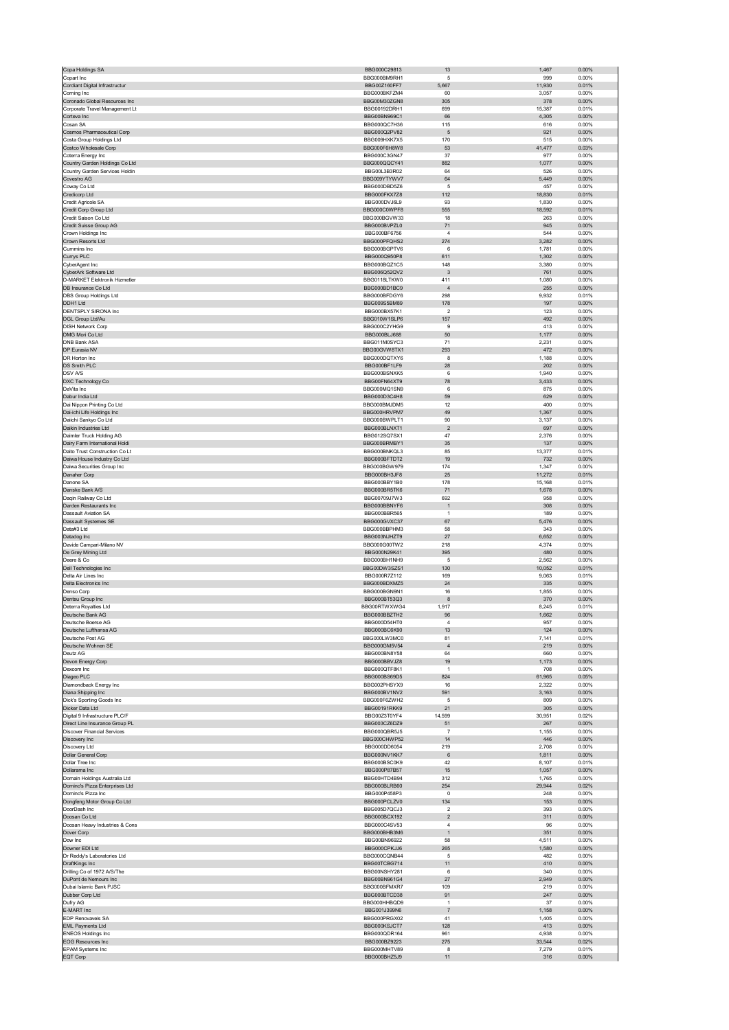| | | | | |
|---|---|---|---|---|
| Copa Holdings SA | BBG000C29813 | 13 | 1,467 | 0.00% |
| Copart Inc | BBG000BM9RH1 | 5 | 999 | 0.00% |
| Cordiant Digital Infrastructur | BBG00Z160FF7 | 5,667 | 11,930 | 0.01% |
| Corning Inc | BBG000BKFZM4 | 60 | 3,057 | 0.00% |
| Coronado Global Resources Inc | BBG00M30ZGN8 | 305 | 378 | 0.00% |
| Corporate Travel Management Lt | BBG00192DRH1 | 699 | 15,387 | 0.01% |
| Corteva Inc | BBG00BN969C1 | 66 | 4,305 | 0.00% |
| Cosan SA | BBG000QC7H36 | 115 | 616 | 0.00% |
| Cosmos Pharmaceutical Corp | BBG000Q2PV82 | 5 | 921 | 0.00% |
| Costa Group Holdings Ltd | BBG009HXK7X5 | 170 | 515 | 0.00% |
| Costco Wholesale Corp | BBG000F6H8W8 | 53 | 41,477 | 0.03% |
| Coterra Energy Inc | BBG000C3GN47 | 37 | 977 | 0.00% |
| Country Garden Holdings Co Ltd | BBG000QQCY41 | 882 | 1,077 | 0.00% |
| Country Garden Services Holdin | BBG00L3B3R02 | 64 | 526 | 0.00% |
| Covestro AG | BBG009YTYWV7 | 64 | 5,449 | 0.00% |
| Coway Co Ltd | BBG000DBD5Z6 | 5 | 457 | 0.00% |
| Credicorp Ltd | BBG000FKX7Z8 | 112 | 18,830 | 0.01% |
| Credit Agricole SA | BBG000DVJ6L9 | 93 | 1,830 | 0.00% |
| Credit Corp Group Ltd | BBG000C0WPF8 | 555 | 18,592 | 0.01% |
| Credit Saison Co Ltd | BBG000BGVW33 | 18 | 263 | 0.00% |
| Credit Suisse Group AG | BBG000BVPZL0 | 71 | 945 | 0.00% |
| Crown Holdings Inc | BBG000BF6756 | 4 | 544 | 0.00% |
| Crown Resorts Ltd | BBG000PFQHS2 | 274 | 3,282 | 0.00% |
| Cummins Inc | BBG000BGPTV6 | 6 | 1,781 | 0.00% |
| Currys PLC | BBG000Q950P8 | 611 | 1,302 | 0.00% |
| CyberAgent Inc | BBG000BQZ1C5 | 148 | 3,380 | 0.00% |
| CyberArk Software Ltd | BBG006Q52QV2 | 3 | 761 | 0.00% |
| D-MARKET Elektronik Hizmetler | BBG0118LTKW0 | 411 | 1,080 | 0.00% |
| DB Insurance Co Ltd | BBG000BD1BC9 | 4 | 255 | 0.00% |
| DBS Group Holdings Ltd | BBG000BFDGY6 | 298 | 9,932 | 0.01% |
| DDH1 Ltd | BBG009S5BM89 | 178 | 197 | 0.00% |
| DENTSPLY SIRONA Inc | BBG000BX57K1 | 2 | 123 | 0.00% |
| DGL Group Ltd/Au | BBG010W1SLP6 | 157 | 492 | 0.00% |
| DISH Network Corp | BBG000C2YHG9 | 9 | 413 | 0.00% |
| DMG Mori Co Ltd | BBG000BLJ688 | 50 | 1,177 | 0.00% |
| DNB Bank ASA | BBG011M0SYC3 | 71 | 2,231 | 0.00% |
| DP Eurasia NV | BBG00GVW8TX1 | 293 | 472 | 0.00% |
| DR Horton Inc | BBG000DQTXY6 | 8 | 1,188 | 0.00% |
| DS Smith PLC | BBG000BF1LF9 | 28 | 202 | 0.00% |
| DSV A/S | BBG000BSNXK5 | 6 | 1,940 | 0.00% |
| DXC Technology Co | BBG00FN64XT9 | 78 | 3,433 | 0.00% |
| DaVita Inc | BBG000MQ1SN9 | 6 | 875 | 0.00% |
| Dabur India Ltd | BBG000D3C4H8 | 59 | 629 | 0.00% |
| Dai Nippon Printing Co Ltd | BBG000BMJDM5 | 12 | 400 | 0.00% |
| Dai-ichi Life Holdings Inc | BBG000HRVPM7 | 49 | 1,367 | 0.00% |
| Daiichi Sankyo Co Ltd | BBG000BWPLT1 | 90 | 3,137 | 0.00% |
| Daikin Industries Ltd | BBG000BLNXT1 | 2 | 697 | 0.00% |
| Daimler Truck Holding AG | BBG012SQ7SX1 | 47 | 2,376 | 0.00% |
| Dairy Farm International Holdi | BBG000BRMBY1 | 35 | 137 | 0.00% |
| Daito Trust Construction Co Lt | BBG000BNKQL3 | 85 | 13,377 | 0.01% |
| Daiwa House Industry Co Ltd | BBG000BFTDT2 | 19 | 732 | 0.00% |
| Daiwa Securities Group Inc | BBG000BGW979 | 174 | 1,347 | 0.00% |
| Danaher Corp | BBG000BH3JF8 | 25 | 11,272 | 0.01% |
| Danone SA | BBG000BBY1B0 | 178 | 15,168 | 0.01% |
| Danske Bank A/S | BBG000BR5TK6 | 71 | 1,678 | 0.00% |
| Daqin Railway Co Ltd | BBG00709J7W3 | 692 | 958 | 0.00% |
| Darden Restaurants Inc | BBG000BBNYF6 | 1 | 308 | 0.00% |
| Dassault Aviation SA | BBG000BBR565 | 1 | 189 | 0.00% |
| Dassault Systemes SE | BBG000GVXC37 | 67 | 5,476 | 0.00% |
| Data#3 Ltd | BBG000BBPHM3 | 58 | 343 | 0.00% |
| Datadog Inc | BBG003NJHZT9 | 27 | 6,652 | 0.00% |
| Davide Campari-Milano NV | BBG000G00TW2 | 218 | 4,374 | 0.00% |
| De Grey Mining Ltd | BBG000N29K41 | 395 | 480 | 0.00% |
| Deere & Co | BBG000BH1NH9 | 5 | 2,562 | 0.00% |
| Dell Technologies Inc | BBG00DW3SZS1 | 130 | 10,052 | 0.01% |
| Delta Air Lines Inc | BBG000R7Z112 | 169 | 9,063 | 0.01% |
| Delta Electronics Inc | BBG000BDXMZ5 | 24 | 335 | 0.00% |
| Denso Corp | BBG000BGN9N1 | 16 | 1,855 | 0.00% |
| Dentsu Group Inc | BBG000BT53Q3 | 8 | 370 | 0.00% |
| Deterra Royalties Ltd | BBG00RTWXWG4 | 1,917 | 8,245 | 0.01% |
| Deutsche Bank AG | BBG000BBZTH2 | 96 | 1,662 | 0.00% |
| Deutsche Boerse AG | BBG000D54HT0 | 4 | 957 | 0.00% |
| Deutsche Lufthansa AG | BBG000BC6K90 | 13 | 124 | 0.00% |
| Deutsche Post AG | BBG000LW3MC0 | 81 | 7,141 | 0.01% |
| Deutsche Wohnen SE | BBG000GM5V54 | 4 | 219 | 0.00% |
| Deutz AG | BBG000BN8Y58 | 64 | 660 | 0.00% |
| Devon Energy Corp | BBG000BBVJZ8 | 19 | 1,173 | 0.00% |
| Dexcom Inc | BBG000QTF8K1 | 1 | 708 | 0.00% |
| Diageo PLC | BBG000BS69D5 | 824 | 61,965 | 0.05% |
| Diamondback Energy Inc | BBG002PHSYX9 | 16 | 2,322 | 0.00% |
| Diana Shipping Inc | BBG000BV1NV2 | 591 | 3,163 | 0.00% |
| Dick's Sporting Goods Inc | BBG000F6ZWH2 | 5 | 809 | 0.00% |
| Dicker Data Ltd | BBG00191RKK9 | 21 | 305 | 0.00% |
| Digital 9 Infrastructure PLC/F | BBG00Z3T0YF4 | 14,599 | 30,951 | 0.02% |
| Direct Line Insurance Group PL | BBG003CZ6DZ9 | 51 | 267 | 0.00% |
| Discover Financial Services | BBG000QBR5J5 | 7 | 1,155 | 0.00% |
| Discovery Inc | BBG000CHWP52 | 14 | 446 | 0.00% |
| Discovery Ltd | BBG000DD6054 | 219 | 2,708 | 0.00% |
| Dollar General Corp | BBG000NV1KK7 | 6 | 1,811 | 0.00% |
| Dollar Tree Inc | BBG000BSC0K9 | 42 | 8,107 | 0.01% |
| Dollarama Inc | BBG000P87B57 | 15 | 1,057 | 0.00% |
| Domain Holdings Australia Ltd | BBG00HTD4B94 | 312 | 1,765 | 0.00% |
| Domino's Pizza Enterprises Ltd | BBG000BLRB60 | 254 | 29,944 | 0.02% |
| Domino's Pizza Inc | BBG000P458P3 | 0 | 248 | 0.00% |
| Dongfeng Motor Group Co Ltd | BBG000PCLZV0 | 134 | 153 | 0.00% |
| DoorDash Inc | BBG005D7QCJ3 | 2 | 393 | 0.00% |
| Doosan Co Ltd | BBG000BCX192 | 2 | 311 | 0.00% |
| Doosan Heavy Industries & Cons | BBG000C4SV53 | 4 | 96 | 0.00% |
| Dover Corp | BBG000BHB3M6 | 1 | 351 | 0.00% |
| Dow Inc | BBG00BN96922 | 58 | 4,511 | 0.00% |
| Downer EDI Ltd | BBG000CPKJJ6 | 265 | 1,580 | 0.00% |
| Dr Reddy's Laboratories Ltd | BBG000CQNB44 | 5 | 482 | 0.00% |
| DraftKings Inc | BBG00TCBG714 | 11 | 410 | 0.00% |
| Drilling Co of 1972 A/S/The | BBG00NSHY281 | 6 | 340 | 0.00% |
| DuPont de Nemours Inc | BBG00BN961G4 | 27 | 2,949 | 0.00% |
| Dubai Islamic Bank PJSC | BBG000BFMXR7 | 109 | 219 | 0.00% |
| Dubber Corp Ltd | BBG000BTCD38 | 91 | 247 | 0.00% |
| Dufry AG | BBG000HHBQD9 | 1 | 37 | 0.00% |
| E-MART Inc | BBG001J399N6 | 7 | 1,158 | 0.00% |
| EDP Renovaveis SA | BBG000PRGX02 | 41 | 1,405 | 0.00% |
| EML Payments Ltd | BBG000KSJCT7 | 128 | 413 | 0.00% |
| ENEOS Holdings Inc | BBG000QDR164 | 961 | 4,938 | 0.00% |
| EOG Resources Inc | BBG000BZ9223 | 275 | 33,544 | 0.02% |
| EPAM Systems Inc | BBG000MHTV89 | 8 | 7,279 | 0.01% |
| EQT Corp | BBG000BHZ5J9 | 11 | 316 | 0.00% |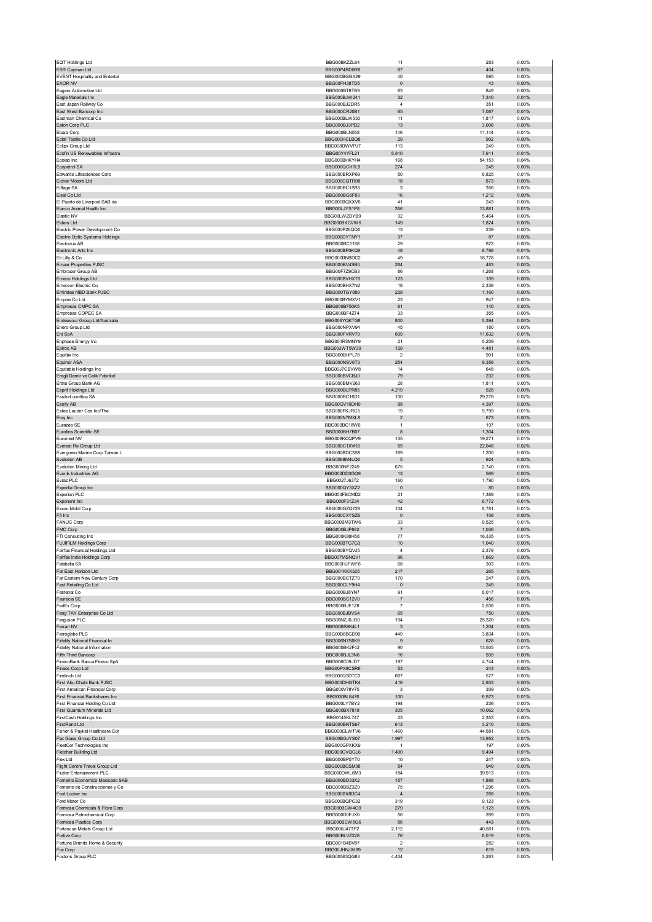| | | | | |
|---|---|---|---|---|
| EQT Holdings Ltd | BBG000BKZZL64 | 11 | 283 | 0.00% |
| ESR Cayman Ltd | BBG00P4RD0R6 | 87 | 404 | 0.00% |
| EVENT Hospitality and Entertai | BBG000BGGX29 | 40 | 595 | 0.00% |
| EXOR NV | BBG00FH38TD5 | 0 | 43 | 0.00% |
| Eagers Automotive Ltd | BBG000BT8TB9 | 63 | 849 | 0.00% |
| Eagle Materials Inc | BBG000BJW241 | 32 | 7,340 | 0.01% |
| East Japan Railway Co | BBG000BJ2DR5 | 4 | 351 | 0.00% |
| East West Bancorp Inc | BBG000CR20B1 | 65 | 7,087 | 0.01% |
| Eastman Chemical Co | BBG000BLW530 | 11 | 1,817 | 0.00% |
| Eaton Corp PLC | BBG000BJ3PD2 | 13 | 3,008 | 0.00% |
| Ebara Corp | BBG000BLN558 | 146 | 11,144 | 0.01% |
| Eclat Textile Co Ltd | BBG000HCLBQ8 | 29 | 902 | 0.00% |
| Eclipx Group Ltd | BBG008DWVPJ7 | 113 | 249 | 0.00% |
| Ecofin US Renewables Infrastru | BBG00Y4YFL21 | 5,810 | 7,911 | 0.01% |
| Ecolab Inc | BBG000BHKYH4 | 168 | 54,153 | 0.04% |
| Ecopetrol SA | BBG000QCHTL9 | 274 | 249 | 0.00% |
| Edwards Lifesciences Corp | BBG000BRXP69 | 50 | 8,825 | 0.01% |
| Eicher Motors Ltd | BBG000CQTR98 | 18 | 873 | 0.00% |
| Eiffage SA | BBG000BC1SB5 | 3 | 356 | 0.00% |
| Eisai Co Ltd | BBG000BG6F83 | 16 | 1,212 | 0.00% |
| El Puerto de Liverpool SAB de | BBG000BQXXV6 | 41 | 243 | 0.00% |
| Elanco Animal Health Inc | BBG00LJYS1P8 | 356 | 13,881 | 0.01% |
| Elastic NV | BBG00LWZDYB9 | 32 | 5,464 | 0.00% |
| Elders Ltd | BBG000BKCVW5 | 149 | 1,824 | 0.00% |
| Electric Power Development Co | BBG000P26QQ5 | 13 | 239 | 0.00% |
| Electro Optic Systems Holdings | BBG000DYTNY1 | 37 | 87 | 0.00% |
| Electrolux AB | BBG000BC1188 | 29 | 972 | 0.00% |
| Electronic Arts Inc | BBG000BP0KQ8 | 48 | 8,798 | 0.01% |
| Eli Lilly & Co | BBG000BNBDC2 | 49 | 18,778 | 0.01% |
| Emaar Properties PJSC | BBG000BV4SB0 | 264 | 483 | 0.00% |
| Embracer Group AB | BBG00F7Z9CB3 | 86 | 1,268 | 0.00% |
| Emeco Holdings Ltd | BBG000BVHXT6 | 123 | 109 | 0.00% |
| Emerson Electric Co | BBG000BHX7N2 | 18 | 2,336 | 0.00% |
| Emirates NBD Bank PJSC | BBG000TGY889 | 229 | 1,160 | 0.00% |
| Empire Co Ltd | BBG000BYMXV1 | 23 | 947 | 0.00% |
| Empresas CMPC SA | BBG000BF50K5 | 61 | 140 | 0.00% |
| Empresas COPEC SA | BBG000BF4Z74 | 33 | 355 | 0.00% |
| Endeavour Group Ltd/Australia | BBG006YQKTG8 | 800 | 5,394 | 0.00% |
| Enero Group Ltd | BBG000NPXV94 | 45 | 180 | 0.00% |
| Eni SpA | BBG000FVRV79 | 609 | 11,632 | 0.01% |
| Enphase Energy Inc | BBG001R3MNY9 | 21 | 5,209 | 0.00% |
| Epiroc AB | BBG00JWT5W30 | 129 | 4,481 | 0.00% |
| Equifax Inc | BBG000BHPL78 | 2 | 901 | 0.00% |
| Equinor ASA | BBG000NSV6T3 | 254 | 9,356 | 0.01% |
| Equitable Holdings Inc | BBG00J7CBVW8 | 14 | 648 | 0.00% |
| Eregli Demir ve Celik Fabrikal | BBG000BVCBJ0 | 79 | 232 | 0.00% |
| Erste Group Bank AG | BBG000BMV263 | 28 | 1,811 | 0.00% |
| Esprit Holdings Ltd | BBG000BLPR85 | 4,219 | 528 | 0.00% |
| EssilorLuxottica SA | BBG000BC16D1 | 100 | 29,279 | 0.02% |
| Essity AB | BBG00GV10DH0 | 98 | 4,397 | 0.00% |
| Estee Lauder Cos Inc/The | BBG000FKJRC5 | 19 | 9,799 | 0.01% |
| Etsy Inc | BBG000N7MXL8 | 2 | 673 | 0.00% |
| Eurazeo SE | BBG000BC18W6 | 1 | 107 | 0.00% |
| Eurofins Scientific SE | BBG000BH7B07 | 8 | 1,304 | 0.00% |
| Euronext NV | BBG006KCQPV9 | 135 | 19,271 | 0.01% |
| Everest Re Group Ltd | BBG000C1XVK6 | 59 | 22,048 | 0.02% |
| Evergreen Marine Corp Taiwan L | BBG000BDC3S8 | 169 | 1,200 | 0.00% |
| Evolution AB | BBG0088M4LQ6 | 5 | 924 | 0.00% |
| Evolution Mining Ltd | BBG000NF2249 | 675 | 2,740 | 0.00% |
| Evonik Industries AG | BBG000DD3GQ9 | 13 | 569 | 0.00% |
| Evraz PLC | BBG0027J63T2 | 160 | 1,790 | 0.00% |
| Expedia Group Inc | BBG000QY3XZ2 | 0 | 80 | 0.00% |
| Experian PLC | BBG000FBCMD2 | 21 | 1,389 | 0.00% |
| Exponent Inc | BBG000F31Z34 | 42 | 6,772 | 0.01% |
| Exxon Mobil Corp | BBG000GZQ728 | 104 | 8,781 | 0.01% |
| F5 Inc | BBG000CXYSZ6 | 0 | 108 | 0.00% |
| FANUC Corp | BBG000BM3TW6 | 33 | 9,525 | 0.01% |
| FMC Corp | BBG000BJP882 | 7 | 1,036 | 0.00% |
| FTI Consulting Inc | BBG000K88H58 | 77 | 16,335 | 0.01% |
| FUJIFILM Holdings Corp | BBG000BTG7G3 | 10 | 1,040 | 0.00% |
| Fairfax Financial Holdings Ltd | BBG000BYQVJ5 | 4 | 2,379 | 0.00% |
| Fairfax India Holdings Corp | BBG007MSNQV1 | 96 | 1,669 | 0.00% |
| Falabella SA | BBG000HJFWF6 | 68 | 303 | 0.00% |
| Far East Horizon Ltd | BBG001KKX325 | 217 | 265 | 0.00% |
| Far Eastern New Century Corp | BBG000BCTZT0 | 170 | 247 | 0.00% |
| Fast Retailing Co Ltd | BBG000CLY9H4 | 0 | 249 | 0.00% |
| Fastenal Co | BBG000BJ8YN7 | 91 | 8,017 | 0.01% |
| Faurecia SE | BBG000BC12V0 | 7 | 456 | 0.00% |
| FedEx Corp | BBG000BJF1Z8 | 7 | 2,538 | 0.00% |
| Feng TAY Enterprise Co Ltd | BBG000BJBVS4 | 65 | 750 | 0.00% |
| Ferguson PLC | BBG00NZJ0JG0 | 104 | 25,320 | 0.02% |
| Ferrari NV | BBG00BS9K4L1 | 3 | 1,204 | 0.00% |
| Ferroglobe PLC | BBG00B6BGD99 | 449 | 3,834 | 0.00% |
| Fidelity National Financial In | BBG006N7S6K9 | 9 | 628 | 0.00% |
| Fidelity National Information | BBG000BK2F42 | 90 | 13,505 | 0.01% |
| Fifth Third Bancorp | BBG000BJL3N0 | 16 | 935 | 0.00% |
| FinecoBank Banca Fineco SpA | BBG006C09JD7 | 197 | 4,744 | 0.00% |
| Fineos Corp Ltd | BBG00PX8CSR6 | 53 | 243 | 0.00% |
| Firefinch Ltd | BBG000Q3DTC3 | 667 | 577 | 0.00% |
| First Abu Dhabi Bank PJSC | BBG000DHGTK4 | 416 | 2,933 | 0.00% |
| First American Financial Corp | BBG000V78V75 | 3 | 309 | 0.00% |
| First Financial Bankshares Inc | BBG000BL8476 | 100 | 6,973 | 0.01% |
| First Financial Holding Co Ltd | BBG000LY7BY2 | 194 | 236 | 0.00% |
| First Quantum Minerals Ltd | BBG000BX7818 | 305 | 10,062 | 0.01% |
| FirstCash Holdings Inc | BBG0145KL747 | 23 | 2,353 | 0.00% |
| FirstRand Ltd | BBG000BNTS67 | 613 | 3,210 | 0.00% |
| Fisher & Paykel Healthcare Cor | BBG000CLWTV6 | 1,460 | 44,581 | 0.03% |
| Flat Glass Group Co Ltd | BBG00BGJYS07 | 1,997 | 13,952 | 0.01% |
| FleetCor Technologies Inc | BBG000GPXKX9 | 1 | 197 | 0.00% |
| Fletcher Building Ltd | BBG000GVQGL6 | 1,400 | 9,494 | 0.01% |
| Flex Ltd | BBG000BP5YT0 | 10 | 247 | 0.00% |
| Flight Centre Travel Group Ltd | BBG000BCSM38 | 54 | 949 | 0.00% |
| Flutter Entertainment PLC | BBG000DWL6M3 | 184 | 39,913 | 0.03% |
| Fomento Economico Mexicano SAB | BBG000BD33X2 | 157 | 1,898 | 0.00% |
| Fomento de Construcciones y Co | BBG000BBZ3Z9 | 75 | 1,296 | 0.00% |
| Foot Locker Inc | BBG000BX8DC4 | 4 | 268 | 0.00% |
| Ford Motor Co | BBG000BQPC32 | 319 | 9,123 | 0.01% |
| Formosa Chemicals & Fibre Corp | BBG000BCW4G9 | 279 | 1,123 | 0.00% |
| Formosa Petrochemical Corp | BBG000D0FJX0 | 56 | 269 | 0.00% |
| Formosa Plastics Corp | BBG000BCW5G6 | 86 | 443 | 0.00% |
| Fortescue Metals Group Ltd | BBG000J47TP2 | 2,112 | 40,581 | 0.03% |
| Fortive Corp | BBG00BLVZ228 | 76 | 8,019 | 0.01% |
| Fortune Brands Home & Security | BBG001B4BV87 | 2 | 282 | 0.00% |
| Fox Corp | BBG00JHNJW99 | 12 | 619 | 0.00% |
| Foxtons Group PLC | BBG00563QG83 | 4,434 | 3,263 | 0.00% |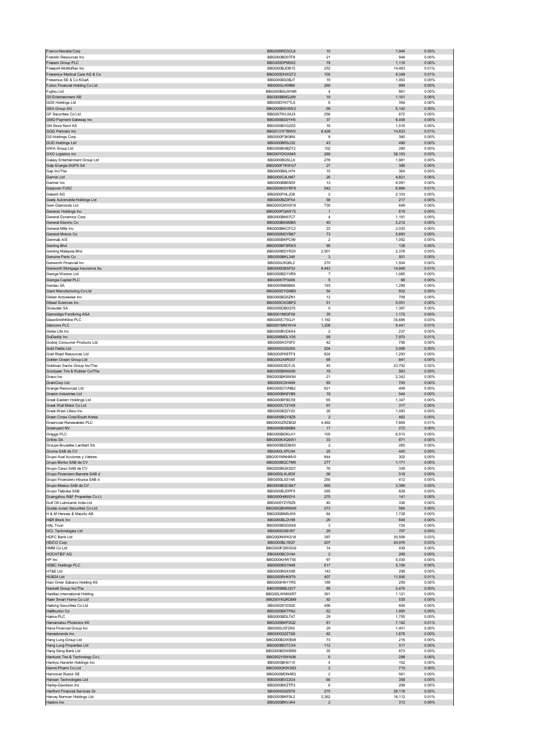| | | | | |
|---|---|---|---|---|
| Franco-Nevada Corp | BBG000RD3CL8 | 10 | 1,944 | 0.00% |
| Franklin Resources Inc | BBG000BD0TF8 | 21 | 948 | 0.00% |
| Frasers Group PLC | BBG000DPM932 | 78 | 1,116 | 0.00% |
| Freeport-McMoRan Inc | BBG000BJDB15 | 252 | 14,463 | 0.01% |
| Fresenius Medical Care AG & Co | BBG000DHXQT2 | 105 | 9,348 | 0.01% |
| Fresenius SE & Co KGaA | BBG000BS3BJ7 | 19 | 1,063 | 0.00% |
| Fubon Financial Holding Co Ltd | BBG000LH09B6 | 260 | 985 | 0.00% |
| Fujitsu Ltd | BBG000BGJWM6 | 4 | 861 | 0.00% |
| G5 Entertainment AB | BBG000BMQJ99 | 19 | 1,161 | 0.00% |
| GDS Holdings Ltd | BBG00DYK7TL5 | 6 | 394 | 0.00% |
| GEA Group AG | BBG000BSV6W2 | 68 | 5,142 | 0.00% |
| GF Securities Co Ltd | BBG007WL04J3 | 256 | 672 | 0.00% |
| GMO Payment Gateway Inc | BBG000BD0YH5 | 37 | 6,406 | 0.00% |
| GN Store Nord AS | BBG000BVGZ03 | 18 | 1,516 | 0.00% |
| GQG Partners Inc | BBG0131F7BW0 | 8,428 | 14,833 | 0.01% |
| GS Holdings Corp | BBG000P3K9R4 | 8 | 380 | 0.00% |
| GUD Holdings Ltd | BBG000BRSJ32 | 43 | 490 | 0.00% |
| GWA Group Ltd | BBG000BHBZY2 | 102 | 280 | 0.00% |
| GXO Logistics Inc | BBG00YDGX945 | 289 | 36,153 | 0.03% |
| Galaxy Entertainment Group Ltd | BBG000BG5LL6 | 278 | 1,981 | 0.00% |
| Galp Energia SGPS SA | BBG000F7KWG7 | 27 | 366 | 0.00% |
| Gap Inc/The | BBG000BKLH74 | 15 | 364 | 0.00% |
| Garmin Ltd | BBG000C4LN67 | 26 | 4,821 | 0.00% |
| Gartner Inc | BBG000BB65D0 | 13 | 6,091 | 0.00% |
| Gazprom PJSC | BBG000KGYRF8 | 542 | 6,884 | 0.01% |
| Geberit AG | BBG000FHLJD6 | 2 | 2,103 | 0.00% |
| Geely Automobile Holdings Ltd | BBG000BZ3PX4 | 58 | 217 | 0.00% |
| Gem Diamonds Ltd | BBG000QWK819 | 735 | 649 | 0.00% |
| Generac Holdings Inc | BBG000PQ4W72 | 1 | 619 | 0.00% |
| General Dynamics Corp | BBG000BK67C7 | 4 | 1,191 | 0.00% |
| General Electric Co | BBG000BK6MB5 | 40 | 5,212 | 0.00% |
| General Mills Inc | BBG000BKCFC2 | 22 | 2,030 | 0.00% |
| General Motors Co | BBG000NDYB67 | 73 | 5,893 | 0.00% |
| Genmab A/S | BBG000BKPC99 | 2 | 1,092 | 0.00% |
| Genting Bhd | BBG000BF3RW5 | 90 | 138 | 0.00% |
| Genting Malaysia Bhd | BBG000BDYR29 | 2,501 | 2,378 | 0.00% |
| Genuine Parts Co | BBG000BKL348 | 3 | 501 | 0.00% |
| Genworth Financial Inc | BBG000J5Q6L2 | 270 | 1,504 | 0.00% |
| Genworth Mortgage Insurance Au | BBG006DB5P33 | 6,443 | 14,948 | 0.01% |
| George Weston Ltd | BBG000BD1VR9 | 7 | 1,085 | 0.00% |
| Georgia Capital PLC | BBG00KTP3406 | 5 | 68 | 0.00% |
| Gerdau SA | BBG000N89B84 | 193 | 1,299 | 0.00% |
| Giant Manufacturing Co Ltd | BBG000DYGNB0 | 54 | 932 | 0.00% |
| Gildan Activewear Inc | BBG000BQ5ZN1 | 12 | 709 | 0.00% |
| Gilead Sciences Inc | BBG000CKGBP2 | 51 | 5,051 | 0.00% |
| Givaudan SA | BBG000DB0Q75 | 0 | 1,387 | 0.00% |
| Gjensidige Forsikring ASA | BBG00188QF09 | 35 | 1,172 | 0.00% |
| GlaxoSmithKline PLC | BBG000CT5GJ1 | 1,192 | 35,686 | 0.03% |
| Glencore PLC | BBG001MM1KV4 | 1,208 | 8,441 | 0.01% |
| Globe Life Inc | BBG000BVD6X4 | 2 | 237 | 0.00% |
| GoDaddy Inc | BBG006MDLY05 | 68 | 7,970 | 0.01% |
| Godrej Consumer Products Ltd | BBG000H370F0 | 42 | 756 | 0.00% |
| Gold Fields Ltd | BBG000G5S250 | 204 | 3,056 | 0.00% |
| Gold Road Resources Ltd | BBG000PK8TF9 | 824 | 1,293 | 0.00% |
| Golden Ocean Group Ltd | BBG00GX8R037 | 68 | 841 | 0.00% |
| Goldman Sachs Group Inc/The | BBG000C6CFJ5 | 45 | 23,702 | 0.02% |
| Goodyear Tire & Rubber Co/The | BBG000BKNX95 | 19 | 563 | 0.00% |
| Graco Inc | BBG000BK9W84 | 21 | 2,342 | 0.00% |
| GrainCorp Ltd | BBG000C0H499 | 85 | 700 | 0.00% |
| Grange Resources Ltd | BBG000D7VNB2 | 621 | 469 | 0.00% |
| Grasim Industries Ltd | BBG000BK6YB9 | 18 | 544 | 0.00% |
| Great Eastern Holdings Ltd | BBG000BFBC59 | 65 | 1,347 | 0.00% |
| Great Wall Motor Co Ltd | BBG000CYZ1K8 | 67 | 317 | 0.00% |
| Great-West Lifeco Inc | BBG000BZ2Y20 | 26 | 1,093 | 0.00% |
| Green Cross Corp/South Korea | BBG000BGY8Z8 | 2 | 462 | 0.00% |
| Greencoat Renewables PLC | BBG00GZRZBQ5 | 4,492 | 7,869 | 0.01% |
| Greenyard NV | BBG000BXB6B6 | 17 | 272 | 0.00% |
| Greggs PLC | BBG000BDKLH1 | 105 | 6,513 | 0.00% |
| Grifols SA | BBG000KXQMX1 | 33 | 871 | 0.00% |
| Groupe Bruxelles Lambert SA | BBG000BSDBX0 | 2 | 285 | 0.00% |
| Gruma SAB de CV | BBG000LXPLN4 | 25 | 445 | 0.00% |
| Grupo Aval Acciones y Valores | BBG001NNHMV0 | 844 | 302 | 0.00% |
| Grupo Bimbo SAB de CV | BBG000BQC7M6 | 277 | 1,171 | 0.00% |
| Grupo Carso SAB de CV | BBG000BQXSD7 | 76 | 338 | 0.00% |
| Grupo Financiero Banorte SAB d | BBG000LXL8D8 | 58 | 518 | 0.00% |
| Grupo Financiero Inbursa SAB d | BBG000LXS146 | 250 | 412 | 0.00% |
| Grupo Mexico SAB de CV | BBG000BQCB47 | 565 | 3,388 | 0.00% |
| Grupo Televisa SAB | BBG000BJDPF9 | 265 | 829 | 0.00% |
| Guangzhou R&F Properties Co Lt | BBG000H80SY4 | 275 | 141 | 0.00% |
| Gulf Oil Lubricants India Ltd | BBG005YZYRZ8 | 40 | 336 | 0.00% |
| Guotai Junan Securities Co Ltd | BBG00GBHRNH6 | 273 | 584 | 0.00% |
| H & M Hennes & Mauritz AB | BBG000BM9JH9 | 64 | 1,728 | 0.00% |
| H&R Block Inc | BBG000BLDV98 | 26 | 849 | 0.00% |
| HAL Trust | BBG000BGG9X8 | 3 | 724 | 0.00% |
| HCL Technologies Ltd | BBG000C68V87 | 29 | 707 | 0.00% |
| HDFC Bank Ltd | BBG000NWKS18 | 397 | 35,506 | 0.03% |
| HEICO Corp | BBG000BL16Q7 | 207 | 40,976 | 0.03% |
| HMM Co Ltd | BBG000FQW6G9 | 14 | 439 | 0.00% |
| HOCHTIEF AG | BBG000BC3V44 | 2 | 269 | 0.00% |
| HP Inc | BBG000KHWT55 | 97 | 5,030 | 0.00% |
| HSBC Holdings PLC | BBG000BS1N49 | 617 | 5,156 | 0.00% |
| HT&E Ltd | BBG000BSXX88 | 143 | 299 | 0.00% |
| HUB24 Ltd | BBG000RHK9T9 | 407 | 11,506 | 0.01% |
| Haci Omer Sabanci Holding AS | BBG000HN1YR5 | 189 | 259 | 0.00% |
| Hackett Group Inc/The | BBG000BBLQV7 | 88 | 2,476 | 0.00% |
| Haidilao International Holding | BBG00LWM0XR7 | 361 | 1,121 | 0.00% |
| Haier Smart Home Co Ltd | BBG00Y6QRDM9 | 92 | 535 | 0.00% |
| Haitong Securities Co Ltd | BBG0029103Q8 | 496 | 604 | 0.00% |
| Halliburton Co | BBG000BKTFN2 | 62 | 1,950 | 0.00% |
| Halma PLC | BBG000BDLT47 | 29 | 1,755 | 0.00% |
| Hamamatsu Photonics KK | BBG000BKP2Q2 | 81 | 7,142 | 0.01% |
| Hana Financial Group Inc | BBG000J3FZK6 | 29 | 1,401 | 0.00% |
| Hanesbrands Inc | BBG000D2ZTS8 | 82 | 1,878 | 0.00% |
| Hang Lung Group Ltd | BBG000BDWB08 | 73 | 216 | 0.00% |
| Hang Lung Properties Ltd | BBG000BDTCX4 | 112 | 317 | 0.00% |
| Hang Seng Bank Ltd | BBG000BDWBR9 | 35 | 873 | 0.00% |
| Hankook Tire & Technology Co L | BBG002Y0WN38 | 6 | 298 | 0.00% |
| Hankyu Hanshin Holdings Inc | BBG000BH0115 | 4 | 152 | 0.00% |
| Hanmi Pharm Co Ltd | BBG000QKWS63 | 2 | 719 | 0.00% |
| Hannover Rueck SE | BBG000MDN4R3 | 2 | 581 | 0.00% |
| Hansen Technologies Ltd | BBG000BV22G4 | 66 | 356 | 0.00% |
| Harley-Davidson Inc | BBG000BKZTP3 | 6 | 299 | 0.00% |
| Hartford Financial Services Gr | BBG000G0Z878 | 275 | 26,118 | 0.02% |
| Harvey Norman Holdings Ltd | BBG000BKF0L2 | 3,262 | 16,112 | 0.01% |
| Hasbro Inc | BBG000BKVJK4 | 2 | 313 | 0.00% |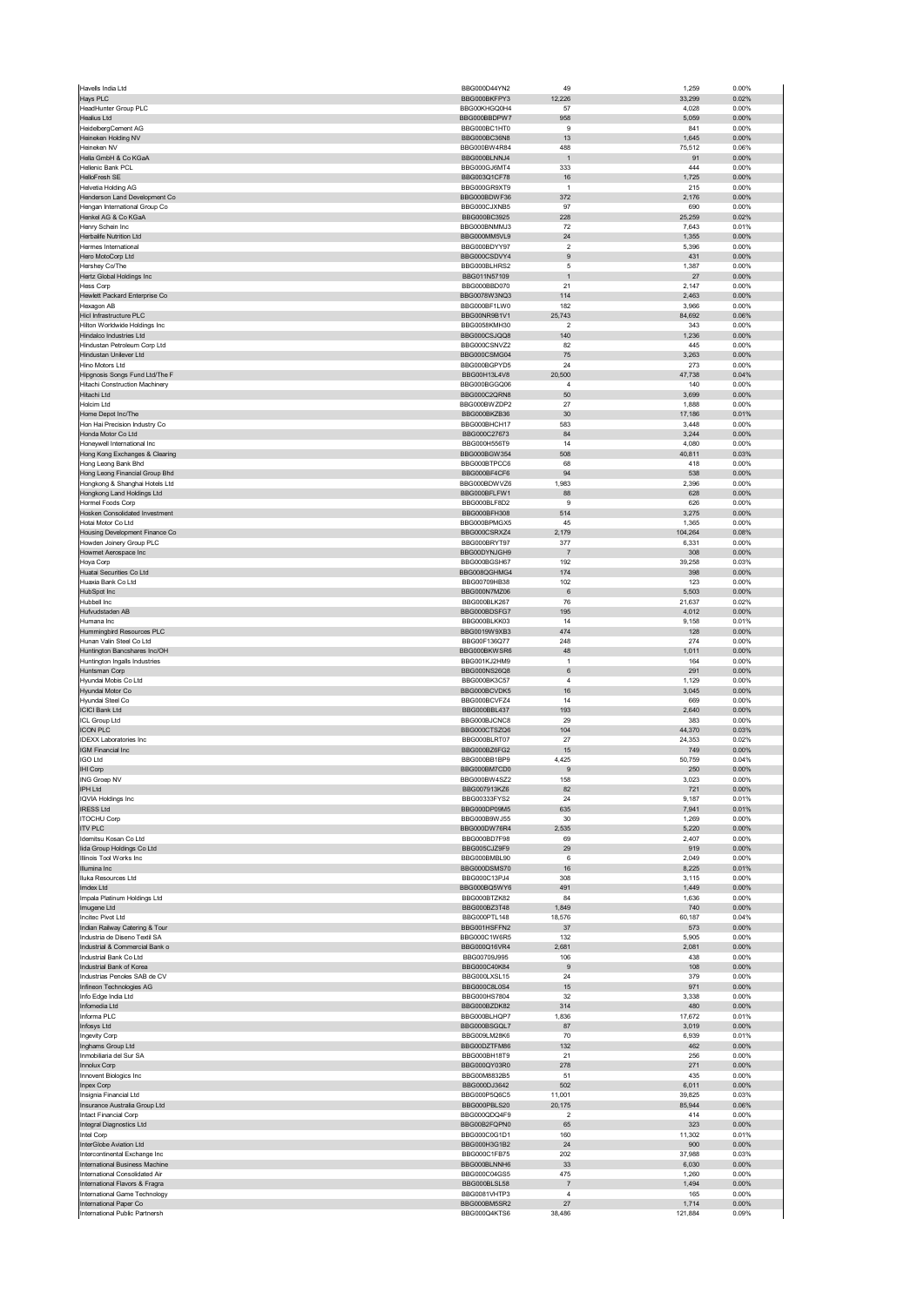| | | | | |
|---|---|---|---|---|
| Havells India Ltd | BBG000D44YN2 | 49 | 1,259 | 0.00% |
| Hays PLC | BBG000BKFPY3 | 12,226 | 33,299 | 0.02% |
| HeadHunter Group PLC | BBG00KHGQ0H4 | 57 | 4,028 | 0.00% |
| Healius Ltd | BBG000BBDPW7 | 958 | 5,059 | 0.00% |
| HeidelbergCement AG | BBG000BC1HT0 | 9 | 841 | 0.00% |
| Heineken Holding NV | BBG000BC36N8 | 13 | 1,645 | 0.00% |
| Heineken NV | BBG000BW4R84 | 488 | 75,512 | 0.06% |
| Hella GmbH & Co KGaA | BBG000BLNNJ4 | 1 | 91 | 0.00% |
| Hellenic Bank PCL | BBG000GJ6MT4 | 333 | 444 | 0.00% |
| HelloFresh SE | BBG003Q1CF78 | 16 | 1,725 | 0.00% |
| Helvetia Holding AG | BBG000GR9XT9 | 1 | 215 | 0.00% |
| Henderson Land Development Co | BBG000BDWF36 | 372 | 2,176 | 0.00% |
| Hengan International Group Co | BBG000CJXNB5 | 97 | 690 | 0.00% |
| Henkel AG & Co KGaA | BBG000BC3925 | 228 | 25,259 | 0.02% |
| Henry Schein Inc | BBG000BNMMJ3 | 72 | 7,643 | 0.01% |
| Herbalife Nutrition Ltd | BBG000MM5VL9 | 24 | 1,355 | 0.00% |
| Hermes International | BBG000BDYY97 | 2 | 5,396 | 0.00% |
| Hero MotoCorp Ltd | BBG000CSDVY4 | 9 | 431 | 0.00% |
| Hershey Co/The | BBG000BLHRS2 | 5 | 1,387 | 0.00% |
| Hertz Global Holdings Inc | BBG011N57109 | 1 | 27 | 0.00% |
| Hess Corp | BBG000BBD070 | 21 | 2,147 | 0.00% |
| Hewlett Packard Enterprise Co | BBG0078W3NQ3 | 114 | 2,463 | 0.00% |
| Hexagon AB | BBG000BF1LW0 | 182 | 3,966 | 0.00% |
| Hicl Infrastructure PLC | BBG00NR9B1V1 | 25,743 | 84,692 | 0.06% |
| Hilton Worldwide Holdings Inc | BBG0058KMH30 | 2 | 343 | 0.00% |
| Hindalco Industries Ltd | BBG000CSJQQ8 | 140 | 1,236 | 0.00% |
| Hindustan Petroleum Corp Ltd | BBG000CSNVZ2 | 82 | 445 | 0.00% |
| Hindustan Unilever Ltd | BBG000CSMG04 | 75 | 3,263 | 0.00% |
| Hino Motors Ltd | BBG000BGPYD5 | 24 | 273 | 0.00% |
| Hipgnosis Songs Fund Ltd/The F | BBG00H13L4V8 | 20,500 | 47,738 | 0.04% |
| Hitachi Construction Machinery | BBG000BGGQ06 | 4 | 140 | 0.00% |
| Hitachi Ltd | BBG000C2QRN8 | 50 | 3,699 | 0.00% |
| Holcim Ltd | BBG000BWZDP2 | 27 | 1,888 | 0.00% |
| Home Depot Inc/The | BBG000BKZB36 | 30 | 17,186 | 0.01% |
| Hon Hai Precision Industry Co | BBG000BHCH17 | 583 | 3,448 | 0.00% |
| Honda Motor Co Ltd | BBG000C27673 | 84 | 3,244 | 0.00% |
| Honeywell International Inc | BBG000H556T9 | 14 | 4,080 | 0.00% |
| Hong Kong Exchanges & Clearing | BBG000BGW354 | 508 | 40,811 | 0.03% |
| Hong Leong Bank Bhd | BBG000BTPCC6 | 68 | 418 | 0.00% |
| Hong Leong Financial Group Bhd | BBG000BF4CF6 | 94 | 538 | 0.00% |
| Hongkong & Shanghai Hotels Ltd | BBG000BDWVZ6 | 1,983 | 2,396 | 0.00% |
| Hongkong Land Holdings Ltd | BBG000BFLFW1 | 88 | 628 | 0.00% |
| Hormel Foods Corp | BBG000BLF8D2 | 9 | 626 | 0.00% |
| Hosken Consolidated Investment | BBG000BFH308 | 514 | 3,275 | 0.00% |
| Hotai Motor Co Ltd | BBG000BPMGX5 | 45 | 1,365 | 0.00% |
| Housing Development Finance Co | BBG000CSRXZ4 | 2,179 | 104,264 | 0.08% |
| Howden Joinery Group PLC | BBG000BRYT97 | 377 | 6,331 | 0.00% |
| Howmet Aerospace Inc | BBG00DYNJGH9 | 7 | 308 | 0.00% |
| Hoya Corp | BBG000BGSH67 | 192 | 39,258 | 0.03% |
| Huatai Securities Co Ltd | BBG008QGHMG4 | 174 | 398 | 0.00% |
| Huaxia Bank Co Ltd | BBG00709HB38 | 102 | 123 | 0.00% |
| HubSpot Inc | BBG000N7MZ06 | 6 | 5,503 | 0.00% |
| Hubbell Inc | BBG000BLK267 | 76 | 21,637 | 0.02% |
| Hufvudstaden AB | BBG000BDSFG7 | 195 | 4,012 | 0.00% |
| Humana Inc | BBG000BLKK03 | 14 | 9,158 | 0.01% |
| Hummingbird Resources PLC | BBG0019W9XB3 | 474 | 128 | 0.00% |
| Hunan Valin Steel Co Ltd | BBG00F136Q77 | 248 | 274 | 0.00% |
| Huntington Bancshares Inc/OH | BBG000BKWSR6 | 48 | 1,011 | 0.00% |
| Huntington Ingalls Industries | BBG001KJ2HM9 | 1 | 164 | 0.00% |
| Huntsman Corp | BBG000NS26Q8 | 6 | 291 | 0.00% |
| Hyundai Mobis Co Ltd | BBG000BK3C57 | 4 | 1,129 | 0.00% |
| Hyundai Motor Co | BBG000BCVDK5 | 16 | 3,045 | 0.00% |
| Hyundai Steel Co | BBG000BCVFZ4 | 14 | 669 | 0.00% |
| ICICI Bank Ltd | BBG000BBL437 | 193 | 2,640 | 0.00% |
| ICL Group Ltd | BBG000BJCNC8 | 29 | 383 | 0.00% |
| ICON PLC | BBG000CTSZQ6 | 104 | 44,370 | 0.03% |
| IDEXX Laboratories Inc | BBG000BLRT07 | 27 | 24,353 | 0.02% |
| IGM Financial Inc | BBG000BZ6FG2 | 15 | 749 | 0.00% |
| IGO Ltd | BBG000BB1BP9 | 4,425 | 50,759 | 0.04% |
| IHI Corp | BBG000BM7CD0 | 9 | 250 | 0.00% |
| ING Groep NV | BBG000BW4SZ2 | 158 | 3,023 | 0.00% |
| IPH Ltd | BBG007913KZ6 | 82 | 721 | 0.00% |
| IQVIA Holdings Inc | BBG00333FYS2 | 24 | 9,187 | 0.01% |
| IRESS Ltd | BBG000DP09M5 | 635 | 7,941 | 0.01% |
| ITOCHU Corp | BBG000B9WJ55 | 30 | 1,269 | 0.00% |
| ITV PLC | BBG000DW76R4 | 2,535 | 5,220 | 0.00% |
| Idemitsu Kosan Co Ltd | BBG000BD7F98 | 69 | 2,407 | 0.00% |
| Iida Group Holdings Co Ltd | BBG005CJZ9F9 | 29 | 919 | 0.00% |
| Illinois Tool Works Inc | BBG000BMBL90 | 6 | 2,049 | 0.00% |
| Illumina Inc | BBG000DSMS70 | 16 | 8,225 | 0.01% |
| Iluka Resources Ltd | BBG000C13PJ4 | 308 | 3,115 | 0.00% |
| Imdex Ltd | BBG000BQ5WY6 | 491 | 1,449 | 0.00% |
| Impala Platinum Holdings Ltd | BBG000BTZK82 | 84 | 1,636 | 0.00% |
| Imugene Ltd | BBG000BZ3T48 | 1,849 | 740 | 0.00% |
| Incitec Pivot Ltd | BBG000PTL148 | 18,576 | 60,187 | 0.04% |
| Indian Railway Catering & Tour | BBG001HSFFN2 | 37 | 573 | 0.00% |
| Industria de Diseno Textil SA | BBG000C1W6R5 | 132 | 5,905 | 0.00% |
| Industrial & Commercial Bank o | BBG000Q16VR4 | 2,681 | 2,081 | 0.00% |
| Industrial Bank Co Ltd | BBG00709J995 | 106 | 438 | 0.00% |
| Industrial Bank of Korea | BBG000C40K84 | 9 | 108 | 0.00% |
| Industrias Penoles SAB de CV | BBG000LXSL15 | 24 | 379 | 0.00% |
| Infineon Technologies AG | BBG000C8L0S4 | 15 | 971 | 0.00% |
| Info Edge India Ltd | BBG000HS7804 | 32 | 3,338 | 0.00% |
| Infomedia Ltd | BBG000BZDK82 | 314 | 480 | 0.00% |
| Informa PLC | BBG000BLHQP7 | 1,836 | 17,672 | 0.01% |
| Infosys Ltd | BBG000BSGQL7 | 87 | 3,019 | 0.00% |
| Ingevity Corp | BBG009LM28K6 | 70 | 6,939 | 0.01% |
| Inghams Group Ltd | BBG00DZTFM86 | 132 | 462 | 0.00% |
| Inmobiliaria del Sur SA | BBG000BH18T9 | 21 | 256 | 0.00% |
| Innolux Corp | BBG000QY03R0 | 278 | 271 | 0.00% |
| Innovent Biologics Inc | BBG00M8832B5 | 51 | 435 | 0.00% |
| Inpex Corp | BBG000DJ3642 | 502 | 6,011 | 0.00% |
| Insignia Financial Ltd | BBG000P5Q6C5 | 11,001 | 39,825 | 0.03% |
| Insurance Australia Group Ltd | BBG000PBLS20 | 20,175 | 85,944 | 0.06% |
| Intact Financial Corp | BBG000QDQ4F9 | 2 | 414 | 0.00% |
| Integral Diagnostics Ltd | BBG00B2FQPN0 | 65 | 323 | 0.00% |
| Intel Corp | BBG000C0G1D1 | 160 | 11,302 | 0.01% |
| InterGlobe Aviation Ltd | BBG000H3G1B2 | 24 | 900 | 0.00% |
| Intercontinental Exchange Inc | BBG000C1FB75 | 202 | 37,988 | 0.03% |
| International Business Machine | BBG000BLNNH6 | 33 | 6,030 | 0.00% |
| International Consolidated Air | BBG000C04GS5 | 475 | 1,260 | 0.00% |
| International Flavors & Fragra | BBG000BLSL58 | 7 | 1,494 | 0.00% |
| International Game Technology | BBG0081VHTP3 | 4 | 165 | 0.00% |
| International Paper Co | BBG000BM5SR2 | 27 | 1,714 | 0.00% |
| International Public Partnersh | BBG000Q4KTS6 | 38,486 | 121,884 | 0.09% |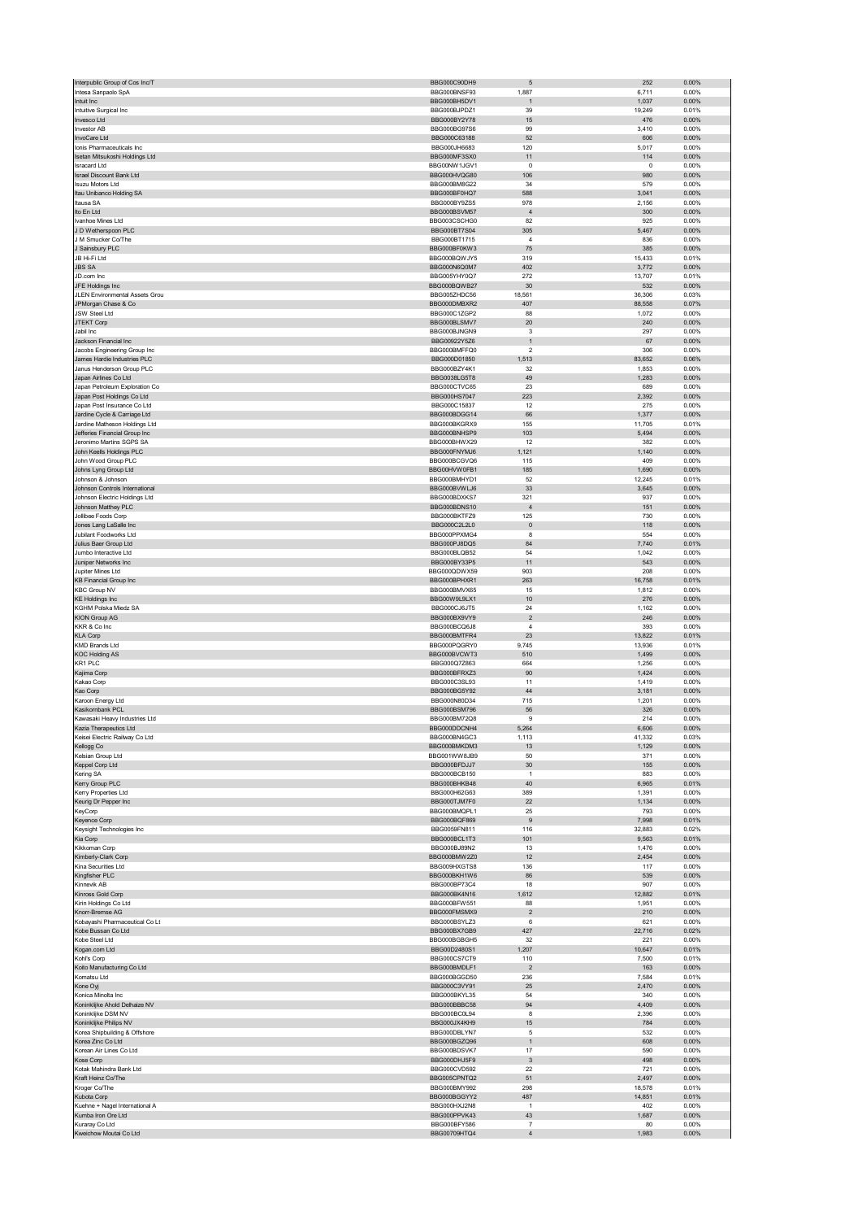| | | | | |
|---|---|---|---|---|
| Interpublic Group of Cos Inc/T | BBG000C90DH9 | 5 | 252 | 0.00% |
| Intesa Sanpaolo SpA | BBG000BNSF93 | 1,887 | 6,711 | 0.00% |
| Intuit Inc | BBG000BH5DV1 | 1 | 1,037 | 0.00% |
| Intuitive Surgical Inc | BBG000BJPDZ1 | 39 | 19,249 | 0.01% |
| Invesco Ltd | BBG000BY2Y78 | 15 | 476 | 0.00% |
| Investor AB | BBG000BG97S6 | 99 | 3,410 | 0.00% |
| InvoCare Ltd | BBG000C63188 | 52 | 606 | 0.00% |
| Ionis Pharmaceuticals Inc | BBG000JH6683 | 120 | 5,017 | 0.00% |
| Isetan Mitsukoshi Holdings Ltd | BBG000MF3SX0 | 11 | 114 | 0.00% |
| Isracard Ltd | BBG00NW1JGV1 | 0 | 0 | 0.00% |
| Israel Discount Bank Ltd | BBG000HVQG80 | 106 | 980 | 0.00% |
| Isuzu Motors Ltd | BBG000BM8G22 | 34 | 579 | 0.00% |
| Itau Unibanco Holding SA | BBG000BF0HQ7 | 588 | 3,041 | 0.00% |
| Itausa SA | BBG000BY9Z55 | 978 | 2,156 | 0.00% |
| Ito En Ltd | BBG000BSVM57 | 4 | 300 | 0.00% |
| Ivanhoe Mines Ltd | BBG003CSCHG0 | 82 | 925 | 0.00% |
| J D Wetherspoon PLC | BBG000BT7S04 | 305 | 5,467 | 0.00% |
| J M Smucker Co/The | BBG000BT1715 | 4 | 836 | 0.00% |
| J Sainsbury PLC | BBG000BF0KW3 | 75 | 385 | 0.00% |
| JB Hi-Fi Ltd | BBG000BQWJY5 | 319 | 15,433 | 0.01% |
| JBS SA | BBG000N6Q0M7 | 402 | 3,772 | 0.00% |
| JD.com Inc | BBG005YHY0Q7 | 272 | 13,707 | 0.01% |
| JFE Holdings Inc | BBG000BQWB27 | 30 | 532 | 0.00% |
| JLEN Environmental Assets Grou | BBG0052HDC56 | 18,561 | 36,306 | 0.03% |
| JPMorgan Chase & Co | BBG000DMBXR2 | 407 | 88,558 | 0.07% |
| JSW Steel Ltd | BBG000C1ZGP2 | 88 | 1,072 | 0.00% |
| JTEKT Corp | BBG000BLSMV7 | 20 | 240 | 0.00% |
| Jabil Inc | BBG000BJNGN9 | 3 | 297 | 0.00% |
| Jackson Financial Inc | BBG00922Y5Z6 | 1 | 67 | 0.00% |
| Jacobs Engineering Group Inc | BBG000BMFFQ0 | 2 | 306 | 0.00% |
| James Hardie Industries PLC | BBG000D01850 | 1,513 | 83,652 | 0.06% |
| Janus Henderson Group PLC | BBG000BZY4K1 | 32 | 1,853 | 0.00% |
| Japan Airlines Co Ltd | BBG0038LGST8 | 49 | 1,283 | 0.00% |
| Japan Petroleum Exploration Co | BBG000CTVC65 | 23 | 689 | 0.00% |
| Japan Post Holdings Co Ltd | BBG000HS7047 | 223 | 2,392 | 0.00% |
| Japan Post Insurance Co Ltd | BBG000C15837 | 12 | 275 | 0.00% |
| Jardine Cycle & Carriage Ltd | BBG000BDGG14 | 66 | 1,377 | 0.00% |
| Jardine Matheson Holdings Ltd | BBG000BKGRX9 | 155 | 11,705 | 0.01% |
| Jefferies Financial Group Inc | BBG000BNHSP9 | 103 | 5,494 | 0.00% |
| Jeronimo Martins SGPS SA | BBG000BHWX29 | 12 | 382 | 0.00% |
| John Keells Holdings PLC | BBG000FNYMJ6 | 1,121 | 1,140 | 0.00% |
| John Wood Group PLC | BBG000BCGVQ6 | 115 | 409 | 0.00% |
| Johns Lyng Group Ltd | BBG00HVW0FB1 | 185 | 1,690 | 0.00% |
| Johnson & Johnson | BBG000BMHYD1 | 52 | 12,245 | 0.01% |
| Johnson Controls International | BBG000BVWLJ6 | 33 | 3,645 | 0.00% |
| Johnson Electric Holdings Ltd | BBG000BDXKS7 | 321 | 937 | 0.00% |
| Johnson Matthey PLC | BBG000BDNS10 | 4 | 151 | 0.00% |
| Jollibee Foods Corp | BBG000BKTFZ9 | 125 | 730 | 0.00% |
| Jones Lang LaSalle Inc | BBG000C2L2L0 | 0 | 118 | 0.00% |
| Jubilant Foodworks Ltd | BBG000PPXMG4 | 8 | 554 | 0.00% |
| Julius Baer Group Ltd | BBG000PJ8DQ5 | 84 | 7,740 | 0.01% |
| Jumbo Interactive Ltd | BBG000BLQB52 | 54 | 1,042 | 0.00% |
| Juniper Networks Inc | BBG000BY33P5 | 11 | 543 | 0.00% |
| Jupiter Mines Ltd | BBG000QDWX59 | 903 | 208 | 0.00% |
| KB Financial Group Inc | BBG000BPHXR1 | 263 | 16,758 | 0.01% |
| KBC Group NV | BBG000BMVX65 | 15 | 1,812 | 0.00% |
| KE Holdings Inc | BBG00W9L9LX1 | 10 | 276 | 0.00% |
| KGHM Polska Miedz SA | BBG000CJ6JT5 | 24 | 1,162 | 0.00% |
| KION Group AG | BBG000BX9VY9 | 2 | 246 | 0.00% |
| KKR & Co Inc | BBG000BCQ6J8 | 4 | 393 | 0.00% |
| KLA Corp | BBG000BMTFR4 | 23 | 13,822 | 0.01% |
| KMD Brands Ltd | BBG000PQGRY0 | 9,745 | 13,936 | 0.01% |
| KOC Holding AS | BBG000BVCWT3 | 510 | 1,499 | 0.00% |
| KR1 PLC | BBG000Q7Z863 | 664 | 1,256 | 0.00% |
| Kajima Corp | BBG000BFRXZ3 | 90 | 1,424 | 0.00% |
| Kakao Corp | BBG000C3SL93 | 11 | 1,419 | 0.00% |
| Kao Corp | BBG000BG5Y92 | 44 | 3,181 | 0.00% |
| Karoon Energy Ltd | BBG000N80D34 | 715 | 1,201 | 0.00% |
| Kasikornbank PCL | BBG000BSM796 | 56 | 326 | 0.00% |
| Kawasaki Heavy Industries Ltd | BBG000BM72Q8 | 9 | 214 | 0.00% |
| Kazia Therapeutics Ltd | BBG000DDCNH4 | 5,264 | 6,606 | 0.00% |
| Keisei Electric Railway Co Ltd | BBG000BN4GC3 | 1,113 | 41,332 | 0.03% |
| Kellogg Co | BBG000BMKDM3 | 13 | 1,129 | 0.00% |
| Kelsian Group Ltd | BBG001WW8JB9 | 50 | 371 | 0.00% |
| Keppel Corp Ltd | BBG000BFDJJ7 | 30 | 155 | 0.00% |
| Kering SA | BBG000BCB150 | 1 | 883 | 0.00% |
| Kerry Group PLC | BBG000BHKB48 | 40 | 6,965 | 0.01% |
| Kerry Properties Ltd | BBG000H62G63 | 389 | 1,391 | 0.00% |
| Keurig Dr Pepper Inc | BBG000TJM7F0 | 22 | 1,134 | 0.00% |
| KeyCorp | BBG000BMQPL1 | 25 | 793 | 0.00% |
| Keyence Corp | BBG000BQF869 | 9 | 7,998 | 0.01% |
| Keysight Technologies Inc | BBG0059FN811 | 116 | 32,883 | 0.02% |
| Kia Corp | BBG000BCL1T3 | 101 | 9,563 | 0.01% |
| Kikkoman Corp | BBG000BJ89N2 | 13 | 1,476 | 0.00% |
| Kimberly-Clark Corp | BBG000BMW2Z0 | 12 | 2,454 | 0.00% |
| Kina Securities Ltd | BBG009HXGTS8 | 136 | 117 | 0.00% |
| Kingfisher PLC | BBG000BKH1W6 | 86 | 539 | 0.00% |
| Kinnevik AB | BBG000BP73C4 | 18 | 907 | 0.00% |
| Kinross Gold Corp | BBG000BK4N16 | 1,612 | 12,882 | 0.01% |
| Kirin Holdings Co Ltd | BBG000BFW551 | 88 | 1,951 | 0.00% |
| Knorr-Bremse AG | BBG000FMSMX9 | 2 | 210 | 0.00% |
| Kobayashi Pharmaceutical Co Lt | BBG000BSYLZ3 | 6 | 621 | 0.00% |
| Kobe Bussan Co Ltd | BBG000BX7GB9 | 427 | 22,716 | 0.02% |
| Kobe Steel Ltd | BBG000BGBGH5 | 32 | 221 | 0.00% |
| Kogan.com Ltd | BBG00D2480S1 | 1,207 | 10,647 | 0.01% |
| Kohl's Corp | BBG000CS7CT9 | 110 | 7,500 | 0.01% |
| Koito Manufacturing Co Ltd | BBG000BMDLF1 | 2 | 163 | 0.00% |
| Komatsu Ltd | BBG000BGGD50 | 236 | 7,584 | 0.01% |
| Kone Oyj | BBG000C3VY91 | 25 | 2,470 | 0.00% |
| Konica Minolta Inc | BBG000BKYL35 | 54 | 340 | 0.00% |
| Koninklijke Ahold Delhaize NV | BBG000BBBC58 | 94 | 4,409 | 0.00% |
| Koninklijke DSM NV | BBG000BC0L94 | 8 | 2,396 | 0.00% |
| Koninklijke Philips NV | BBG000JX4KH9 | 15 | 784 | 0.00% |
| Korea Shipbuilding & Offshore | BBG000DBLYN7 | 5 | 532 | 0.00% |
| Korea Zinc Co Ltd | BBG000BGZQ96 | 1 | 608 | 0.00% |
| Korean Air Lines Co Ltd | BBG000BDSVK7 | 17 | 590 | 0.00% |
| Kose Corp | BBG000DHJ5F9 | 3 | 498 | 0.00% |
| Kotak Mahindra Bank Ltd | BBG000CVD592 | 22 | 721 | 0.00% |
| Kraft Heinz Co/The | BBG005CPNTQ2 | 51 | 2,497 | 0.00% |
| Kroger Co/The | BBG000BMY992 | 298 | 18,578 | 0.01% |
| Kubota Corp | BBG000BGGYY2 | 487 | 14,851 | 0.01% |
| Kuehne + Nagel International A | BBG000HXJ2N8 | 1 | 402 | 0.00% |
| Kumba Iron Ore Ltd | BBG000PPVK43 | 43 | 1,687 | 0.00% |
| Kuraray Co Ltd | BBG000BFY586 | 7 | 80 | 0.00% |
| Kweichow Moutai Co Ltd | BBG00709HTQ4 | 4 | 1,983 | 0.00% |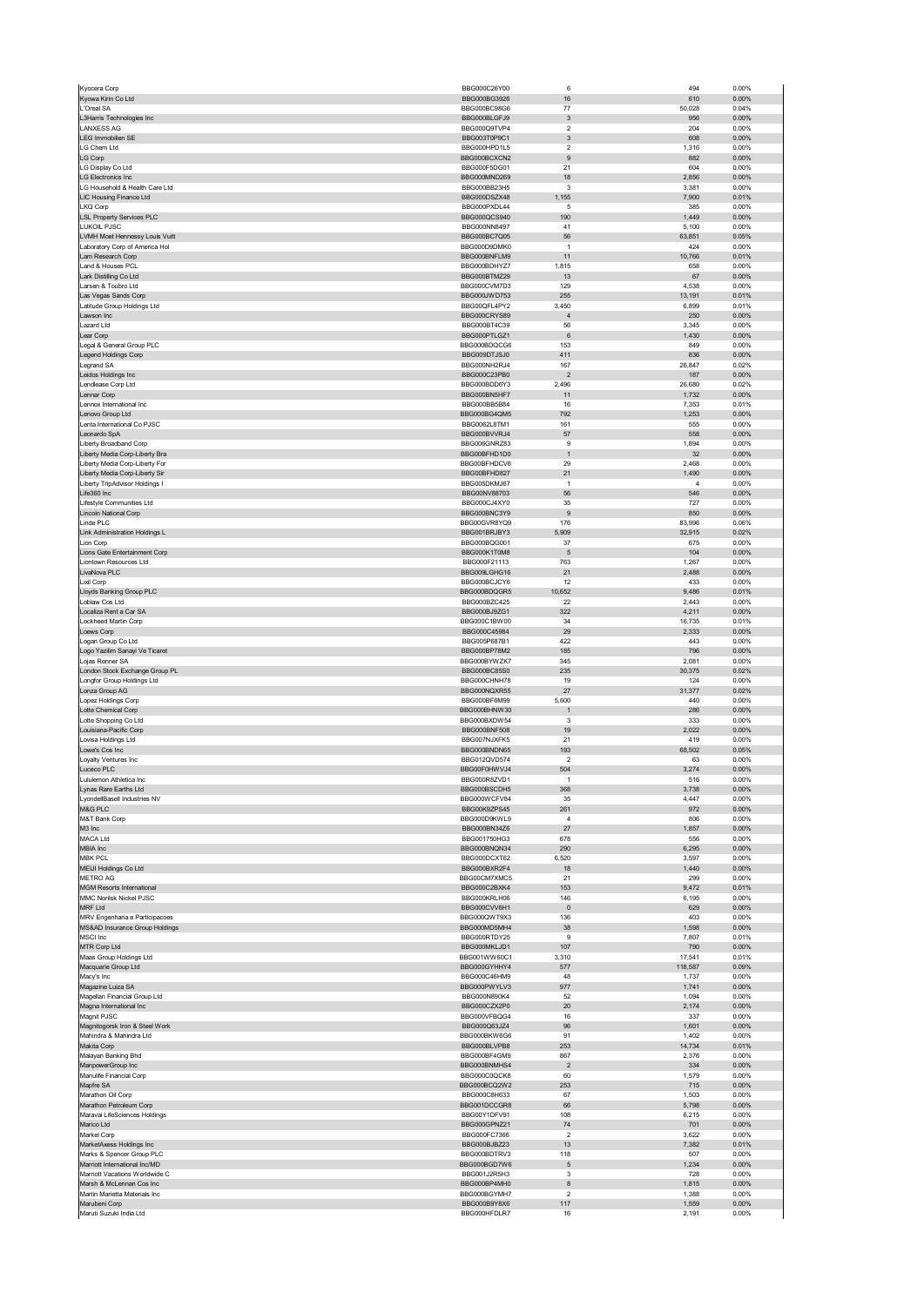| | | | | |
|---|---|---|---|---|
| Kyocera Corp | BBG000C26Y00 | 6 | 494 | 0.00% |
| Kyowa Kirin Co Ltd | BBG000BG3926 | 16 | 610 | 0.00% |
| L'Oreal SA | BBG000BC98G6 | 77 | 50,028 | 0.04% |
| L3Harris Technologies Inc | BBG000BLGFJ9 | 3 | 956 | 0.00% |
| LANXESS AG | BBG000Q9TVP4 | 2 | 204 | 0.00% |
| LEG Immobilien SE | BBG003T0P9C1 | 3 | 608 | 0.00% |
| LG Chem Ltd | BBG000HPD1L5 | 2 | 1,316 | 0.00% |
| LG Corp | BBG000BCXCN2 | 9 | 882 | 0.00% |
| LG Display Co Ltd | BBG000F5DG01 | 21 | 604 | 0.00% |
| LG Electronics Inc | BBG000MND269 | 18 | 2,856 | 0.00% |
| LG Household & Health Care Ltd | BBG000BB23H5 | 3 | 3,381 | 0.00% |
| LIC Housing Finance Ltd | BBG000DSZX48 | 1,155 | 7,900 | 0.01% |
| LKQ Corp | BBG000PXDL44 | 5 | 385 | 0.00% |
| LSL Property Services PLC | BBG000QCS940 | 190 | 1,449 | 0.00% |
| LUKOIL PJSC | BBG000NN8497 | 41 | 5,100 | 0.00% |
| LVMH Moet Hennessy Louis Vuitt | BBG000BC7Q05 | 56 | 63,851 | 0.05% |
| Laboratory Corp of America Hol | BBG000D9DMK0 | 1 | 424 | 0.00% |
| Lam Research Corp | BBG000BNFLM9 | 11 | 10,766 | 0.01% |
| Land & Houses PCL | BBG000BDHYZ7 | 1,815 | 658 | 0.00% |
| Lark Distilling Co Ltd | BBG000BTMZ29 | 13 | 67 | 0.00% |
| Larsen & Toubro Ltd | BBG000CVM7D3 | 129 | 4,538 | 0.00% |
| Las Vegas Sands Corp | BBG000JWD753 | 255 | 13,191 | 0.01% |
| Latitude Group Holdings Ltd | BBG00QFL4PY2 | 3,450 | 6,899 | 0.01% |
| Lawson Inc | BBG000CRYS89 | 4 | 250 | 0.00% |
| Lazard Ltd | BBG000BT4C39 | 56 | 3,345 | 0.00% |
| Lear Corp | BBG000PTLGZ1 | 6 | 1,430 | 0.00% |
| Legal & General Group PLC | BBG000BDQCG6 | 153 | 849 | 0.00% |
| Legend Holdings Corp | BBG009DTJSJ0 | 411 | 836 | 0.00% |
| Legrand SA | BBG000NH2RJ4 | 167 | 26,847 | 0.02% |
| Leidos Holdings Inc | BBG000C23PB0 | 2 | 187 | 0.00% |
| Lendlease Corp Ltd | BBG000BDD6Y3 | 2,496 | 26,680 | 0.02% |
| Lennar Corp | BBG000BN5HF7 | 11 | 1,732 | 0.00% |
| Lennox International Inc | BBG000BB5B84 | 16 | 7,353 | 0.01% |
| Lenovo Group Ltd | BBG000BG4QM5 | 792 | 1,253 | 0.00% |
| Lenta International Co PJSC | BBG0062L8TM1 | 161 | 555 | 0.00% |
| Leonardo SpA | BBG000BVVRJ4 | 57 | 558 | 0.00% |
| Liberty Broadband Corp | BBG006GNRZ83 | 9 | 1,894 | 0.00% |
| Liberty Media Corp-Liberty Bra | BBG00BFHD1D0 | 1 | 32 | 0.00% |
| Liberty Media Corp-Liberty For | BBG00BFHDCV6 | 29 | 2,468 | 0.00% |
| Liberty Media Corp-Liberty Sir | BBG00BFHD827 | 21 | 1,490 | 0.00% |
| Liberty TripAdvisor Holdings I | BBG005DKMJ67 | 1 | 4 | 0.00% |
| Life360 Inc | BBG00NV88703 | 56 | 546 | 0.00% |
| Lifestyle Communities Ltd | BBG000CJ4XY0 | 35 | 727 | 0.00% |
| Lincoln National Corp | BBG000BNC3Y9 | 9 | 850 | 0.00% |
| Linde PLC | BBG00GVR8YQ9 | 176 | 83,996 | 0.06% |
| Link Administration Holdings L | BBG001BRJBY3 | 5,909 | 32,915 | 0.02% |
| Lion Corp | BBG000BQG001 | 37 | 675 | 0.00% |
| Lions Gate Entertainment Corp | BBG000K1T0M8 | 5 | 104 | 0.00% |
| Liontown Resources Ltd | BBG000F21113 | 763 | 1,267 | 0.00% |
| LivaNova PLC | BBG009LGHG16 | 21 | 2,488 | 0.00% |
| Lixil Corp | BBG000BCJCY6 | 12 | 433 | 0.00% |
| Lloyds Banking Group PLC | BBG000BDQGR5 | 10,652 | 9,486 | 0.01% |
| Loblaw Cos Ltd | BBG000BZC425 | 22 | 2,443 | 0.00% |
| Localiza Rent a Car SA | BBG000BJ9ZG1 | 322 | 4,211 | 0.00% |
| Lockheed Martin Corp | BBG000C1BW00 | 34 | 16,735 | 0.01% |
| Loews Corp | BBG000C45984 | 29 | 2,333 | 0.00% |
| Logan Group Co Ltd | BBG005P687B1 | 422 | 443 | 0.00% |
| Logo Yazilim Sanayi Ve Ticaret | BBG000BP78M2 | 185 | 796 | 0.00% |
| Lojas Renner SA | BBG000BYWZK7 | 345 | 2,081 | 0.00% |
| London Stock Exchange Group PL | BBG000BC85S0 | 235 | 30,375 | 0.02% |
| Longfor Group Holdings Ltd | BBG000CHNH78 | 19 | 124 | 0.00% |
| Lonza Group AG | BBG000NQXR55 | 27 | 31,377 | 0.02% |
| Lopez Holdings Corp | BBG000BF6M99 | 5,600 | 440 | 0.00% |
| Lotte Chemical Corp | BBG000BHNW30 | 1 | 286 | 0.00% |
| Lotte Shopping Co Ltd | BBG000BXDW54 | 3 | 333 | 0.00% |
| Louisiana-Pacific Corp | BBG000BNF508 | 19 | 2,022 | 0.00% |
| Lovisa Holdings Ltd | BBG007NJXFK5 | 21 | 419 | 0.00% |
| Lowe's Cos Inc | BBG000BNDN65 | 193 | 68,502 | 0.05% |
| Loyalty Ventures Inc | BBG012QVD574 | 2 | 63 | 0.00% |
| Luceco PLC | BBG00F0HWVJ4 | 504 | 3,274 | 0.00% |
| Lululemon Athletica Inc | BBG000R8ZVD1 | 1 | 516 | 0.00% |
| Lynas Rare Earths Ltd | BBG000BSCDH5 | 368 | 3,738 | 0.00% |
| LyondellBasell Industries NV | BBG000WCFV84 | 35 | 4,447 | 0.00% |
| M&G PLC | BBG00K9ZPS45 | 261 | 972 | 0.00% |
| M&T Bank Corp | BBG000D9KWL9 | 4 | 806 | 0.00% |
| M3 Inc | BBG000BN34Z6 | 27 | 1,857 | 0.00% |
| MACA Ltd | BBG001750HG3 | 678 | 556 | 0.00% |
| MBIA Inc | BBG000BBQN34 | 290 | 6,295 | 0.00% |
| MBK PCL | BBG000DCXT62 | 6,520 | 3,597 | 0.00% |
| MEIJI Holdings Co Ltd | BBG000BXR2F4 | 18 | 1,440 | 0.00% |
| METRO AG | BBG00CM7XMC5 | 21 | 299 | 0.00% |
| MGM Resorts International | BBG000C2BXK4 | 153 | 9,472 | 0.01% |
| MMC Norilsk Nickel PJSC | BBG000KRLH06 | 146 | 6,195 | 0.00% |
| MRF Ltd | BBG000CVV6H1 | 0 | 629 | 0.00% |
| MRV Engenharia e Participacoes | BBG000QWT9X3 | 136 | 403 | 0.00% |
| MS&AD Insurance Group Holdings | BBG000MD5MH4 | 38 | 1,598 | 0.00% |
| MSCI Inc | BBG000RTDY25 | 9 | 7,807 | 0.01% |
| MTR Corp Ltd | BBG000MKLJD1 | 107 | 790 | 0.00% |
| Maas Group Holdings Ltd | BBG001WW60C1 | 3,310 | 17,541 | 0.01% |
| Macquarie Group Ltd | BBG000GYHHY4 | 577 | 118,587 | 0.09% |
| Macy's Inc | BBG000C46HM9 | 48 | 1,737 | 0.00% |
| Magazine Luiza SA | BBG000PWYLV3 | 977 | 1,741 | 0.00% |
| Magellan Financial Group Ltd | BBG000N890K4 | 52 | 1,094 | 0.00% |
| Magna International Inc | BBG000CZX2P0 | 20 | 2,174 | 0.00% |
| Magnit PJSC | BBG000VFBQG4 | 16 | 337 | 0.00% |
| Magnitogorsk Iron & Steel Work | BBG000Q63JZ4 | 96 | 1,601 | 0.00% |
| Mahindra & Mahindra Ltd | BBG000BKW6G6 | 91 | 1,402 | 0.00% |
| Makita Corp | BBG000BLVPB8 | 253 | 14,734 | 0.01% |
| Malayan Banking Bhd | BBG000BF4GM9 | 867 | 2,376 | 0.00% |
| ManpowerGroup Inc | BBG000BNMHS4 | 2 | 334 | 0.00% |
| Manulife Financial Corp | BBG000C0QCK8 | 60 | 1,579 | 0.00% |
| Mapfre SA | BBG000BCQ2W2 | 253 | 715 | 0.00% |
| Marathon Oil Corp | BBG000C8H633 | 67 | 1,503 | 0.00% |
| Marathon Petroleum Corp | BBG001DCCGR8 | 66 | 5,798 | 0.00% |
| Maravai LifeSciences Holdings | BBG00Y1DFV91 | 108 | 6,215 | 0.00% |
| Marico Ltd | BBG000GPNZ21 | 74 | 701 | 0.00% |
| Markel Corp | BBG000FC7366 | 2 | 3,622 | 0.00% |
| MarketAxess Holdings Inc | BBG000BJBZ23 | 13 | 7,382 | 0.01% |
| Marks & Spencer Group PLC | BBG000BDTRV3 | 118 | 507 | 0.00% |
| Marriott International Inc/MD | BBG000BGD7W6 | 5 | 1,234 | 0.00% |
| Marriott Vacations Worldwide C | BBG001J2R5H3 | 3 | 728 | 0.00% |
| Marsh & McLennan Cos Inc | BBG000BP4MH0 | 8 | 1,815 | 0.00% |
| Martin Marietta Materials Inc | BBG000BGYMH7 | 2 | 1,388 | 0.00% |
| Marubeni Corp | BBG000B9Y8X6 | 117 | 1,559 | 0.00% |
| Maruti Suzuki India Ltd | BBG000HFDLR7 | 16 | 2,191 | 0.00% |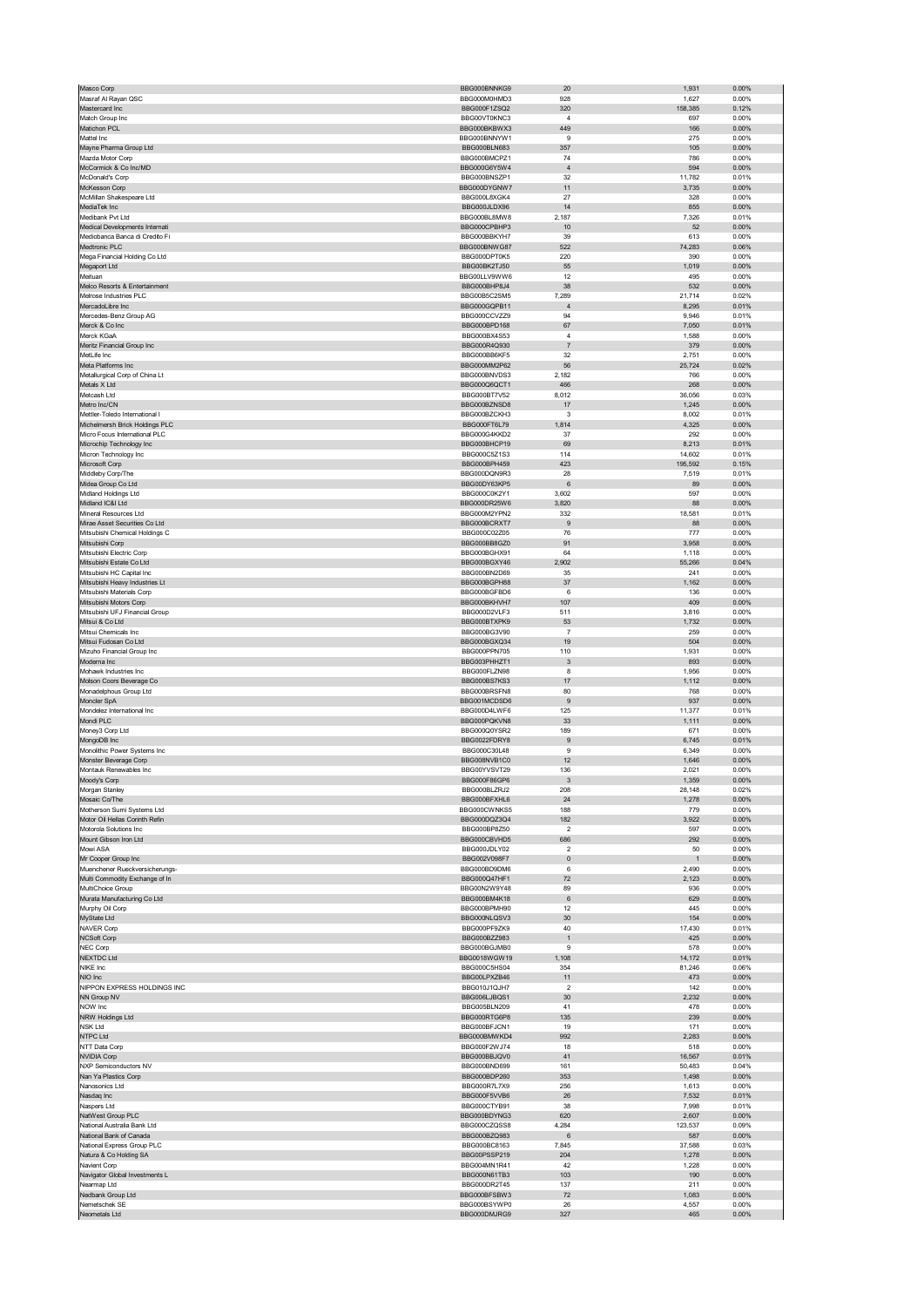| | | | | |
|---|---|---|---|---|
| Masco Corp | BBG000BNNKG9 | 20 | 1,931 | 0.00% |
| Masraf Al Rayan QSC | BBG000M0HMD3 | 928 | 1,627 | 0.00% |
| Mastercard Inc | BBG000F1ZSQ2 | 320 | 158,385 | 0.12% |
| Match Group Inc | BBG00VT0KNC3 | 4 | 697 | 0.00% |
| Matichon PCL | BBG000BKBWX3 | 449 | 166 | 0.00% |
| Mattel Inc | BBG000BNNYW1 | 9 | 275 | 0.00% |
| Mayne Pharma Group Ltd | BBG000BLN683 | 357 | 105 | 0.00% |
| Mazda Motor Corp | BBG000BMCPZ1 | 74 | 786 | 0.00% |
| McCormick & Co Inc/MD | BBG000G6Y5W4 | 4 | 594 | 0.00% |
| McDonald's Corp | BBG000BNSZP1 | 32 | 11,782 | 0.01% |
| McKesson Corp | BBG000DYGNW7 | 11 | 3,735 | 0.00% |
| McMillan Shakespeare Ltd | BBG000L8XGK4 | 27 | 328 | 0.00% |
| MediaTek Inc | BBG000JLDX96 | 14 | 855 | 0.00% |
| Medibank Pvt Ltd | BBG000BL8MW8 | 2,187 | 7,326 | 0.01% |
| Medical Developments Internati | BBG000CPBHP3 | 10 | 52 | 0.00% |
| Mediobanca Banca di Credito Fi | BBG000BBKYH7 | 39 | 613 | 0.00% |
| Medtronic PLC | BBG000BNWG87 | 522 | 74,283 | 0.06% |
| Mega Financial Holding Co Ltd | BBG000DPT0K5 | 220 | 390 | 0.00% |
| Megaport Ltd | BBG00BK2TJ50 | 55 | 1,019 | 0.00% |
| Meituan | BBG00LLV9WW6 | 12 | 495 | 0.00% |
| Melco Resorts & Entertainment | BBG000BHP8J4 | 38 | 532 | 0.00% |
| Melrose Industries PLC | BBG00B5C2SM5 | 7,289 | 21,714 | 0.02% |
| MercadoLibre Inc | BBG000GQPB11 | 4 | 8,295 | 0.01% |
| Mercedes-Benz Group AG | BBG000CCVZZ9 | 94 | 9,946 | 0.01% |
| Merck & Co Inc | BBG000BPD168 | 67 | 7,050 | 0.01% |
| Merck KGaA | BBG000BX4S53 | 4 | 1,588 | 0.00% |
| Meritz Financial Group Inc | BBG000R4Q930 | 7 | 379 | 0.00% |
| MetLife Inc | BBG000BB6KF5 | 32 | 2,751 | 0.00% |
| Meta Platforms Inc | BBG000MM2P62 | 56 | 25,724 | 0.02% |
| Metallurgical Corp of China Lt | BBG000BNVDS3 | 2,182 | 766 | 0.00% |
| Metals X Ltd | BBG000Q6QCT1 | 466 | 268 | 0.00% |
| Metcash Ltd | BBG000BT7V52 | 8,012 | 36,056 | 0.03% |
| Metro Inc/CN | BBG000BZNSD8 | 17 | 1,245 | 0.00% |
| Mettler-Toledo International I | BBG000BZCKH3 | 3 | 8,002 | 0.01% |
| Michelmersh Brick Holdings PLC | BBG000FT6L79 | 1,814 | 4,325 | 0.00% |
| Micro Focus International PLC | BBG000G4KKD2 | 37 | 292 | 0.00% |
| Microchip Technology Inc | BBG000BHCP19 | 69 | 8,213 | 0.01% |
| Micron Technology Inc | BBG000C5Z1S3 | 114 | 14,602 | 0.01% |
| Microsoft Corp | BBG000BPH459 | 423 | 195,592 | 0.15% |
| Middleby Corp/The | BBG000DQN9R3 | 28 | 7,519 | 0.01% |
| Midea Group Co Ltd | BBG00DY63KP5 | 6 | 89 | 0.00% |
| Midland Holdings Ltd | BBG000C0K2Y1 | 3,602 | 597 | 0.00% |
| Midland IC&I Ltd | BBG000DR25W6 | 3,820 | 88 | 0.00% |
| Mineral Resources Ltd | BBG000M2YPN2 | 332 | 18,581 | 0.01% |
| Mirae Asset Securities Co Ltd | BBG000BCRXT7 | 9 | 88 | 0.00% |
| Mitsubishi Chemical Holdings C | BBG000C02Z05 | 76 | 777 | 0.00% |
| Mitsubishi Corp | BBG000BB8GZ0 | 91 | 3,958 | 0.00% |
| Mitsubishi Electric Corp | BBG000BGHX91 | 64 | 1,118 | 0.00% |
| Mitsubishi Estate Co Ltd | BBG000BGXY46 | 2,902 | 55,266 | 0.04% |
| Mitsubishi HC Capital Inc | BBG000BN2D69 | 35 | 241 | 0.00% |
| Mitsubishi Heavy Industries Lt | BBG000BGPH88 | 37 | 1,162 | 0.00% |
| Mitsubishi Materials Corp | BBG000BGFBD6 | 6 | 136 | 0.00% |
| Mitsubishi Motors Corp | BBG000BKHVH7 | 107 | 409 | 0.00% |
| Mitsubishi UFJ Financial Group | BBG000D2VLF3 | 511 | 3,816 | 0.00% |
| Mitsui & Co Ltd | BBG000BTXPK9 | 53 | 1,732 | 0.00% |
| Mitsui Chemicals Inc | BBG000BG3V90 | 7 | 259 | 0.00% |
| Mitsui Fudosan Co Ltd | BBG000BGXQ34 | 19 | 504 | 0.00% |
| Mizuho Financial Group Inc | BBG000PPN705 | 110 | 1,931 | 0.00% |
| Moderna Inc | BBG003PHHZT1 | 3 | 893 | 0.00% |
| Mohawk Industries Inc | BBG000FLZN98 | 8 | 1,956 | 0.00% |
| Molson Coors Beverage Co | BBG000BS7KS3 | 17 | 1,112 | 0.00% |
| Monadelphous Group Ltd | BBG000BRSFN8 | 80 | 768 | 0.00% |
| Moncler SpA | BBG001MCDSD6 | 9 | 937 | 0.00% |
| Mondelez International Inc | BBG000D4LWF6 | 125 | 11,377 | 0.01% |
| Mondi PLC | BBG000PQKVN8 | 33 | 1,111 | 0.00% |
| Money3 Corp Ltd | BBG000Q0YSR2 | 189 | 671 | 0.00% |
| MongoDB Inc | BBG0022FDRY8 | 9 | 6,745 | 0.01% |
| Monolithic Power Systems Inc | BBG000C30L48 | 9 | 6,349 | 0.00% |
| Monster Beverage Corp | BBG008NVB1C0 | 12 | 1,646 | 0.00% |
| Montauk Renewables Inc | BBG00YVSVT29 | 136 | 2,021 | 0.00% |
| Moody's Corp | BBG000F86GP6 | 3 | 1,359 | 0.00% |
| Morgan Stanley | BBG000BLZRJ2 | 208 | 28,148 | 0.02% |
| Mosaic Co/The | BBG000BFXHL6 | 24 | 1,278 | 0.00% |
| Motherson Sumi Systems Ltd | BBG000CWNKS5 | 188 | 779 | 0.00% |
| Motor Oil Hellas Corinth Refin | BBG000DQZ3Q4 | 182 | 3,922 | 0.00% |
| Motorola Solutions Inc | BBG000BP8Z50 | 2 | 597 | 0.00% |
| Mount Gibson Iron Ltd | BBG000CBVHD5 | 686 | 292 | 0.00% |
| Mowi ASA | BBG000JDLY02 | 2 | 50 | 0.00% |
| Mr Cooper Group Inc | BBG002V098F7 | 0 | 1 | 0.00% |
| Muenchener Rueckversicherungs- | BBG000BD9DM6 | 6 | 2,490 | 0.00% |
| Multi Commodity Exchange of In | BBG000Q47HF1 | 72 | 2,123 | 0.00% |
| MultiChoice Group | BBG00N2W9Y48 | 89 | 936 | 0.00% |
| Murata Manufacturing Co Ltd | BBG000BM4K18 | 6 | 629 | 0.00% |
| Murphy Oil Corp | BBG000BPMH90 | 12 | 445 | 0.00% |
| MyState Ltd | BBG000NLQSV3 | 30 | 154 | 0.00% |
| NAVER Corp | BBG000PF8ZK9 | 40 | 17,430 | 0.01% |
| NCSoft Corp | BBG000BZZ983 | 1 | 425 | 0.00% |
| NEC Corp | BBG000BGJMB0 | 9 | 578 | 0.00% |
| NEXTDC Ltd | BBG0018WGW19 | 1,108 | 14,172 | 0.01% |
| NIKE Inc | BBG000C5HS04 | 354 | 81,246 | 0.06% |
| NIO Inc | BBG00LPXZB46 | 11 | 473 | 0.00% |
| NIPPON EXPRESS HOLDINGS INC | BBG010J1QJH7 | 2 | 142 | 0.00% |
| NN Group NV | BBG006LJBQS1 | 30 | 2,232 | 0.00% |
| NOW Inc | BBG005BLN209 | 41 | 478 | 0.00% |
| NRW Holdings Ltd | BBG000RTG6P8 | 135 | 239 | 0.00% |
| NSK Ltd | BBG000BFJCN1 | 19 | 171 | 0.00% |
| NTPC Ltd | BBG000BMWKD4 | 992 | 2,283 | 0.00% |
| NTT Data Corp | BBG000F2WJ74 | 18 | 518 | 0.00% |
| NVIDIA Corp | BBG000BBJQV0 | 41 | 16,567 | 0.01% |
| NXP Semiconductors NV | BBG000BND699 | 161 | 50,483 | 0.04% |
| Nan Ya Plastics Corp | BBG000BDP260 | 353 | 1,498 | 0.00% |
| Nanosonics Ltd | BBG000R7L7X9 | 256 | 1,613 | 0.00% |
| Nasdaq Inc | BBG000F5VVB6 | 26 | 7,532 | 0.01% |
| Naspers Ltd | BBG000CTYB91 | 38 | 7,998 | 0.01% |
| NatWest Group PLC | BBG000BDYNG3 | 620 | 2,607 | 0.00% |
| National Australia Bank Ltd | BBG000CZQSS8 | 4,284 | 123,537 | 0.09% |
| National Bank of Canada | BBG000BZQ983 | 6 | 587 | 0.00% |
| National Express Group PLC | BBG000BC8163 | 7,845 | 37,588 | 0.03% |
| Natura & Co Holding SA | BBG00PSSP219 | 204 | 1,278 | 0.00% |
| Navient Corp | BBG004MN1R41 | 42 | 1,228 | 0.00% |
| Navigator Global Investments L | BBG000N61TB3 | 103 | 190 | 0.00% |
| Nearmap Ltd | BBG000DR2T45 | 137 | 211 | 0.00% |
| Nedbank Group Ltd | BBG000BFSBW3 | 72 | 1,083 | 0.00% |
| Nemetschek SE | BBG000BSYWP0 | 26 | 4,557 | 0.00% |
| Neometals Ltd | BBG000DMJRG9 | 327 | 465 | 0.00% |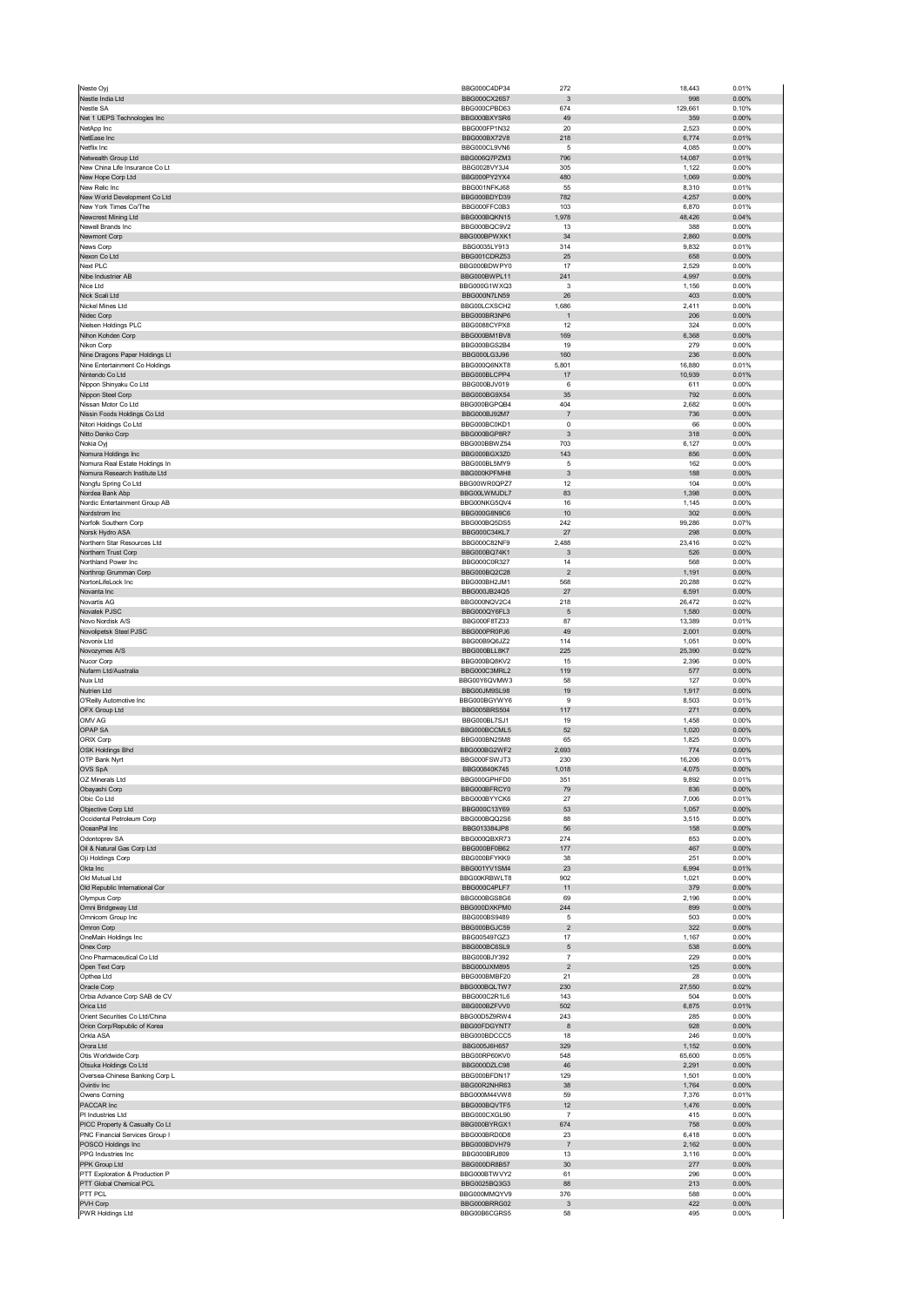| | | | | |
|---|---|---|---|---|
| Neste Oyj | BBG000C4DP34 | 272 | 18,443 | 0.01% |
| Nestle India Ltd | BBG000CX26S7 | 3 | 998 | 0.00% |
| Nestle SA | BBG000CPBD63 | 674 | 129,661 | 0.10% |
| Net 1 UEPS Technologies Inc | BBG000BXYSR6 | 49 | 359 | 0.00% |
| NetApp Inc | BBG000FP1N32 | 20 | 2,523 | 0.00% |
| NetEase Inc | BBG000BX72V8 | 218 | 6,774 | 0.01% |
| Netflix Inc | BBG000CL9VN6 | 5 | 4,085 | 0.00% |
| Netwealth Group Ltd | BBG00GQ7PZM3 | 796 | 14,087 | 0.01% |
| New China Life Insurance Co Lt | BBG0028VY3J4 | 305 | 1,122 | 0.00% |
| New Hope Corp Ltd | BBG000PY2YX4 | 480 | 1,069 | 0.00% |
| New Relic Inc | BBG001NFKJ68 | 55 | 8,310 | 0.01% |
| New World Development Co Ltd | BBG000BDYD39 | 782 | 4,257 | 0.00% |
| New York Times Co/The | BBG000FFC0B3 | 103 | 6,870 | 0.01% |
| Newcrest Mining Ltd | BBG000BQKN15 | 1,978 | 48,426 | 0.04% |
| Newell Brands Inc | BBG000BQC9V2 | 13 | 388 | 0.00% |
| Newmont Corp | BBG000BPWXK1 | 34 | 2,860 | 0.00% |
| News Corp | BBG0035LY913 | 314 | 9,832 | 0.01% |
| Nexon Co Ltd | BBG001CDRZ53 | 25 | 658 | 0.00% |
| Next PLC | BBG000BDWPY0 | 17 | 2,529 | 0.00% |
| Nibe Industrier AB | BBG000BWPL11 | 241 | 4,997 | 0.00% |
| Nice Ltd | BBG000G1WXQ3 | 3 | 1,156 | 0.00% |
| Nick Scali Ltd | BBG000N7LN59 | 26 | 403 | 0.00% |
| Nickel Mines Ltd | BBG00LCXSCH2 | 1,686 | 2,411 | 0.00% |
| Nidec Corp | BBG000BR3NP6 | 1 | 206 | 0.00% |
| Nielsen Holdings PLC | BBG0088CYPX8 | 12 | 324 | 0.00% |
| Nihon Kohden Corp | BBG000BM1BV8 | 169 | 6,368 | 0.00% |
| Nikon Corp | BBG000BGS2B4 | 19 | 279 | 0.00% |
| Nine Dragons Paper Holdings Lt | BBG000LG3J96 | 160 | 236 | 0.00% |
| Nine Entertainment Co Holdings | BBG000Q6NXT8 | 5,801 | 16,880 | 0.01% |
| Nintendo Co Ltd | BBG000BLCPP4 | 17 | 10,939 | 0.01% |
| Nippon Shinyaku Co Ltd | BBG000BJV019 | 6 | 611 | 0.00% |
| Nippon Steel Corp | BBG000BG9X54 | 35 | 792 | 0.00% |
| Nissan Motor Co Ltd | BBG000BGPQB4 | 404 | 2,682 | 0.00% |
| Nissin Foods Holdings Co Ltd | BBG000BJ92M7 | 7 | 736 | 0.00% |
| Nitori Holdings Co Ltd | BBG000BC0KD1 | 0 | 66 | 0.00% |
| Nitto Denko Corp | BBG000BGP8R7 | 3 | 318 | 0.00% |
| Nokia Oyj | BBG000BBWZ54 | 703 | 6,127 | 0.00% |
| Nomura Holdings Inc | BBG000BGX3Z0 | 143 | 856 | 0.00% |
| Nomura Real Estate Holdings In | BBG000BL5MY9 | 5 | 162 | 0.00% |
| Nomura Research Institute Ltd | BBG000KPFMH8 | 3 | 188 | 0.00% |
| Nongfu Spring Co Ltd | BBG00WR0QPZ7 | 12 | 104 | 0.00% |
| Nordea Bank Abp | BBG00LWMJDL7 | 83 | 1,398 | 0.00% |
| Nordic Entertainment Group AB | BBG00NKG5QV4 | 16 | 1,145 | 0.00% |
| Nordstrom Inc | BBG000G8N9C6 | 10 | 302 | 0.00% |
| Norfolk Southern Corp | BBG000BQ5DS5 | 242 | 99,286 | 0.07% |
| Norsk Hydro ASA | BBG000C34KL7 | 27 | 298 | 0.00% |
| Northern Star Resources Ltd | BBG000C82NF9 | 2,488 | 23,416 | 0.02% |
| Northern Trust Corp | BBG000BQ74K1 | 3 | 526 | 0.00% |
| Northland Power Inc | BBG000C0R327 | 14 | 568 | 0.00% |
| Northrop Grumman Corp | BBG000BQ2C28 | 2 | 1,191 | 0.00% |
| NortonLifeLock Inc | BBG000BH2JM1 | 568 | 20,288 | 0.02% |
| Novanta Inc | BBG000JB24Q5 | 27 | 6,591 | 0.00% |
| Novartis AG | BBG000NQV2C4 | 218 | 26,472 | 0.02% |
| Novatek PJSC | BBG000QY6FL3 | 5 | 1,580 | 0.00% |
| Novo Nordisk A/S | BBG000F8TZ33 | 87 | 13,389 | 0.01% |
| Novolipetsk Steel PJSC | BBG000PR0PJ6 | 49 | 2,001 | 0.00% |
| Novonix Ltd | BBG00B9Q6JZ2 | 114 | 1,051 | 0.00% |
| Novozymes A/S | BBG000BLL8K7 | 225 | 25,390 | 0.02% |
| Nucor Corp | BBG000BQ8KV2 | 15 | 2,396 | 0.00% |
| Nufarm Ltd/Australia | BBG000C3MRL2 | 119 | 577 | 0.00% |
| Nuix Ltd | BBG00Y6QVMW3 | 58 | 127 | 0.00% |
| Nutrien Ltd | BBG00JM9SL98 | 19 | 1,917 | 0.00% |
| O'Reilly Automotive Inc | BBG000BGYWY6 | 9 | 8,503 | 0.01% |
| OFX Group Ltd | BBG005BRS504 | 117 | 271 | 0.00% |
| OMV AG | BBG000BL7SJ1 | 19 | 1,458 | 0.00% |
| OPAP SA | BBG000BCCML5 | 52 | 1,020 | 0.00% |
| ORIX Corp | BBG000BN25M8 | 65 | 1,825 | 0.00% |
| OSK Holdings Bhd | BBG000BG2WF2 | 2,693 | 774 | 0.00% |
| OTP Bank Nyrt | BBG000FSWJT3 | 230 | 16,206 | 0.01% |
| OVS SpA | BBG00840K745 | 1,018 | 4,075 | 0.00% |
| OZ Minerals Ltd | BBG000GPHFD0 | 351 | 9,892 | 0.01% |
| Obayashi Corp | BBG000BFRCY0 | 79 | 836 | 0.00% |
| Obic Co Ltd | BBG000BYYCK6 | 27 | 7,006 | 0.01% |
| Objective Corp Ltd | BBG000C13Y69 | 53 | 1,057 | 0.00% |
| Occidental Petroleum Corp | BBG000BQQ2S6 | 88 | 3,515 | 0.00% |
| OceanPal Inc | BBG013384JP8 | 56 | 158 | 0.00% |
| Odontoprev SA | BBG000QBXR73 | 274 | 853 | 0.00% |
| Oil & Natural Gas Corp Ltd | BBG000BF0B62 | 177 | 467 | 0.00% |
| Oji Holdings Corp | BBG000BFYKK9 | 38 | 251 | 0.00% |
| Okta Inc | BBG001YV1SM4 | 23 | 6,994 | 0.01% |
| Old Mutual Ltd | BBG00KRBWLT8 | 902 | 1,021 | 0.00% |
| Old Republic International Cor | BBG000C4PLF7 | 11 | 379 | 0.00% |
| Olympus Corp | BBG000BGS8G6 | 69 | 2,196 | 0.00% |
| Omni Bridgeway Ltd | BBG000DXKPM0 | 244 | 899 | 0.00% |
| Omnicom Group Inc | BBG000BS9489 | 5 | 503 | 0.00% |
| Omron Corp | BBG000BGJC59 | 2 | 322 | 0.00% |
| OneMain Holdings Inc | BBG005497GZ3 | 17 | 1,167 | 0.00% |
| Onex Corp | BBG000BC6SL9 | 5 | 538 | 0.00% |
| Ono Pharmaceutical Co Ltd | BBG000BJY392 | 7 | 229 | 0.00% |
| Open Text Corp | BBG000JXM895 | 2 | 125 | 0.00% |
| Opthea Ltd | BBG000BMBF20 | 21 | 28 | 0.00% |
| Oracle Corp | BBG000BQLTW7 | 230 | 27,550 | 0.02% |
| Orbia Advance Corp SAB de CV | BBG000C2R1L6 | 143 | 504 | 0.00% |
| Orica Ltd | BBG000BZFVV0 | 502 | 6,875 | 0.01% |
| Orient Securities Co Ltd/China | BBG00D5Z9RW4 | 243 | 285 | 0.00% |
| Orion Corp/Republic of Korea | BBG00FDGYNT7 | 8 | 928 | 0.00% |
| Orkla ASA | BBG000BDCCC5 | 18 | 246 | 0.00% |
| Orora Ltd | BBG005J8H657 | 329 | 1,152 | 0.00% |
| Otis Worldwide Corp | BBG00RP60KV0 | 548 | 65,600 | 0.05% |
| Otsuka Holdings Co Ltd | BBG000DZLC98 | 46 | 2,291 | 0.00% |
| Oversea-Chinese Banking Corp L | BBG000BFDN17 | 129 | 1,501 | 0.00% |
| Ovintiv Inc | BBG00R2NHR63 | 38 | 1,764 | 0.00% |
| Owens Corning | BBG000M44VW8 | 59 | 7,376 | 0.01% |
| PACCAR Inc | BBG000BQVTF5 | 12 | 1,476 | 0.00% |
| PI Industries Ltd | BBG000CXGL90 | 7 | 415 | 0.00% |
| PICC Property & Casualty Co Lt | BBG000BYRGX1 | 674 | 758 | 0.00% |
| PNC Financial Services Group I | BBG000BRD0D8 | 23 | 6,418 | 0.00% |
| POSCO Holdings Inc | BBG000BDVH79 | 7 | 2,162 | 0.00% |
| PPG Industries Inc | BBG000BRJ809 | 13 | 3,116 | 0.00% |
| PPK Group Ltd | BBG000DR8B57 | 30 | 277 | 0.00% |
| PTT Exploration & Production P | BBG000BTWVY2 | 61 | 296 | 0.00% |
| PTT Global Chemical PCL | BBG0025BQ3G3 | 88 | 213 | 0.00% |
| PTT PCL | BBG000MMQYV9 | 376 | 588 | 0.00% |
| PVH Corp | BBG000BRRG02 | 3 | 422 | 0.00% |
| PWR Holdings Ltd | BBG00B6CGRS5 | 58 | 495 | 0.00% |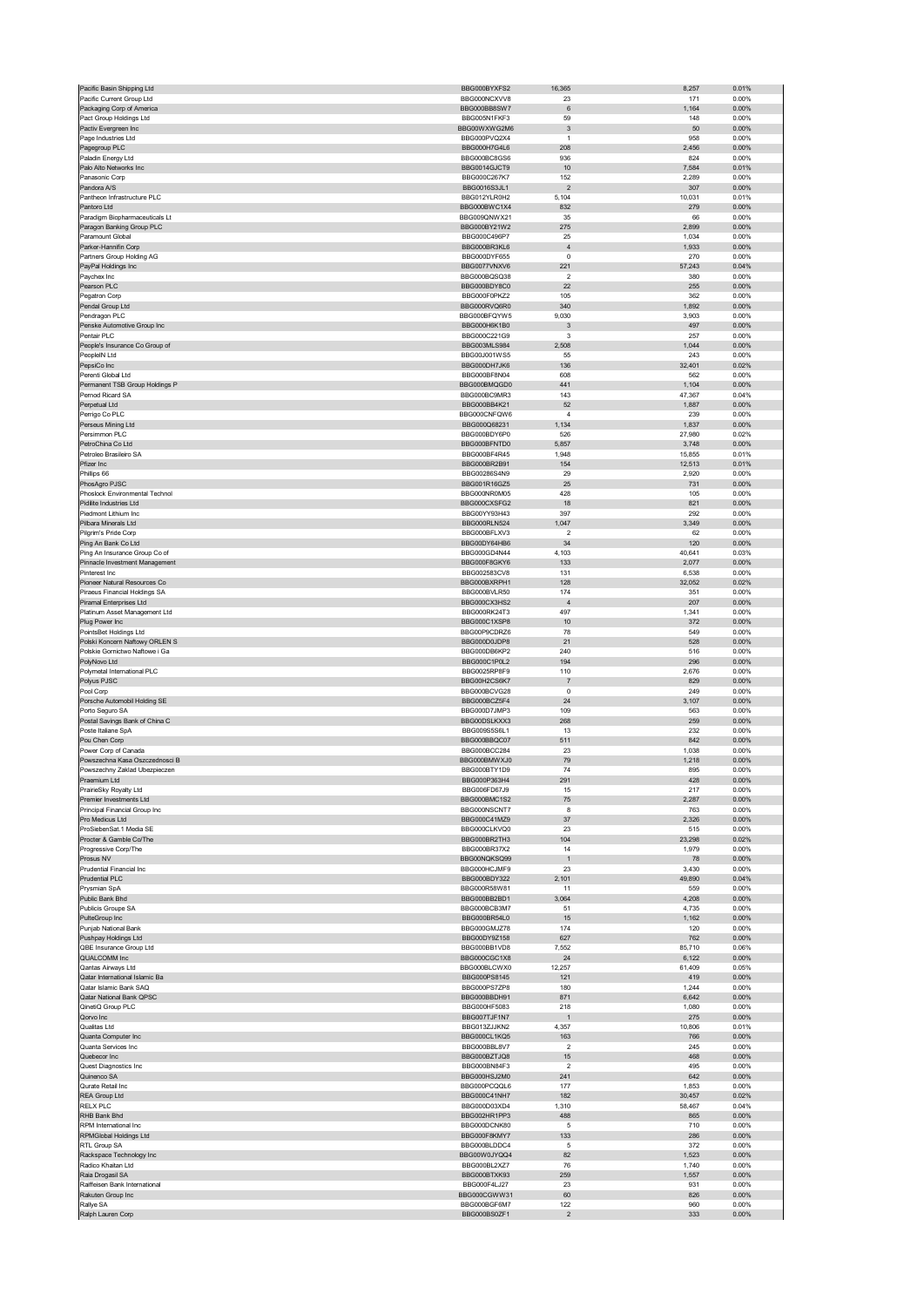| | | | | |
|---|---|---|---|---|
| Pacific Basin Shipping Ltd | BBG000BYXFS2 | 16,365 | 8,257 | 0.01% |
| Pacific Current Group Ltd | BBG000NCXVV8 | 23 | 171 | 0.00% |
| Packaging Corp of America | BBG000BB8SW7 | 6 | 1,164 | 0.00% |
| Pact Group Holdings Ltd | BBG005N1FKF3 | 59 | 148 | 0.00% |
| Pactiv Evergreen Inc | BBG00WXWG2M6 | 3 | 50 | 0.00% |
| Page Industries Ltd | BBG000PVQ2X4 | 1 | 958 | 0.00% |
| Pagegroup PLC | BBG000H7G4L6 | 208 | 2,456 | 0.00% |
| Paladin Energy Ltd | BBG000BC8GS6 | 936 | 824 | 0.00% |
| Palo Alto Networks Inc | BBG0014GJCT9 | 10 | 7,584 | 0.01% |
| Panasonic Corp | BBG000C267K7 | 152 | 2,289 | 0.00% |
| Pandora A/S | BBG0016S3JL1 | 2 | 307 | 0.00% |
| Pantheon Infrastructure PLC | BBG012YLR0H2 | 5,104 | 10,031 | 0.01% |
| Pantoro Ltd | BBG000BWC1X4 | 832 | 279 | 0.00% |
| Paradigm Biopharmaceuticals Lt | BBG009QNWX21 | 35 | 66 | 0.00% |
| Paragon Banking Group PLC | BBG000BY21W2 | 275 | 2,899 | 0.00% |
| Paramount Global | BBG000C496P7 | 25 | 1,034 | 0.00% |
| Parker-Hannifin Corp | BBG000BR3KL6 | 4 | 1,933 | 0.00% |
| Partners Group Holding AG | BBG000DYF655 | 0 | 270 | 0.00% |
| PayPal Holdings Inc | BBG0077VNXV6 | 221 | 57,243 | 0.04% |
| Paychex Inc | BBG000BQSQ38 | 2 | 380 | 0.00% |
| Pearson PLC | BBG000BDY8C0 | 22 | 255 | 0.00% |
| Pegatron Corp | BBG000F0PKZ2 | 105 | 362 | 0.00% |
| Pendal Group Ltd | BBG000RVQ6R0 | 340 | 1,892 | 0.00% |
| Pendragon PLC | BBG000BFQYW5 | 9,030 | 3,903 | 0.00% |
| Penske Automotive Group Inc | BBG000H6K1B0 | 3 | 497 | 0.00% |
| Pentair PLC | BBG000C221G9 | 3 | 257 | 0.00% |
| People's Insurance Co Group of | BBG003MLS984 | 2,508 | 1,044 | 0.00% |
| PeopleIN Ltd | BBG00J001WS5 | 55 | 243 | 0.00% |
| PepsiCo Inc | BBG000DH7JK6 | 136 | 32,401 | 0.02% |
| Perenti Global Ltd | BBG000BF8N04 | 608 | 562 | 0.00% |
| Permanent TSB Group Holdings P | BBG000BMQGD0 | 441 | 1,104 | 0.00% |
| Pernod Ricard SA | BBG000BC9MR3 | 143 | 47,367 | 0.04% |
| Perpetual Ltd | BBG000BB4K21 | 52 | 1,887 | 0.00% |
| Perrigo Co PLC | BBG000CNFQW6 | 4 | 239 | 0.00% |
| Perseus Mining Ltd | BBG000Q68231 | 1,134 | 1,837 | 0.00% |
| Persimmon PLC | BBG000BDY6P0 | 526 | 27,980 | 0.02% |
| PetroChina Co Ltd | BBG000BFNTD0 | 5,857 | 3,748 | 0.00% |
| Petroleo Brasileiro SA | BBG000BF4R45 | 1,948 | 15,855 | 0.01% |
| Pfizer Inc | BBG000BR2B91 | 154 | 12,513 | 0.01% |
| Phillips 66 | BBG00286S4N9 | 29 | 2,920 | 0.00% |
| PhosAgro PJSC | BBG001R16GZ5 | 25 | 731 | 0.00% |
| Phoslock Environmental Technol | BBG000NR0M05 | 428 | 105 | 0.00% |
| Pidilite Industries Ltd | BBG000CXSFG2 | 18 | 821 | 0.00% |
| Piedmont Lithium Inc | BBG00YY93H43 | 397 | 292 | 0.00% |
| Pilbara Minerals Ltd | BBG000RLN524 | 1,047 | 3,349 | 0.00% |
| Pilgrim's Pride Corp | BBG000BFLXV3 | 2 | 62 | 0.00% |
| Ping An Bank Co Ltd | BBG00DY64HB6 | 34 | 120 | 0.00% |
| Ping An Insurance Group Co of | BBG000GD4N44 | 4,103 | 40,641 | 0.03% |
| Pinnacle Investment Management | BBG000F8GKY6 | 133 | 2,077 | 0.00% |
| Pinterest Inc | BBG002583CV8 | 131 | 6,538 | 0.00% |
| Pioneer Natural Resources Co | BBG000BXRPH1 | 128 | 32,052 | 0.02% |
| Piraeus Financial Holdings SA | BBG000BVLR50 | 174 | 351 | 0.00% |
| Piramal Enterprises Ltd | BBG000CX3HS2 | 4 | 207 | 0.00% |
| Platinum Asset Management Ltd | BBG000RK24T3 | 497 | 1,341 | 0.00% |
| Plug Power Inc | BBG000C1XSP8 | 10 | 372 | 0.00% |
| PointsBet Holdings Ltd | BBG00P9CDRZ6 | 78 | 549 | 0.00% |
| Polski Koncern Naftowy ORLEN S | BBG000D0JDP8 | 21 | 528 | 0.00% |
| Polskie Gornictwo Naftowe i Ga | BBG000DB6KP2 | 240 | 516 | 0.00% |
| PolyNovo Ltd | BBG000C1P0L2 | 194 | 296 | 0.00% |
| Polymetal International PLC | BBG0025RP8F9 | 110 | 2,676 | 0.00% |
| Polyus PJSC | BBG00H2CS6K7 | 7 | 829 | 0.00% |
| Pool Corp | BBG000BCVG28 | 0 | 249 | 0.00% |
| Porsche Automobil Holding SE | BBG000BCZ5F4 | 24 | 3,107 | 0.00% |
| Porto Seguro SA | BBG000D7JMP3 | 109 | 563 | 0.00% |
| Postal Savings Bank of China C | BBG00DSLKXX3 | 268 | 259 | 0.00% |
| Poste Italiane SpA | BBG00965S6L1 | 13 | 232 | 0.00% |
| Pou Chen Corp | BBG000BBQC07 | 511 | 842 | 0.00% |
| Power Corp of Canada | BBG000BCC284 | 23 | 1,038 | 0.00% |
| Powszechna Kasa Oszczednosci B | BBG000BMWXJ0 | 79 | 1,218 | 0.00% |
| Powszechny Zaklad Ubezpieczen | BBG000BTY1D9 | 74 | 895 | 0.00% |
| Praemium Ltd | BBG000P363H4 | 291 | 428 | 0.00% |
| PrairieSky Royalty Ltd | BBG006FD67J9 | 15 | 217 | 0.00% |
| Premier Investments Ltd | BBG000BMC1S2 | 75 | 2,287 | 0.00% |
| Principal Financial Group Inc | BBG000NSCNT7 | 8 | 763 | 0.00% |
| Pro Medicus Ltd | BBG000C41MZ9 | 37 | 2,326 | 0.00% |
| ProSiebenSat.1 Media SE | BBG000CLKVQ0 | 23 | 515 | 0.00% |
| Procter & Gamble Co/The | BBG000BR2TH3 | 104 | 23,298 | 0.02% |
| Progressive Corp/The | BBG000BR37X2 | 14 | 1,979 | 0.00% |
| Prosus NV | BBG00NQKSQ99 | 1 | 78 | 0.00% |
| Prudential Financial Inc | BBG000HCJMF9 | 23 | 3,430 | 0.00% |
| Prudential PLC | BBG000BDY322 | 2,101 | 49,890 | 0.04% |
| Prysmian SpA | BBG000R58W81 | 11 | 559 | 0.00% |
| Public Bank Bhd | BBG000BB2BD1 | 3,064 | 4,208 | 0.00% |
| Publicis Groupe SA | BBG000BCB3M7 | 51 | 4,735 | 0.00% |
| PulteGroup Inc | BBG000BR54L0 | 15 | 1,162 | 0.00% |
| Punjab National Bank | BBG000GMJZ78 | 174 | 120 | 0.00% |
| Pushpay Holdings Ltd | BBG00DY9Z158 | 627 | 762 | 0.00% |
| QBE Insurance Group Ltd | BBG000BB1VD8 | 7,552 | 85,710 | 0.06% |
| QUALCOMM Inc | BBG000CGC1X8 | 24 | 6,122 | 0.00% |
| Qantas Airways Ltd | BBG000BLCWX0 | 12,257 | 61,409 | 0.05% |
| Qatar International Islamic Ba | BBG000PS8145 | 121 | 419 | 0.00% |
| Qatar Islamic Bank SAQ | BBG000PS7ZP8 | 180 | 1,244 | 0.00% |
| Qatar National Bank QPSC | BBG000BBDH91 | 871 | 6,642 | 0.00% |
| QinetiQ Group PLC | BBG000HF5083 | 218 | 1,080 | 0.00% |
| Qorvo Inc | BBG007TJF1N7 | 1 | 275 | 0.00% |
| Qualitas Ltd | BBG013ZJJKN2 | 4,357 | 10,806 | 0.01% |
| Quanta Computer Inc | BBG000CL1KQ5 | 163 | 766 | 0.00% |
| Quanta Services Inc | BBG000BBL8V7 | 2 | 245 | 0.00% |
| Quebecor Inc | BBG000BZTJQ8 | 15 | 468 | 0.00% |
| Quest Diagnostics Inc | BBG000BN84F3 | 2 | 495 | 0.00% |
| Quinenco SA | BBG000HSJ2M0 | 241 | 642 | 0.00% |
| Qurate Retail Inc | BBG000PCQQL6 | 177 | 1,853 | 0.00% |
| REA Group Ltd | BBG000C41NH7 | 182 | 30,457 | 0.02% |
| RELX PLC | BBG000D03XD4 | 1,310 | 58,467 | 0.04% |
| RHB Bank Bhd | BBG002HR1PP3 | 488 | 865 | 0.00% |
| RPM International Inc | BBG000DCNK80 | 5 | 710 | 0.00% |
| RPMGlobal Holdings Ltd | BBG000F8KMY7 | 133 | 286 | 0.00% |
| RTL Group SA | BBG000BLDDC4 | 5 | 372 | 0.00% |
| Rackspace Technology Inc | BBG00W0JYQQ4 | 82 | 1,523 | 0.00% |
| Radico Khaitan Ltd | BBG000BL2XZ7 | 76 | 1,740 | 0.00% |
| Raia Drogasil SA | BBG000BTXK93 | 259 | 1,557 | 0.00% |
| Raiffeisen Bank International | BBG000F4LJ27 | 23 | 931 | 0.00% |
| Rakuten Group Inc | BBG000CGWW31 | 60 | 826 | 0.00% |
| Rallye SA | BBG000BGF6M7 | 122 | 960 | 0.00% |
| Ralph Lauren Corp | BBG000BS0ZF1 | 2 | 333 | 0.00% |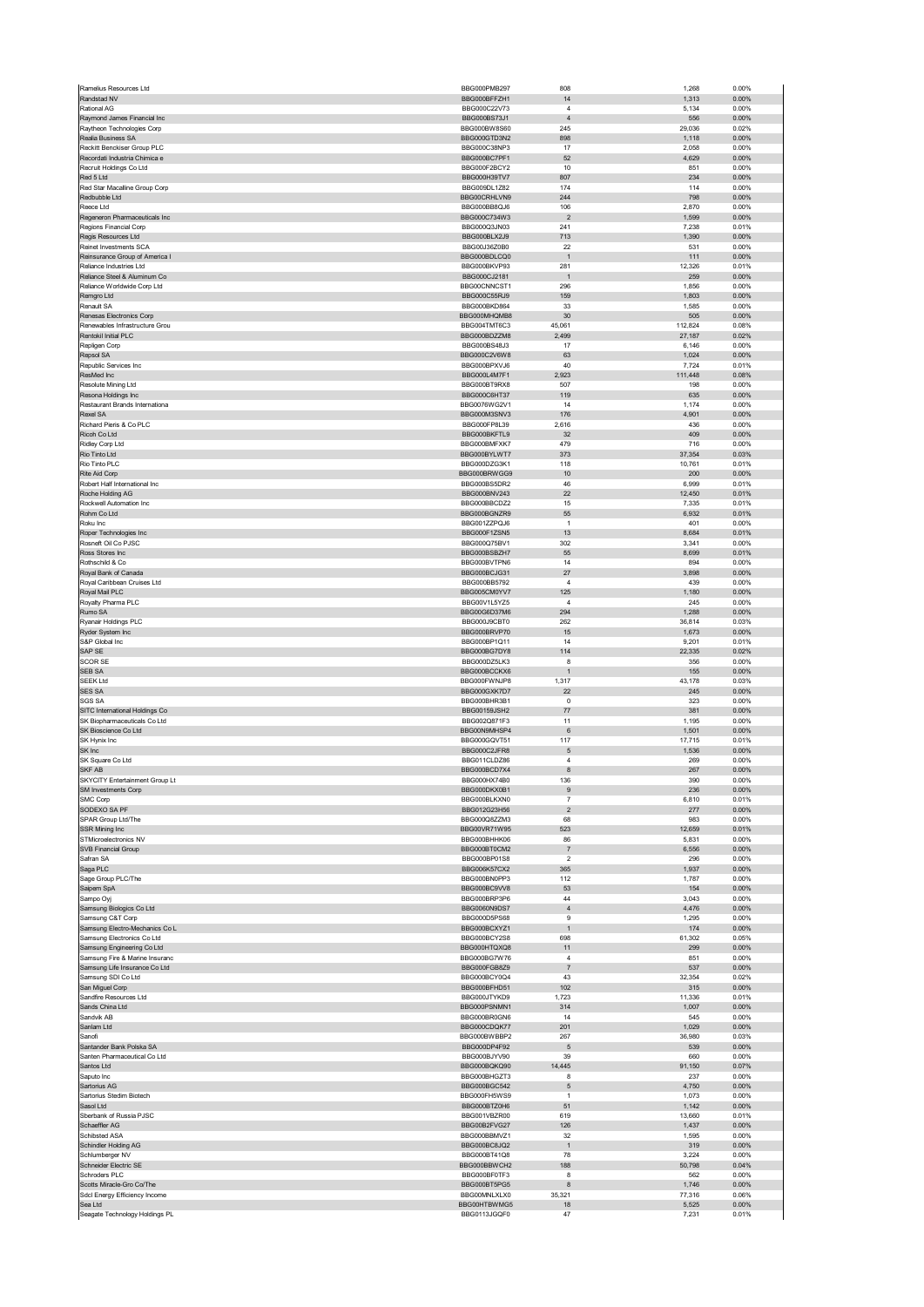| | | | | |
|---|---|---|---|---|
| Ramelius Resources Ltd | BBG000PMB297 | 808 | 1,268 | 0.00% |
| Randstad NV | BBG000BFFZH1 | 14 | 1,313 | 0.00% |
| Rational AG | BBG000C22V73 | 4 | 5,134 | 0.00% |
| Raymond James Financial Inc | BBG000BS73J1 | 4 | 556 | 0.00% |
| Raytheon Technologies Corp | BBG000BW8S60 | 245 | 29,036 | 0.02% |
| Realia Business SA | BBG000GTD3N2 | 898 | 1,118 | 0.00% |
| Reckitt Benckiser Group PLC | BBG000C38NP3 | 17 | 2,058 | 0.00% |
| Recordati Industria Chimica e | BBG000BC7PF1 | 52 | 4,629 | 0.00% |
| Recruit Holdings Co Ltd | BBG000F2BCY2 | 10 | 851 | 0.00% |
| Red 5 Ltd | BBG000H39TV7 | 807 | 234 | 0.00% |
| Red Star Macalline Group Corp | BBG009DL1Z82 | 174 | 114 | 0.00% |
| Redbubble Ltd | BBG00CRHLVN9 | 244 | 798 | 0.00% |
| Reece Ltd | BBG000BB8QJ6 | 106 | 2,870 | 0.00% |
| Regeneron Pharmaceuticals Inc | BBG000C734W3 | 2 | 1,599 | 0.00% |
| Regions Financial Corp | BBG000Q3JN03 | 241 | 7,238 | 0.01% |
| Regis Resources Ltd | BBG000BLX2J9 | 713 | 1,390 | 0.00% |
| Reinet Investments SCA | BBG00J36Z0B0 | 22 | 531 | 0.00% |
| Reinsurance Group of America I | BBG000BDLCQ0 | 1 | 111 | 0.00% |
| Reliance Industries Ltd | BBG000BKVP93 | 281 | 12,326 | 0.01% |
| Reliance Steel & Aluminum Co | BBG000CJ2181 | 1 | 259 | 0.00% |
| Reliance Worldwide Corp Ltd | BBG00CNNCST1 | 296 | 1,856 | 0.00% |
| Remgro Ltd | BBG000C55RJ9 | 159 | 1,803 | 0.00% |
| Renault SA | BBG000BKD864 | 33 | 1,585 | 0.00% |
| Renesas Electronics Corp | BBG000MHQMB8 | 30 | 505 | 0.00% |
| Renewables Infrastructure Grou | BBG004TMT6C3 | 45,061 | 112,824 | 0.08% |
| Rentokil Initial PLC | BBG000BDZZM8 | 2,499 | 27,187 | 0.02% |
| Repligen Corp | BBG000BS48J3 | 17 | 6,146 | 0.00% |
| Repsol SA | BBG000C2V6W8 | 63 | 1,024 | 0.00% |
| Republic Services Inc | BBG000BPXVJ6 | 40 | 7,724 | 0.01% |
| ResMed Inc | BBG000L4M7F1 | 2,923 | 111,448 | 0.08% |
| Resolute Mining Ltd | BBG000BT9RX8 | 507 | 198 | 0.00% |
| Resona Holdings Inc | BBG000C6HT37 | 119 | 635 | 0.00% |
| Restaurant Brands Internationa | BBG0076WG2V1 | 14 | 1,174 | 0.00% |
| Rexel SA | BBG000M3SNV3 | 176 | 4,901 | 0.00% |
| Richard Pieris & Co PLC | BBG000FP8L39 | 2,616 | 436 | 0.00% |
| Ricoh Co Ltd | BBG000BKFTL9 | 32 | 409 | 0.00% |
| Ridley Corp Ltd | BBG000BMFXK7 | 479 | 716 | 0.00% |
| Rio Tinto Ltd | BBG000BYLWT7 | 373 | 37,354 | 0.03% |
| Rio Tinto PLC | BBG000DZG3K1 | 118 | 10,761 | 0.01% |
| Rite Aid Corp | BBG000BRWGG9 | 10 | 200 | 0.00% |
| Robert Half International Inc | BBG000BS5DR2 | 46 | 6,999 | 0.01% |
| Roche Holding AG | BBG000BNV243 | 22 | 12,450 | 0.01% |
| Rockwell Automation Inc | BBG000BBCDZ2 | 15 | 7,335 | 0.01% |
| Rohm Co Ltd | BBG000BGNZR9 | 55 | 6,932 | 0.01% |
| Roku Inc | BBG001ZZPQJ6 | 1 | 401 | 0.00% |
| Roper Technologies Inc | BBG000F1ZSN5 | 13 | 8,684 | 0.01% |
| Rosneft Oil Co PJSC | BBG000Q75BV1 | 302 | 3,341 | 0.00% |
| Ross Stores Inc | BBG000BSBZH7 | 55 | 8,699 | 0.01% |
| Rothschild & Co | BBG000BVTPN6 | 14 | 894 | 0.00% |
| Royal Bank of Canada | BBG000BCJG31 | 27 | 3,898 | 0.00% |
| Royal Caribbean Cruises Ltd | BBG000BB5792 | 4 | 439 | 0.00% |
| Royal Mail PLC | BBG005CM0YV7 | 125 | 1,180 | 0.00% |
| Royalty Pharma PLC | BBG00V1L5YZ5 | 4 | 245 | 0.00% |
| Rumo SA | BBG00G6D37M6 | 294 | 1,288 | 0.00% |
| Ryanair Holdings PLC | BBG000J9CBT0 | 262 | 36,814 | 0.03% |
| Ryder System Inc | BBG000BRVP70 | 15 | 1,673 | 0.00% |
| S&P Global Inc | BBG000BP1Q11 | 14 | 9,201 | 0.01% |
| SAP SE | BBG000BG7DY8 | 114 | 22,335 | 0.02% |
| SCOR SE | BBG000DZ5LK3 | 8 | 356 | 0.00% |
| SEB SA | BBG000BCCKX6 | 1 | 155 | 0.00% |
| SEEK Ltd | BBG000FWNJP8 | 1,317 | 43,178 | 0.03% |
| SES SA | BBG000GXK7D7 | 22 | 245 | 0.00% |
| SGS SA | BBG000BHR3B1 | 0 | 323 | 0.00% |
| SITC International Holdings Co | BBG00159JSH2 | 77 | 381 | 0.00% |
| SK Biopharmaceuticals Co Ltd | BBG002Q871F3 | 11 | 1,195 | 0.00% |
| SK Bioscience Co Ltd | BBG00N9MHSP4 | 6 | 1,501 | 0.00% |
| SK Hynix Inc | BBG000GQVT51 | 117 | 17,715 | 0.01% |
| SK Inc | BBG000C2JFR8 | 5 | 1,536 | 0.00% |
| SK Square Co Ltd | BBG011CLDZ86 | 4 | 269 | 0.00% |
| SKF AB | BBG000BCD7X4 | 8 | 267 | 0.00% |
| SKYCITY Entertainment Group Lt | BBG000HX74B0 | 136 | 390 | 0.00% |
| SM Investments Corp | BBG000DKX0B1 | 9 | 236 | 0.00% |
| SMC Corp | BBG000BLKXN0 | 7 | 6,810 | 0.01% |
| SODEXO SA PF | BBG012G23H56 | 2 | 277 | 0.00% |
| SPAR Group Ltd/The | BBG000Q8ZZM3 | 68 | 983 | 0.00% |
| SSR Mining Inc | BBG00VR71W95 | 523 | 12,659 | 0.01% |
| STMicroelectronics NV | BBG000BHHK06 | 86 | 5,831 | 0.00% |
| SVB Financial Group | BBG000BT0CM2 | 7 | 6,556 | 0.00% |
| Safran SA | BBG000BP01S8 | 2 | 296 | 0.00% |
| Saga PLC | BBG006K57CX2 | 365 | 1,937 | 0.00% |
| Sage Group PLC/The | BBG000BN0PP3 | 112 | 1,787 | 0.00% |
| Saipem SpA | BBG000BC9VV8 | 53 | 154 | 0.00% |
| Sampo Oyj | BBG000BRP3P6 | 44 | 3,043 | 0.00% |
| Samsung Biologics Co Ltd | BBG0060N9DS7 | 4 | 4,476 | 0.00% |
| Samsung C&T Corp | BBG000D5PS68 | 9 | 1,295 | 0.00% |
| Samsung Electro-Mechanics Co L | BBG000BCXYZ1 | 1 | 174 | 0.00% |
| Samsung Electronics Co Ltd | BBG000BCY2S8 | 698 | 61,302 | 0.05% |
| Samsung Engineering Co Ltd | BBG000HTQXQ8 | 11 | 299 | 0.00% |
| Samsung Fire & Marine Insuranc | BBG000BG7W76 | 4 | 851 | 0.00% |
| Samsung Life Insurance Co Ltd | BBG000FGB8Z9 | 7 | 537 | 0.00% |
| Samsung SDI Co Ltd | BBG000BCY9Q4 | 43 | 32,354 | 0.02% |
| San Miguel Corp | BBG000BFHD51 | 102 | 315 | 0.00% |
| Sandfire Resources Ltd | BBG000JTYKD9 | 1,723 | 11,336 | 0.01% |
| Sands China Ltd | BBG000PSNMN1 | 314 | 1,007 | 0.00% |
| Sandvik AB | BBG000BR0GN6 | 14 | 545 | 0.00% |
| Sanlam Ltd | BBG000CDQK77 | 201 | 1,029 | 0.00% |
| Sanofi | BBG000BWBBP2 | 267 | 36,980 | 0.03% |
| Santander Bank Polska SA | BBG000DP4F92 | 5 | 539 | 0.00% |
| Santen Pharmaceutical Co Ltd | BBG000BJYV90 | 39 | 660 | 0.00% |
| Santos Ltd | BBG000BQKQ90 | 14,445 | 91,150 | 0.07% |
| Saputo Inc | BBG000BHGZT3 | 8 | 237 | 0.00% |
| Sartorius AG | BBG000BGC542 | 5 | 4,750 | 0.00% |
| Sartorius Stedim Biotech | BBG000FH5WS9 | 1 | 1,073 | 0.00% |
| Sasol Ltd | BBG000BTZ0H6 | 51 | 1,142 | 0.00% |
| Sberbank of Russia PJSC | BBG001VBZR00 | 619 | 13,660 | 0.01% |
| Schaeffler AG | BBG00B2FVG27 | 126 | 1,437 | 0.00% |
| Schibsted ASA | BBG000BBMVZ1 | 32 | 1,595 | 0.00% |
| Schindler Holding AG | BBG000BC8JQ2 | 1 | 319 | 0.00% |
| Schlumberger NV | BBG000BT41Q8 | 78 | 3,224 | 0.00% |
| Schneider Electric SE | BBG000BBWCH2 | 188 | 50,798 | 0.04% |
| Schroders PLC | BBG000BF0TF3 | 8 | 562 | 0.00% |
| Scotts Miracle-Gro Co/The | BBG000BT5PG5 | 8 | 1,746 | 0.00% |
| Sdcl Energy Efficiency Income | BBG00MNLXLX0 | 35,321 | 77,316 | 0.06% |
| Sea Ltd | BBG00HTBWMG5 | 18 | 5,525 | 0.00% |
| Seagate Technology Holdings PL | BBG0113JGQF0 | 47 | 7,231 | 0.01% |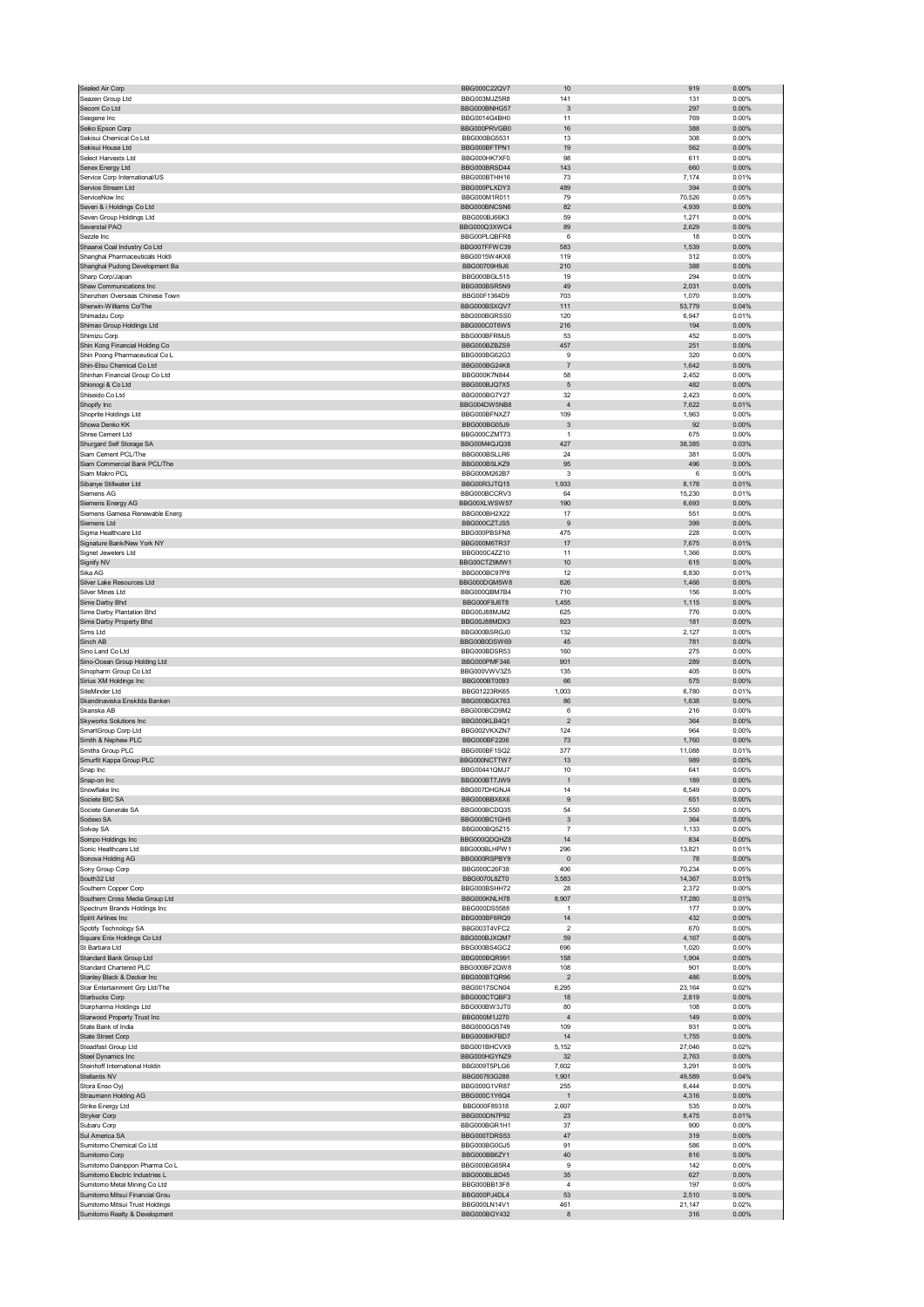| Sealed Air Corp | BBG000C22QV7 | 10 | 919 | 0.00% |
|---|---|---|---|---|
| Seazen Group Ltd | BBG003MJZ5R8 | 141 | 131 | 0.00% |
| Secom Co Ltd | BBG000BNHG57 | 3 | 297 | 0.00% |
| Seegene Inc | BBG0014G4BH0 | 11 | 769 | 0.00% |
| Seiko Epson Corp | BBG000PRVGB0 | 16 | 388 | 0.00% |
| Sekisui Chemical Co Ltd | BBG000BG5531 | 13 | 308 | 0.00% |
| Sekisui House Ltd | BBG000BFTPN1 | 19 | 562 | 0.00% |
| Select Harvests Ltd | BBG000HK7XF0 | 98 | 611 | 0.00% |
| Senex Energy Ltd | BBG000BRSD44 | 143 | 660 | 0.00% |
| Service Corp International/US | BBG000BTHH16 | 73 | 7,174 | 0.01% |
| Service Stream Ltd | BBG000PLXDY3 | 489 | 394 | 0.00% |
| ServiceNow Inc | BBG000M1R011 | 79 | 70,526 | 0.05% |
| Seven & i Holdings Co Ltd | BBG000BNCSN6 | 82 | 4,939 | 0.00% |
| Seven Group Holdings Ltd | BBG000BJ66K3 | 59 | 1,271 | 0.00% |
| Severstal PAO | BBG000Q3XWC4 | 89 | 2,629 | 0.00% |
| Sezzle Inc | BBG00PLQBFR8 | 6 | 18 | 0.00% |
| Shaanxi Coal Industry Co Ltd | BBG007FFWC39 | 583 | 1,539 | 0.00% |
| Shanghai Pharmaceuticals Holdi | BBG0015W4KX6 | 119 | 312 | 0.00% |
| Shanghai Pudong Development Ba | BBG00709H9J6 | 210 | 388 | 0.00% |
| Sharp Corp/Japan | BBG000BGL515 | 19 | 294 | 0.00% |
| Shaw Communications Inc | BBG000BSR5N9 | 49 | 2,031 | 0.00% |
| Shenzhen Overseas Chinese Town | BBG00F1364D9 | 703 | 1,070 | 0.00% |
| Sherwin-Williams Co/The | BBG000BSXQV7 | 111 | 53,779 | 0.04% |
| Shimadzu Corp | BBG000BGRSS0 | 120 | 6,947 | 0.01% |
| Shimao Group Holdings Ltd | BBG000C0T6W5 | 216 | 194 | 0.00% |
| Shimizu Corp | BBG000BFRMJ5 | 53 | 452 | 0.00% |
| Shin Kong Financial Holding Co | BBG000BZBZS9 | 457 | 251 | 0.00% |
| Shin Poong Pharmaceutical Co L | BBG000BG62G3 | 9 | 320 | 0.00% |
| Shin-Etsu Chemical Co Ltd | BBG000BG24K8 | 7 | 1,642 | 0.00% |
| Shinhan Financial Group Co Ltd | BBG000K7N844 | 58 | 2,452 | 0.00% |
| Shionogi & Co Ltd | BBG000BJQ7X5 | 5 | 482 | 0.00% |
| Shiseido Co Ltd | BBG000BG7Y27 | 32 | 2,423 | 0.00% |
| Shopify Inc | BBG004DW5NB8 | 4 | 7,622 | 0.01% |
| Shoprite Holdings Ltd | BBG000BFNXZ7 | 109 | 1,963 | 0.00% |
| Showa Denko KK | BBG000BG05J9 | 3 | 92 | 0.00% |
| Shree Cement Ltd | BBG000CZMT73 | 1 | 675 | 0.00% |
| Shurgard Self Storage SA | BBG00M4QJQ38 | 427 | 38,385 | 0.03% |
| Siam Cement PCL/The | BBG000BSLLR6 | 24 | 381 | 0.00% |
| Siam Commercial Bank PCL/The | BBG000BSLKZ9 | 95 | 496 | 0.00% |
| Siam Makro PCL | BBG000M262B7 | 3 | 6 | 0.00% |
| Sibanye Stillwater Ltd | BBG00R3JTQ15 | 1,933 | 8,178 | 0.01% |
| Siemens AG | BBG000BCCRV3 | 64 | 15,230 | 0.01% |
| Siemens Energy AG | BBG00XLWSW57 | 190 | 6,693 | 0.00% |
| Siemens Gamesa Renewable Energ | BBG000BH2X22 | 17 | 551 | 0.00% |
| Siemens Ltd | BBG000CZTJS5 | 9 | 399 | 0.00% |
| Sigma Healthcare Ltd | BBG000PBSFN8 | 475 | 228 | 0.00% |
| Signature Bank/New York NY | BBG000M6TR37 | 17 | 7,675 | 0.01% |
| Signet Jewelers Ltd | BBG000C4ZZ10 | 11 | 1,366 | 0.00% |
| Signify NV | BBG00CTZ9MW1 | 10 | 615 | 0.00% |
| Sika AG | BBG000BC97P8 | 12 | 6,830 | 0.01% |
| Silver Lake Resources Ltd | BBG000DGM5W8 | 826 | 1,466 | 0.00% |
| Silver Mines Ltd | BBG000QBM7B4 | 710 | 156 | 0.00% |
| Sime Darby Bhd | BBG000F9J6T8 | 1,455 | 1,115 | 0.00% |
| Sime Darby Plantation Bhd | BBG00J88MJM2 | 625 | 776 | 0.00% |
| Sime Darby Property Bhd | BBG00J88MDX3 | 923 | 181 | 0.00% |
| Sims Ltd | BBG000BSRGJ0 | 132 | 2,127 | 0.00% |
| Sinch AB | BBG00B0DSW69 | 45 | 781 | 0.00% |
| Sino Land Co Ltd | BBG000BDSR53 | 160 | 275 | 0.00% |
| Sino-Ocean Group Holding Ltd | BBG000PMF346 | 901 | 289 | 0.00% |
| Sinopharm Group Co Ltd | BBG000VWV3Z5 | 135 | 405 | 0.00% |
| Sirius XM Holdings Inc | BBG000BT0093 | 66 | 575 | 0.00% |
| SiteMinder Ltd | BBG01223RK65 | 1,003 | 6,780 | 0.01% |
| Skandinaviska Enskilda Banken | BBG000BGX763 | 86 | 1,638 | 0.00% |
| Skanska AB | BBG000BCD9M2 | 6 | 216 | 0.00% |
| Skyworks Solutions Inc | BBG000KLB4Q1 | 2 | 364 | 0.00% |
| SmartGroup Corp Ltd | BBG002VKXZN7 | 124 | 964 | 0.00% |
| Smith & Nephew PLC | BBG000BF2206 | 73 | 1,760 | 0.00% |
| Smiths Group PLC | BBG000BF1SQ2 | 377 | 11,088 | 0.01% |
| Smurfit Kappa Group PLC | BBG000NCTTW7 | 13 | 989 | 0.00% |
| Snap Inc | BBG00441QMJ7 | 10 | 641 | 0.00% |
| Snap-on Inc | BBG000BT7JW9 | 1 | 189 | 0.00% |
| Snowflake Inc | BBG007DHGNJ4 | 14 | 6,549 | 0.00% |
| Societe BIC SA | BBG000BBX6X6 | 9 | 651 | 0.00% |
| Societe Generale SA | BBG000BCDQ35 | 54 | 2,550 | 0.00% |
| Sodexo SA | BBG000BC1GH5 | 3 | 364 | 0.00% |
| Solvay SA | BBG000BQ5Z15 | 7 | 1,133 | 0.00% |
| Sompo Holdings Inc | BBG000QDQHZ8 | 14 | 834 | 0.00% |
| Sonic Healthcare Ltd | BBG000BLHPW1 | 296 | 13,821 | 0.01% |
| Sonova Holding AG | BBG000RSPBY9 | 0 | 78 | 0.00% |
| Sony Group Corp | BBG000C26F38 | 406 | 70,234 | 0.05% |
| South32 Ltd | BBG0070L8ZT0 | 3,583 | 14,367 | 0.01% |
| Southern Copper Corp | BBG000BSHH72 | 28 | 2,372 | 0.00% |
| Southern Cross Media Group Ltd | BBG000KNLH78 | 8,907 | 17,280 | 0.01% |
| Spectrum Brands Holdings Inc | BBG000DS5588 | 1 | 177 | 0.00% |
| Spirit Airlines Inc | BBG000BF6RQ9 | 14 | 432 | 0.00% |
| Spotify Technology SA | BBG003T4VFC2 | 2 | 670 | 0.00% |
| Square Enix Holdings Co Ltd | BBG000BJXQM7 | 59 | 4,167 | 0.00% |
| St Barbara Ltd | BBG000BS4GC2 | 696 | 1,020 | 0.00% |
| Standard Bank Group Ltd | BBG000BQR991 | 158 | 1,904 | 0.00% |
| Standard Chartered PLC | BBG000BF2QW8 | 108 | 901 | 0.00% |
| Stanley Black & Decker Inc | BBG000BTQR96 | 2 | 486 | 0.00% |
| Star Entertainment Grp Ltd/The | BBG0017SCN04 | 6,295 | 23,164 | 0.02% |
| Starbucks Corp | BBG000CTQBF3 | 18 | 2,819 | 0.00% |
| Starpharma Holdings Ltd | BBG000BW3JT0 | 80 | 108 | 0.00% |
| Starwood Property Trust Inc | BBG000M1J270 | 4 | 149 | 0.00% |
| State Bank of India | BBG000GQ5749 | 109 | 931 | 0.00% |
| State Street Corp | BBG000BKFBD7 | 14 | 1,755 | 0.00% |
| Steadfast Group Ltd | BBG001BHCVX9 | 5,152 | 27,046 | 0.02% |
| Steel Dynamics Inc | BBG000HGYNZ9 | 32 | 2,763 | 0.00% |
| Steinhoff International Holdin | BBG009T5PLG6 | 7,602 | 3,291 | 0.00% |
| Stellantis NV | BBG00793G288 | 1,901 | 49,589 | 0.04% |
| Stora Enso Oyj | BBG000G1VR87 | 255 | 6,444 | 0.00% |
| Straumann Holding AG | BBG000C1Y6Q4 | 1 | 4,316 | 0.00% |
| Strike Energy Ltd | BBG000F89318 | 2,607 | 535 | 0.00% |
| Stryker Corp | BBG000DN7P92 | 23 | 8,475 | 0.01% |
| Subaru Corp | BBG000BGR1H1 | 37 | 900 | 0.00% |
| Sul America SA | BBG000TDRS53 | 47 | 319 | 0.00% |
| Sumitomo Chemical Co Ltd | BBG000BG0GJ5 | 91 | 586 | 0.00% |
| Sumitomo Corp | BBG000BB6ZY1 | 40 | 816 | 0.00% |
| Sumitomo Dainippon Pharma Co L | BBG000BG65R4 | 9 | 142 | 0.00% |
| Sumitomo Electric Industries L | BBG000BLBD45 | 35 | 627 | 0.00% |
| Sumitomo Metal Mining Co Ltd | BBG000BB13F8 | 4 | 197 | 0.00% |
| Sumitomo Mitsui Financial Grou | BBG000PJ4DL4 | 53 | 2,510 | 0.00% |
| Sumitomo Mitsui Trust Holdings | BBG000LN14V1 | 461 | 21,147 | 0.02% |
| Sumitomo Realty & Development | BBG000BGY432 | 8 | 316 | 0.00% |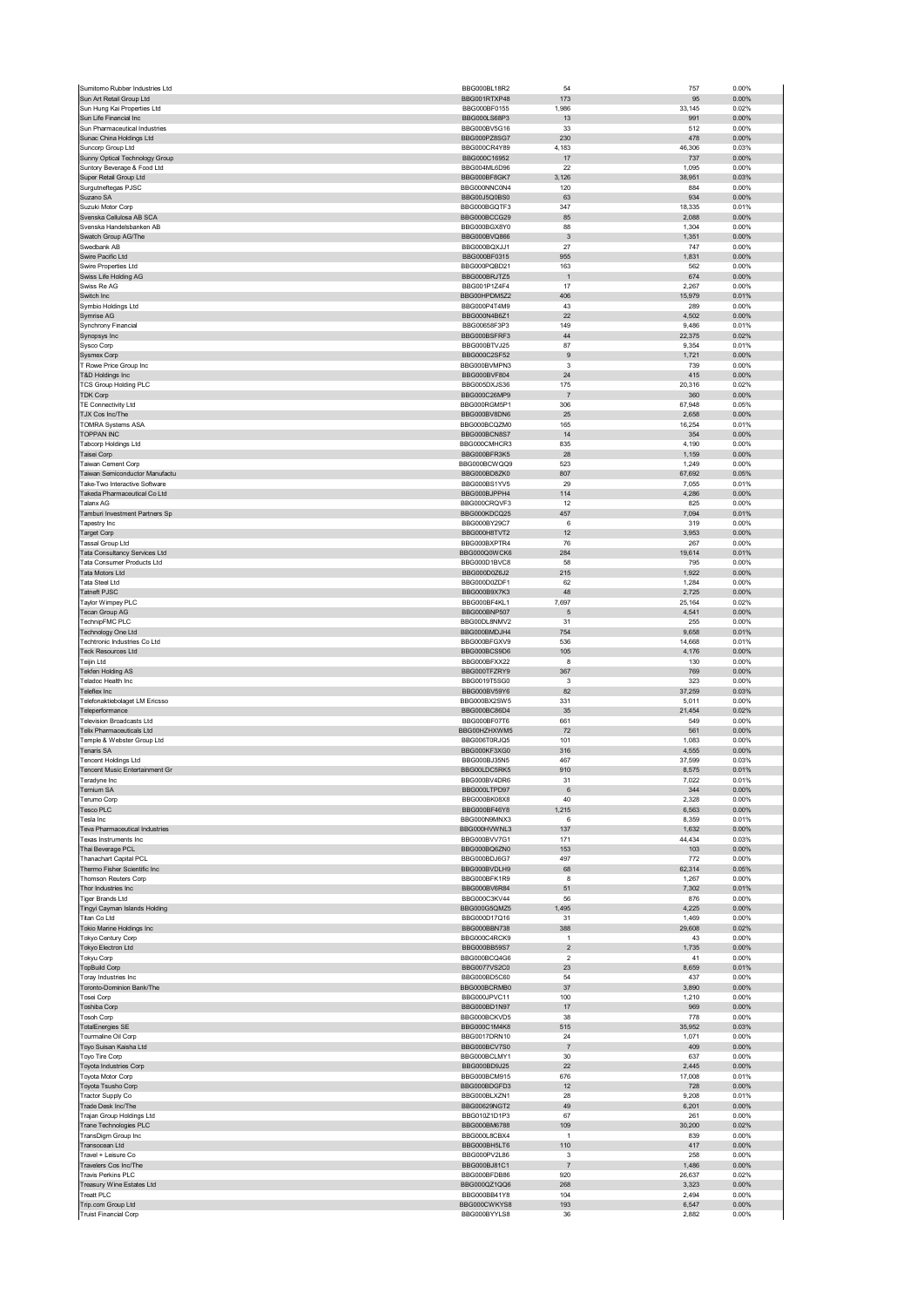| | | | | |
|---|---|---|---|---|
| Sumitomo Rubber Industries Ltd | BBG000BL18R2 | 54 | 757 | 0.00% |
| Sun Art Retail Group Ltd | BBG001RTXP48 | 173 | 95 | 0.00% |
| Sun Hung Kai Properties Ltd | BBG000BF0155 | 1,986 | 33,145 | 0.02% |
| Sun Life Financial Inc | BBG000LS68P3 | 13 | 991 | 0.00% |
| Sun Pharmaceutical Industries | BBG000BV5G16 | 33 | 512 | 0.00% |
| Sunac China Holdings Ltd | BBG000PZ8SG7 | 230 | 478 | 0.00% |
| Suncorp Group Ltd | BBG000CR4Y89 | 4,183 | 46,306 | 0.03% |
| Sunny Optical Technology Group | BBG000C16952 | 17 | 737 | 0.00% |
| Suntory Beverage & Food Ltd | BBG004ML6D96 | 22 | 1,095 | 0.00% |
| Super Retail Group Ltd | BBG000BF8GK7 | 3,126 | 38,951 | 0.03% |
| Surgutneftegas PJSC | BBG000NNC0N4 | 120 | 884 | 0.00% |
| Suzano SA | BBG00J5Q0BS0 | 63 | 934 | 0.00% |
| Suzuki Motor Corp | BBG000BGQTF3 | 347 | 18,335 | 0.01% |
| Svenska Cellulosa AB SCA | BBG000BCCG29 | 85 | 2,088 | 0.00% |
| Svenska Handelsbanken AB | BBG000BGX8Y0 | 88 | 1,304 | 0.00% |
| Swatch Group AG/The | BBG000BVQ866 | 3 | 1,351 | 0.00% |
| Swedbank AB | BBG000BQXJJ1 | 27 | 747 | 0.00% |
| Swire Pacific Ltd | BBG000BF0315 | 955 | 1,831 | 0.00% |
| Swire Properties Ltd | BBG000PQBD21 | 163 | 562 | 0.00% |
| Swiss Life Holding AG | BBG000BRJTZ5 | 1 | 674 | 0.00% |
| Swiss Re AG | BBG001P1Z4F4 | 17 | 2,267 | 0.00% |
| Switch Inc | BBG00HPDM5Z2 | 406 | 15,979 | 0.01% |
| Symbio Holdings Ltd | BBG000P4T4M9 | 43 | 289 | 0.00% |
| Symrise AG | BBG000N4B6Z1 | 22 | 4,502 | 0.00% |
| Synchrony Financial | BBG00658F3P3 | 149 | 9,486 | 0.01% |
| Synopsys Inc | BBG000BSFRF3 | 44 | 22,375 | 0.02% |
| Sysco Corp | BBG000BTVJ25 | 87 | 9,354 | 0.01% |
| Sysmex Corp | BBG000C2SF52 | 9 | 1,721 | 0.00% |
| T Rowe Price Group Inc | BBG000BVMPN3 | 3 | 739 | 0.00% |
| T&D Holdings Inc | BBG000BVF804 | 24 | 415 | 0.00% |
| TCS Group Holding PLC | BBG005DXJS36 | 175 | 20,316 | 0.02% |
| TDK Corp | BBG000C26MP9 | 7 | 360 | 0.00% |
| TE Connectivity Ltd | BBG000RGM5P1 | 306 | 67,948 | 0.05% |
| TJX Cos Inc/The | BBG000BV8DN6 | 25 | 2,658 | 0.00% |
| TOMRA Systems ASA | BBG000BCQZM0 | 165 | 16,254 | 0.01% |
| TOPPAN INC | BBG000BCN8S7 | 14 | 354 | 0.00% |
| Tabcorp Holdings Ltd | BBG000CMHCR3 | 835 | 4,190 | 0.00% |
| Taisei Corp | BBG000BFR3K5 | 28 | 1,159 | 0.00% |
| Taiwan Cement Corp | BBG000BCWQQ9 | 523 | 1,249 | 0.00% |
| Taiwan Semiconductor Manufactu | BBG000BD8ZK0 | 807 | 67,692 | 0.05% |
| Take-Two Interactive Software | BBG000BS1YV5 | 29 | 7,055 | 0.01% |
| Takeda Pharmaceutical Co Ltd | BBG000BJPPH4 | 114 | 4,286 | 0.00% |
| Talanx AG | BBG000CRQVF3 | 12 | 825 | 0.00% |
| Tamburi Investment Partners Sp | BBG000KDCQ25 | 457 | 7,094 | 0.01% |
| Tapestry Inc | BBG000BY29C7 | 6 | 319 | 0.00% |
| Target Corp | BBG000H8TVT2 | 12 | 3,953 | 0.00% |
| Tassal Group Ltd | BBG000BXPTR4 | 76 | 267 | 0.00% |
| Tata Consultancy Services Ltd | BBG000Q0WCK6 | 284 | 19,614 | 0.01% |
| Tata Consumer Products Ltd | BBG000D1BVC8 | 58 | 795 | 0.00% |
| Tata Motors Ltd | BBG000D0Z6J2 | 215 | 1,922 | 0.00% |
| Tata Steel Ltd | BBG000D0ZDF1 | 62 | 1,284 | 0.00% |
| Tatneft PJSC | BBG000B9X7K3 | 48 | 2,725 | 0.00% |
| Taylor Wimpey PLC | BBG000BF4KL1 | 7,697 | 25,164 | 0.02% |
| Tecan Group AG | BBG000BNP507 | 5 | 4,541 | 0.00% |
| TechnipFMC PLC | BBG00DL8NMV2 | 31 | 255 | 0.00% |
| Technology One Ltd | BBG000BMDJH4 | 754 | 9,658 | 0.01% |
| Techtronic Industries Co Ltd | BBG000BFGXV9 | 536 | 14,668 | 0.01% |
| Teck Resources Ltd | BBG000BCS9D6 | 105 | 4,176 | 0.00% |
| Teijin Ltd | BBG000BFXX22 | 8 | 130 | 0.00% |
| Tekfen Holding AS | BBG000TFZRY9 | 367 | 769 | 0.00% |
| Teladoc Health Inc | BBG0019T5SG0 | 3 | 323 | 0.00% |
| Teleflex Inc | BBG000BV59Y6 | 82 | 37,259 | 0.03% |
| Telefonaktiebolaget LM Ericsso | BBG000BX2SW5 | 331 | 5,011 | 0.00% |
| Teleperformance | BBG000BC86D4 | 35 | 21,454 | 0.02% |
| Television Broadcasts Ltd | BBG000BF07T6 | 661 | 549 | 0.00% |
| Telix Pharmaceuticals Ltd | BBG00HZHXWM5 | 72 | 561 | 0.00% |
| Temple & Webster Group Ltd | BBG006T0RJQ5 | 101 | 1,083 | 0.00% |
| Tenaris SA | BBG000KF3XG0 | 316 | 4,555 | 0.00% |
| Tencent Holdings Ltd | BBG000BJ35N5 | 467 | 37,599 | 0.03% |
| Tencent Music Entertainment Gr | BBG00LDC5RK5 | 910 | 8,575 | 0.01% |
| Teradyne Inc | BBG000BV4DR6 | 31 | 7,022 | 0.01% |
| Ternium SA | BBG000LTPD97 | 6 | 344 | 0.00% |
| Terumo Corp | BBG000BK08X8 | 40 | 2,328 | 0.00% |
| Tesco PLC | BBG000BF46Y8 | 1,215 | 6,563 | 0.00% |
| Tesla Inc | BBG000N9MNX3 | 6 | 8,359 | 0.01% |
| Teva Pharmaceutical Industries | BBG000HVWNL3 | 137 | 1,632 | 0.00% |
| Texas Instruments Inc | BBG000BVV7G1 | 171 | 44,434 | 0.03% |
| Thai Beverage PCL | BBG000BQ6ZN0 | 153 | 103 | 0.00% |
| Thanachart Capital PCL | BBG000BDJ6G7 | 497 | 772 | 0.00% |
| Thermo Fisher Scientific Inc | BBG000BVDLH9 | 68 | 62,314 | 0.05% |
| Thomson Reuters Corp | BBG000BFK1R9 | 8 | 1,267 | 0.00% |
| Thor Industries Inc | BBG000BV6R84 | 51 | 7,302 | 0.01% |
| Tiger Brands Ltd | BBG000C3KV44 | 56 | 876 | 0.00% |
| Tingyi Cayman Islands Holding | BBG000G5QMZ5 | 1,495 | 4,225 | 0.00% |
| Titan Co Ltd | BBG000D17Q16 | 31 | 1,469 | 0.00% |
| Tokio Marine Holdings Inc | BBG000BBN738 | 388 | 29,608 | 0.02% |
| Tokyo Century Corp | BBG000C4RCK9 | 1 | 43 | 0.00% |
| Tokyo Electron Ltd | BBG000BB59S7 | 2 | 1,735 | 0.00% |
| Tokyu Corp | BBG000BCQ4G6 | 2 | 41 | 0.00% |
| TopBuild Corp | BBG0077VS2C0 | 23 | 8,659 | 0.01% |
| Toray Industries Inc | BBG000BD5C60 | 54 | 437 | 0.00% |
| Toronto-Dominion Bank/The | BBG000BCRMB0 | 37 | 3,890 | 0.00% |
| Tosei Corp | BBG000JPVC11 | 100 | 1,210 | 0.00% |
| Toshiba Corp | BBG000BD1N97 | 17 | 969 | 0.00% |
| Tosoh Corp | BBG000BCKVD5 | 38 | 778 | 0.00% |
| TotalEnergies SE | BBG000C1M4K8 | 515 | 35,952 | 0.03% |
| Tourmaline Oil Corp | BBG0017DRN10 | 24 | 1,071 | 0.00% |
| Toyo Suisan Kaisha Ltd | BBG000BCV7S0 | 7 | 409 | 0.00% |
| Toyo Tire Corp | BBG000BCLMY1 | 30 | 637 | 0.00% |
| Toyota Industries Corp | BBG000BD9J25 | 22 | 2,445 | 0.00% |
| Toyota Motor Corp | BBG000BCM915 | 676 | 17,008 | 0.01% |
| Toyota Tsusho Corp | BBG000BDGFD3 | 12 | 728 | 0.00% |
| Tractor Supply Co | BBG000BLXZN1 | 28 | 9,208 | 0.01% |
| Trade Desk Inc/The | BBG00629NGT2 | 49 | 6,201 | 0.00% |
| Trajan Group Holdings Ltd | BBG010Z1D1P3 | 67 | 261 | 0.00% |
| Trane Technologies PLC | BBG000BM6788 | 109 | 30,200 | 0.02% |
| TransDigm Group Inc | BBG000L8CBX4 | 1 | 839 | 0.00% |
| Transocean Ltd | BBG000BH5LT6 | 110 | 417 | 0.00% |
| Travel + Leisure Co | BBG000PV2L86 | 3 | 258 | 0.00% |
| Travelers Cos Inc/The | BBG000BJ81C1 | 7 | 1,486 | 0.00% |
| Travis Perkins PLC | BBG000BFDB86 | 920 | 26,637 | 0.02% |
| Treasury Wine Estates Ltd | BBG000QZ1QQ6 | 268 | 3,323 | 0.00% |
| Treatt PLC | BBG000BB41Y8 | 104 | 2,494 | 0.00% |
| Trip.com Group Ltd | BBG000CWKYS8 | 193 | 6,547 | 0.00% |
| Truist Financial Corp | BBG000BYYLS8 | 36 | 2,882 | 0.00% |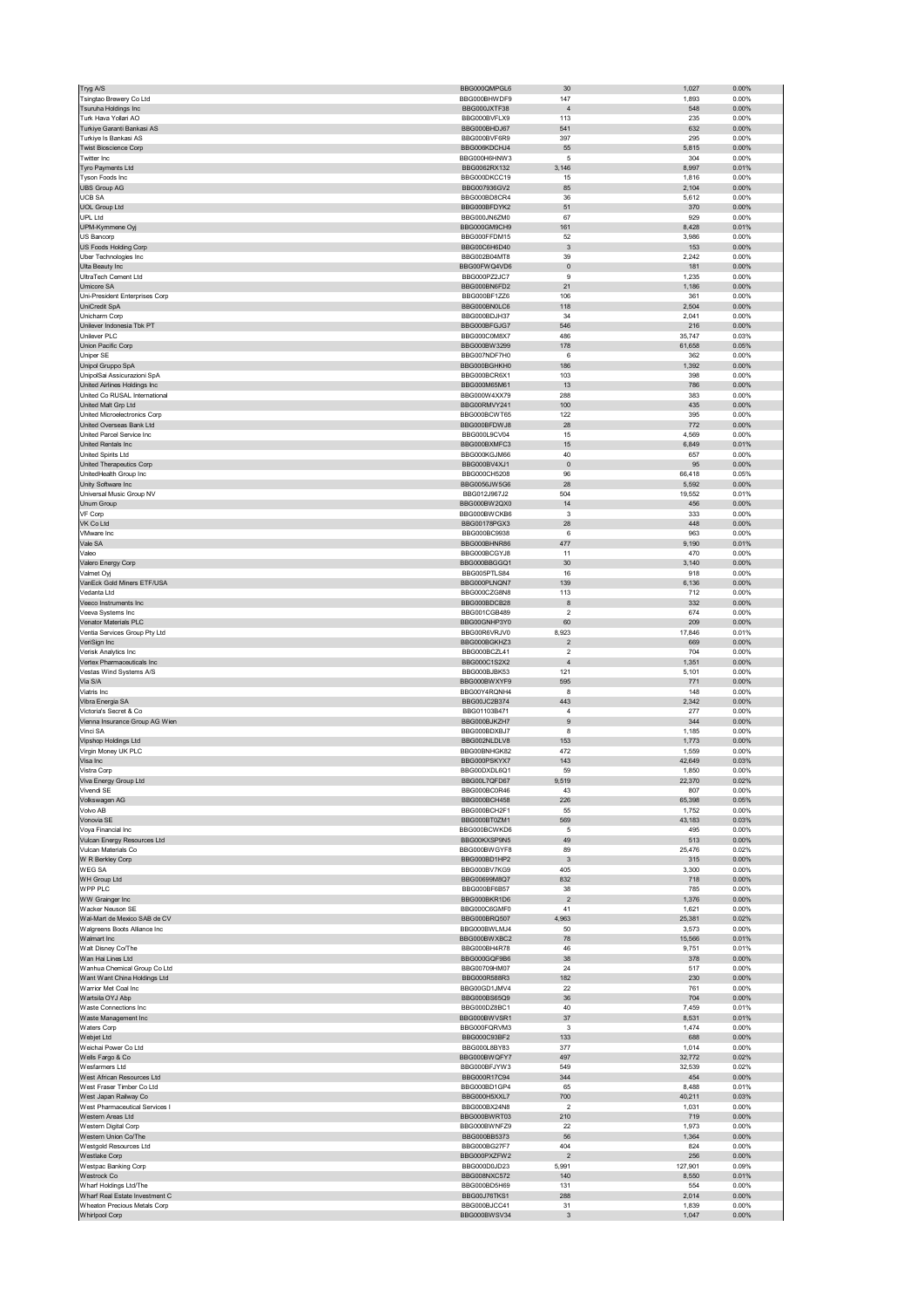| | | | | |
|---|---|---|---|---|
| Tryg A/S | BBG000QMPGL6 | 30 | 1,027 | 0.00% |
| Tsingtao Brewery Co Ltd | BBG000BHWDF9 | 147 | 1,893 | 0.00% |
| Tsuruha Holdings Inc | BBG000JXTF38 | 4 | 548 | 0.00% |
| Turk Hava Yollari AO | BBG000BVFLX9 | 113 | 235 | 0.00% |
| Turkiye Garanti Bankasi AS | BBG000BHDJ67 | 541 | 632 | 0.00% |
| Turkiye Is Bankasi AS | BBG000BVF6R9 | 397 | 295 | 0.00% |
| Twist Bioscience Corp | BBG009KDCHJ4 | 55 | 5,815 | 0.00% |
| Twitter Inc | BBG000H6HNW3 | 5 | 304 | 0.00% |
| Tyro Payments Ltd | BBG0062RX132 | 3,146 | 8,997 | 0.01% |
| Tyson Foods Inc | BBG000DKCC19 | 15 | 1,816 | 0.00% |
| UBS Group AG | BBG007936GV2 | 85 | 2,104 | 0.00% |
| UCB SA | BBG000BD8CR4 | 36 | 5,612 | 0.00% |
| UOL Group Ltd | BBG000BFDYK2 | 51 | 370 | 0.00% |
| UPL Ltd | BBG000JN6ZM0 | 67 | 929 | 0.00% |
| UPM-Kymmene Oyj | BBG000GM9CH9 | 161 | 8,428 | 0.01% |
| US Bancorp | BBG000FFDM15 | 52 | 3,986 | 0.00% |
| US Foods Holding Corp | BBG00C6H6D40 | 3 | 153 | 0.00% |
| Uber Technologies Inc | BBG002B04MT8 | 39 | 2,242 | 0.00% |
| Ulta Beauty Inc | BBG00FWQ4VD6 | 0 | 181 | 0.00% |
| UltraTech Cement Ltd | BBG000PZ2JC7 | 9 | 1,235 | 0.00% |
| Umicore SA | BBG000BN6FD2 | 21 | 1,186 | 0.00% |
| Uni-President Enterprises Corp | BBG000BF1ZZ6 | 106 | 361 | 0.00% |
| UniCredit SpA | BBG000BN0LC6 | 118 | 2,504 | 0.00% |
| Unicharm Corp | BBG000BDJH37 | 34 | 2,041 | 0.00% |
| Unilever Indonesia Tbk PT | BBG000BFGJG7 | 546 | 216 | 0.00% |
| Unilever PLC | BBG000C0M8X7 | 486 | 35,747 | 0.03% |
| Union Pacific Corp | BBG000BW3299 | 178 | 61,658 | 0.05% |
| Uniper SE | BBG007NDF7H0 | 6 | 362 | 0.00% |
| Unipol Gruppo SpA | BBG000BGHKH0 | 186 | 1,392 | 0.00% |
| UnipolSai Assicurazioni SpA | BBG000BCR6X1 | 103 | 398 | 0.00% |
| United Airlines Holdings Inc | BBG000M65M61 | 13 | 786 | 0.00% |
| United Co RUSAL International | BBG000W4XX79 | 288 | 383 | 0.00% |
| United Malt Grp Ltd | BBG00RMVY241 | 100 | 435 | 0.00% |
| United Microelectronics Corp | BBG000BCWT65 | 122 | 395 | 0.00% |
| United Overseas Bank Ltd | BBG000BFDWJ8 | 28 | 772 | 0.00% |
| United Parcel Service Inc | BBG000L9CV04 | 15 | 4,569 | 0.00% |
| United Rentals Inc | BBG000BXMFC3 | 15 | 6,849 | 0.01% |
| United Spirits Ltd | BBG000KGJM66 | 40 | 657 | 0.00% |
| United Therapeutics Corp | BBG000BV4XJ1 | 0 | 95 | 0.00% |
| UnitedHealth Group Inc | BBG000CH5208 | 96 | 66,418 | 0.05% |
| Unity Software Inc | BBG0056JW5G6 | 28 | 5,592 | 0.00% |
| Universal Music Group NV | BBG012J967J2 | 504 | 19,552 | 0.01% |
| Unum Group | BBG000BW2QX0 | 14 | 456 | 0.00% |
| VF Corp | BBG000BWCKB6 | 3 | 333 | 0.00% |
| VK Co Ltd | BBG00178PGX3 | 28 | 448 | 0.00% |
| VMware Inc | BBG000BC9938 | 6 | 963 | 0.00% |
| Vale SA | BBG000BHNR86 | 477 | 9,190 | 0.01% |
| Valeo | BBG000BCGYJ8 | 11 | 470 | 0.00% |
| Valero Energy Corp | BBG000BBGGQ1 | 30 | 3,140 | 0.00% |
| Valmet Oyj | BBG005PTLS84 | 16 | 918 | 0.00% |
| VanEck Gold Miners ETF/USA | BBG000PLNQN7 | 139 | 6,136 | 0.00% |
| Vedanta Ltd | BBG000CZG8N8 | 113 | 712 | 0.00% |
| Veeco Instruments Inc | BBG000BDCB28 | 8 | 332 | 0.00% |
| Veeva Systems Inc | BBG001CGB489 | 2 | 674 | 0.00% |
| Venator Materials PLC | BBG00GNHP3Y0 | 60 | 209 | 0.00% |
| Ventia Services Group Pty Ltd | BBG00R6VRJV0 | 8,923 | 17,846 | 0.01% |
| VeriSign Inc | BBG000BGKHZ3 | 2 | 669 | 0.00% |
| Verisk Analytics Inc | BBG000BCZL41 | 2 | 704 | 0.00% |
| Vertex Pharmaceuticals Inc | BBG000C1S2X2 | 4 | 1,351 | 0.00% |
| Vestas Wind Systems A/S | BBG000BJBK53 | 121 | 5,101 | 0.00% |
| Via S/A | BBG000BWXYF9 | 595 | 771 | 0.00% |
| Viatris Inc | BBG00Y4RQNH4 | 8 | 148 | 0.00% |
| Vibra Energia SA | BBG00JC2B374 | 443 | 2,342 | 0.00% |
| Victoria's Secret & Co | BBG01103B471 | 4 | 277 | 0.00% |
| Vienna Insurance Group AG Wien | BBG000BJKZH7 | 9 | 344 | 0.00% |
| Vinci SA | BBG000BDXBJ7 | 8 | 1,185 | 0.00% |
| Vipshop Holdings Ltd | BBG002NLDLV8 | 153 | 1,773 | 0.00% |
| Virgin Money UK PLC | BBG00BNHGK82 | 472 | 1,559 | 0.00% |
| Visa Inc | BBG000PSKYX7 | 143 | 42,649 | 0.03% |
| Vistra Corp | BBG00DXDL6Q1 | 59 | 1,850 | 0.00% |
| Viva Energy Group Ltd | BBG00L7QFD67 | 9,519 | 22,370 | 0.02% |
| Vivendi SE | BBG000BC0R46 | 43 | 807 | 0.00% |
| Volkswagen AG | BBG000BCH458 | 226 | 65,398 | 0.05% |
| Volvo AB | BBG000BCH2F1 | 55 | 1,752 | 0.00% |
| Vonovia SE | BBG000BT0ZM1 | 569 | 43,183 | 0.03% |
| Voya Financial Inc | BBG000BCWKD6 | 5 | 495 | 0.00% |
| Vulcan Energy Resources Ltd | BBG00KXSP9N5 | 49 | 513 | 0.00% |
| Vulcan Materials Co | BBG000BWGYF8 | 89 | 25,476 | 0.02% |
| W R Berkley Corp | BBG000BD1HP2 | 3 | 315 | 0.00% |
| WEG SA | BBG000BV7KG9 | 405 | 3,300 | 0.00% |
| WH Group Ltd | BBG00699M8Q7 | 832 | 718 | 0.00% |
| WPP PLC | BBG000BF6B57 | 38 | 785 | 0.00% |
| WW Grainger Inc | BBG000BKR1D6 | 2 | 1,376 | 0.00% |
| Wacker Neuson SE | BBG000C6GMF0 | 41 | 1,621 | 0.00% |
| Wal-Mart de Mexico SAB de CV | BBG000BRQ507 | 4,963 | 25,381 | 0.02% |
| Walgreens Boots Alliance Inc | BBG000BWLMJ4 | 50 | 3,573 | 0.00% |
| Walmart Inc | BBG000BWXBC2 | 78 | 15,566 | 0.01% |
| Walt Disney Co/The | BBG000BH4R78 | 46 | 9,751 | 0.01% |
| Wan Hai Lines Ltd | BBG000GQF9B6 | 38 | 378 | 0.00% |
| Wanhua Chemical Group Co Ltd | BBG00709HM07 | 24 | 517 | 0.00% |
| Want Want China Holdings Ltd | BBG000R588R3 | 182 | 230 | 0.00% |
| Warrior Met Coal Inc | BBG00GD1JMV4 | 22 | 761 | 0.00% |
| Wartsila OYJ Abp | BBG000BS65Q9 | 36 | 704 | 0.00% |
| Waste Connections Inc | BBG000DZ8BC1 | 40 | 7,459 | 0.01% |
| Waste Management Inc | BBG000BWVSR1 | 37 | 8,531 | 0.01% |
| Waters Corp | BBG000FQRVM3 | 3 | 1,474 | 0.00% |
| Webjet Ltd | BBG000C93BF2 | 133 | 688 | 0.00% |
| Weichai Power Co Ltd | BBG000L8BY83 | 377 | 1,014 | 0.00% |
| Wells Fargo & Co | BBG000BWQFY7 | 497 | 32,772 | 0.02% |
| Wesfarmers Ltd | BBG000BFJYW3 | 549 | 32,539 | 0.02% |
| West African Resources Ltd | BBG000R17C94 | 344 | 454 | 0.00% |
| West Fraser Timber Co Ltd | BBG000BD1GP4 | 65 | 8,488 | 0.01% |
| West Japan Railway Co | BBG000H5XXL7 | 700 | 40,211 | 0.03% |
| West Pharmaceutical Services I | BBG000BX24N8 | 2 | 1,031 | 0.00% |
| Western Areas Ltd | BBG000BWRT03 | 210 | 719 | 0.00% |
| Western Digital Corp | BBG000BWNFZ9 | 22 | 1,973 | 0.00% |
| Western Union Co/The | BBG000BB5373 | 56 | 1,364 | 0.00% |
| Westgold Resources Ltd | BBG000BG27F7 | 404 | 824 | 0.00% |
| Westlake Corp | BBG000PXZFW2 | 2 | 256 | 0.00% |
| Westpac Banking Corp | BBG000D0JD23 | 5,991 | 127,901 | 0.09% |
| Westrock Co | BBG008NXC572 | 140 | 8,550 | 0.01% |
| Wharf Holdings Ltd/The | BBG000BD5H69 | 131 | 554 | 0.00% |
| Wharf Real Estate Investment C | BBG00J78TKS1 | 288 | 2,014 | 0.00% |
| Wheaton Precious Metals Corp | BBG000BJCC41 | 31 | 1,839 | 0.00% |
| Whirlpool Corp | BBG000BWSV34 | 3 | 1,047 | 0.00% |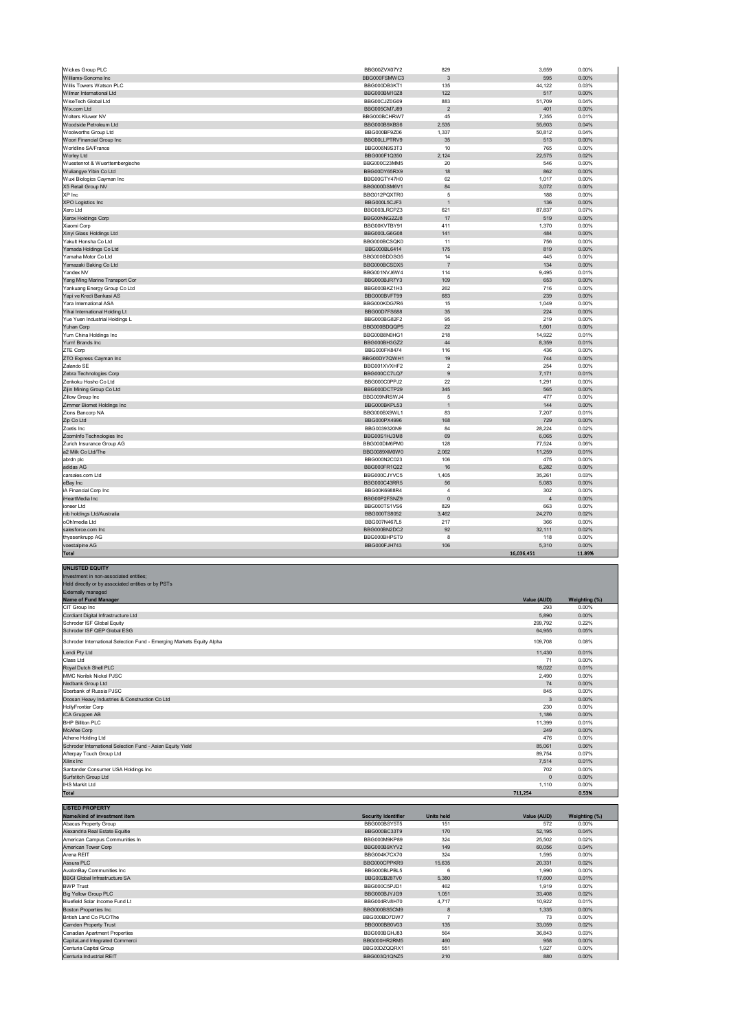| | | | | |
|---|---|---|---|---|
| Wickes Group PLC | BBG00ZVX07Y2 | 829 | 3,659 | 0.00% |
| Williams-Sonoma Inc | BBG000FSMWC3 | 3 | 595 | 0.00% |
| Willis Towers Watson PLC | BBG000DB3KT1 | 135 | 44,122 | 0.03% |
| Wilmar International Ltd | BBG000BM10Z8 | 122 | 517 | 0.00% |
| WiseTech Global Ltd | BBG00CJZ0G09 | 883 | 51,709 | 0.04% |
| Wix.com Ltd | BBG005CM7J89 | 2 | 401 | 0.00% |
| Wolters Kluwer NV | BBG000BCHRW7 | 45 | 7,355 | 0.01% |
| Woodside Petroleum Ltd | BBG000B9XBS6 | 2,535 | 55,603 | 0.04% |
| Woolworths Group Ltd | BBG000BF9Z06 | 1,337 | 50,812 | 0.04% |
| Woori Financial Group Inc | BBG00LLPTRV9 | 35 | 513 | 0.00% |
| Worldline SA/France | BBG006N9S3T3 | 10 | 765 | 0.00% |
| Worley Ltd | BBG000F1Q350 | 2,124 | 22,575 | 0.02% |
| Wuestenrot & Wuerttembergische | BBG000C23MM5 | 20 | 546 | 0.00% |
| Wuliangye Yibin Co Ltd | BBG00DY65RX9 | 18 | 862 | 0.00% |
| Wuxi Biologics Cayman Inc | BBG00GTY47H0 | 62 | 1,017 | 0.00% |
| X5 Retail Group NV | BBG000DSM6V1 | 84 | 3,072 | 0.00% |
| XP Inc | BBG012PQXTR0 | 5 | 188 | 0.00% |
| XPO Logistics Inc | BBG000L5CJF3 | 1 | 136 | 0.00% |
| Xero Ltd | BBG003LRCPZ3 | 621 | 87,837 | 0.07% |
| Xerox Holdings Corp | BBG00NNG2ZJ8 | 17 | 519 | 0.00% |
| Xiaomi Corp | BBG00KVTBY91 | 411 | 1,370 | 0.00% |
| Xinyi Glass Holdings Ltd | BBG000LG6G08 | 141 | 484 | 0.00% |
| Yakult Honsha Co Ltd | BBG000BCSQK0 | 11 | 756 | 0.00% |
| Yamada Holdings Co Ltd | BBG000BL6414 | 175 | 819 | 0.00% |
| Yamaha Motor Co Ltd | BBG000BDDSG5 | 14 | 445 | 0.00% |
| Yamazaki Baking Co Ltd | BBG000BCSDX5 | 7 | 134 | 0.00% |
| Yandex NV | BBG001NVJ6W4 | 114 | 9,495 | 0.01% |
| Yang Ming Marine Transport Cor | BBG000BJR7Y3 | 109 | 653 | 0.00% |
| Yankuang Energy Group Co Ltd | BBG000BKZ1H3 | 262 | 716 | 0.00% |
| Yapi ve Kredi Bankasi AS | BBG000BVFT99 | 683 | 239 | 0.00% |
| Yara International ASA | BBG000KDG7R6 | 15 | 1,049 | 0.00% |
| Yihai International Holding Lt | BBG00D7FS688 | 35 | 224 | 0.00% |
| Yue Yuen Industrial Holdings L | BBG000BG82F2 | 95 | 219 | 0.00% |
| Yuhan Corp | BBG000BDQQP5 | 22 | 1,601 | 0.00% |
| Yum China Holdings Inc | BBG00B8N0HG1 | 218 | 14,922 | 0.01% |
| Yum! Brands Inc | BBG000BH3GZ2 | 44 | 8,359 | 0.01% |
| ZTE Corp | BBG000FK8474 | 116 | 436 | 0.00% |
| ZTO Express Cayman Inc | BBG00DY7QWH1 | 19 | 744 | 0.00% |
| Zalando SE | BBG001XVXHF2 | 2 | 254 | 0.00% |
| Zebra Technologies Corp | BBG000CC7LQ7 | 9 | 7,171 | 0.01% |
| Zenkoku Hosho Co Ltd | BBG000C0PPJ2 | 22 | 1,291 | 0.00% |
| Zijin Mining Group Co Ltd | BBG000DCTP29 | 345 | 565 | 0.00% |
| Zillow Group Inc | BBG009NRSWJ4 | 5 | 477 | 0.00% |
| Zimmer Biomet Holdings Inc | BBG000BKPL53 | 1 | 144 | 0.00% |
| Zions Bancorp NA | BBG000BX9WL1 | 83 | 7,207 | 0.01% |
| Zip Co Ltd | BBG000PX4996 | 168 | 729 | 0.00% |
| Zoetis Inc | BBG0039320N9 | 84 | 28,224 | 0.02% |
| ZoomInfo Technologies Inc | BBG00S1HJ3M8 | 69 | 6,065 | 0.00% |
| Zurich Insurance Group AG | BBG000DM6PM0 | 128 | 77,524 | 0.06% |
| a2 Milk Co Ltd/The | BBG0089XM0W0 | 2,062 | 11,259 | 0.01% |
| abrdn plc | BBG000N2C023 | 106 | 475 | 0.00% |
| adidas AG | BBG000FR1Q22 | 16 | 6,282 | 0.00% |
| carsales.com Ltd | BBG000CJYVC5 | 1,405 | 35,261 | 0.03% |
| eBay Inc | BBG000C43RR5 | 56 | 5,083 | 0.00% |
| iA Financial Corp Inc | BBG00K6988R4 | 4 | 302 | 0.00% |
| iHeartMedia Inc | BBG00P2FSNZ9 | 0 | 4 | 0.00% |
| ioneer Ltd | BBG000TS1VS6 | 829 | 663 | 0.00% |
| nib holdings Ltd/Australia | BBG000TS8052 | 3,462 | 24,270 | 0.02% |
| oOh!media Ltd | BBG007N467L5 | 217 | 366 | 0.00% |
| salesforce.com Inc | BBG000BN2DC2 | 92 | 32,111 | 0.02% |
| thyssenkrupp AG | BBG000BHPST9 | 8 | 118 | 0.00% |
| voestalpine AG | BBG000FJH743 | 106 | 5,310 | 0.00% |
| **Total** | | | **16,036,451** | **11.89%** |

**UNLISTED EQUITY**
Investment in non-associated entities;
Held directly or by associated entities or by PSTs
Externally managed

| Name of Fund Manager | Value (AUD) | Weighting (%) |
|---|---|---|
| CIT Group Inc | 293 | 0.00% |
| Cordiant Digital Infrastructure Ltd | 5,890 | 0.00% |
| Schroder ISF Global Equity | 299,792 | 0.22% |
| Schroder ISF QEP Global ESG | 64,955 | 0.05% |
| Schroder International Selection Fund - Emerging Markets Equity Alpha | 109,708 | 0.08% |
| Lendi Pty Ltd | 11,430 | 0.01% |
| Class Ltd | 71 | 0.00% |
| Royal Dutch Shell PLC | 18,022 | 0.01% |
| MMC Norilsk Nickel PJSC | 2,490 | 0.00% |
| Nedbank Group Ltd | 74 | 0.00% |
| Sberbank of Russia PJSC | 845 | 0.00% |
| Doosan Heavy Industries & Construction Co Ltd | 3 | 0.00% |
| HollyFrontier Corp | 230 | 0.00% |
| ICA Gruppen AB | 1,186 | 0.00% |
| BHP Billiton PLC | 11,399 | 0.01% |
| McAfee Corp | 249 | 0.00% |
| Athene Holding Ltd | 476 | 0.00% |
| Schroder International Selection Fund - Asian Equity Yield | 85,061 | 0.06% |
| Afterpay Touch Group Ltd | 89,754 | 0.07% |
| Xilinx Inc | 7,514 | 0.01% |
| Santander Consumer USA Holdings Inc | 702 | 0.00% |
| Surfstitch Group Ltd | 0 | 0.00% |
| IHS Markit Ltd | 1,110 | 0.00% |
| **Total** | **711,254** | **0.53%** |

**LISTED PROPERTY**

| Name/kind of investment item | Security Identifier | Units held | Value (AUD) | Weighting (%) |
|---|---|---|---|---|
| Abacus Property Group | BBG000BSY5T5 | 151 | 572 | 0.00% |
| Alexandria Real Estate Equitie | BBG000BC33T9 | 170 | 52,195 | 0.04% |
| American Campus Communities In | BBG000M9KP89 | 324 | 25,502 | 0.02% |
| American Tower Corp | BBG000B9XYV2 | 149 | 60,056 | 0.04% |
| Arena REIT | BBG004K7CX70 | 324 | 1,595 | 0.00% |
| Assura PLC | BBG000CPPKR9 | 15,635 | 20,331 | 0.02% |
| AvalonBay Communities Inc | BBG000BLPBL5 | 6 | 1,990 | 0.00% |
| BBGI Global Infrastructure SA | BBG002B287V0 | 5,380 | 17,600 | 0.01% |
| BWP Trust | BBG000C5PJD1 | 462 | 1,919 | 0.00% |
| Big Yellow Group PLC | BBG000BJYJG9 | 1,051 | 33,408 | 0.02% |
| Bluefield Solar Income Fund Lt | BBG004RV8H70 | 4,717 | 10,922 | 0.01% |
| Boston Properties Inc | BBG000BS5CM9 | 8 | 1,335 | 0.00% |
| British Land Co PLC/The | BBG000BD7DW7 | 7 | 73 | 0.00% |
| Camden Property Trust | BBG000BB0V03 | 135 | 33,059 | 0.02% |
| Canadian Apartment Properties | BBG000BGHJ83 | 564 | 36,843 | 0.03% |
| CapitaLand Integrated Commerci | BBG000HR2RM5 | 460 | 958 | 0.00% |
| Centuria Capital Group | BBG00DZQQRX1 | 551 | 1,927 | 0.00% |
| Centuria Industrial REIT | BBG003Q1QNZ5 | 210 | 880 | 0.00% |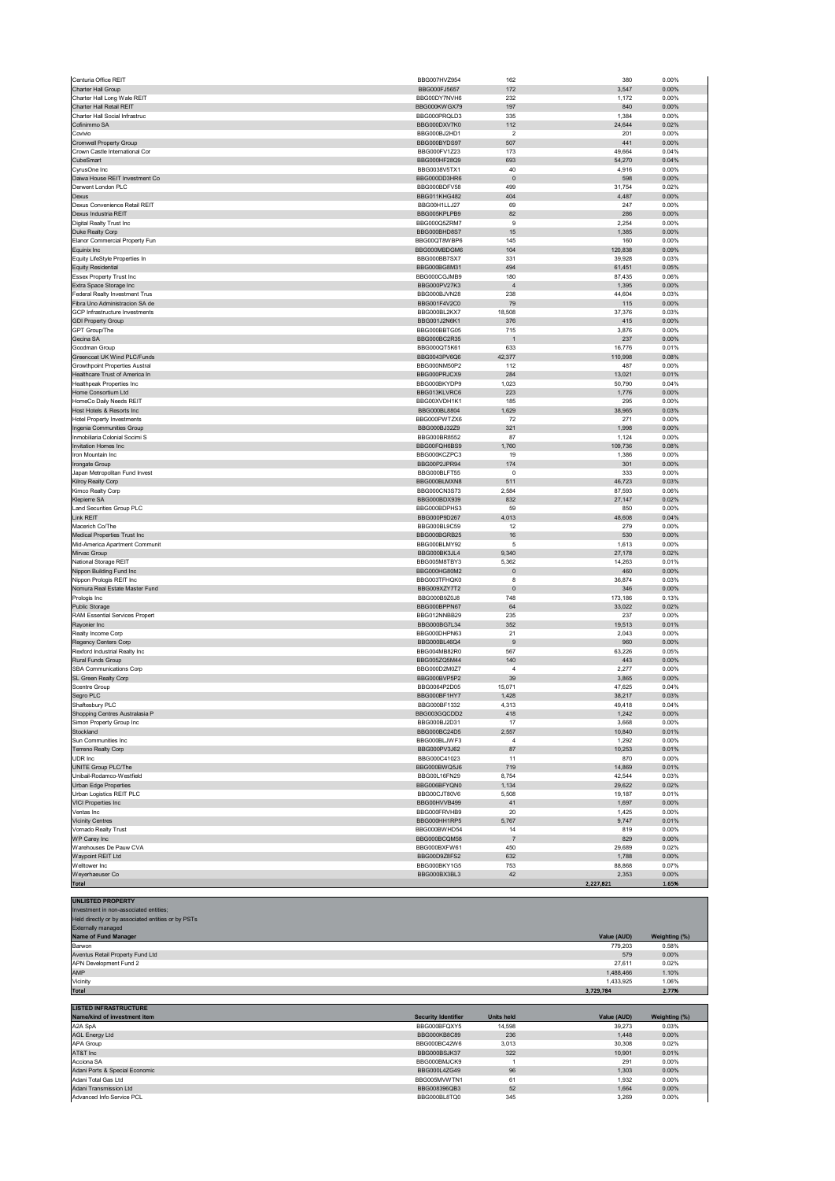| | | | | |
|---|---|---|---|---|
| Centuria Office REIT | BBG007HVZ954 | 162 | 380 | 0.00% |
| Charter Hall Group | BBG000FJ5657 | 172 | 3,547 | 0.00% |
| Charter Hall Long Wale REIT | BBG00DY7NVH6 | 232 | 1,172 | 0.00% |
| Charter Hall Retail REIT | BBG000KWGX79 | 197 | 840 | 0.00% |
| Charter Hall Social Infrastruc | BBG000PRQLD3 | 335 | 1,384 | 0.00% |
| Cofinimmo SA | BBG000DXV7K0 | 112 | 24,644 | 0.02% |
| Covivio | BBG000BJ2HD1 | 2 | 201 | 0.00% |
| Cromwell Property Group | BBG000BYDS97 | 507 | 441 | 0.00% |
| Crown Castle International Cor | BBG000FV1Z23 | 173 | 49,664 | 0.04% |
| CubeSmart | BBG000HF28Q9 | 693 | 54,270 | 0.04% |
| CyrusOne Inc | BBG0038V5TX1 | 40 | 4,916 | 0.00% |
| Daiwa House REIT Investment Co | BBG000DD3HR6 | 0 | 598 | 0.00% |
| Derwent London PLC | BBG000BDFV58 | 499 | 31,754 | 0.02% |
| Dexus | BBG011KHG482 | 404 | 4,487 | 0.00% |
| Dexus Convenience Retail REIT | BBG00H1LLJ27 | 69 | 247 | 0.00% |
| Dexus Industria REIT | BBG005KPLPB9 | 82 | 286 | 0.00% |
| Digital Realty Trust Inc | BBG000Q5ZRM7 | 9 | 2,254 | 0.00% |
| Duke Realty Corp | BBG000BHD8S7 | 15 | 1,385 | 0.00% |
| Elanor Commercial Property Fun | BBG00QT8WBP6 | 145 | 160 | 0.00% |
| Equinix Inc | BBG000MBDGM6 | 104 | 120,838 | 0.09% |
| Equity LifeStyle Properties In | BBG000BB7SX7 | 331 | 39,928 | 0.03% |
| Equity Residential | BBG000BG8M31 | 494 | 61,451 | 0.05% |
| Essex Property Trust Inc | BBG000CGJMB9 | 180 | 87,435 | 0.06% |
| Extra Space Storage Inc | BBG000PV27K3 | 4 | 1,395 | 0.00% |
| Federal Realty Investment Trus | BBG000BJVN28 | 238 | 44,604 | 0.03% |
| Fibra Uno Administracion SA de | BBG001F4V2C0 | 79 | 115 | 0.00% |
| GCP Infrastructure Investments | BBG000BL2KX7 | 18,508 | 37,376 | 0.03% |
| GDI Property Group | BBG001J2N6K1 | 376 | 415 | 0.00% |
| GPT Group/The | BBG000BBTG05 | 715 | 3,876 | 0.00% |
| Gecina SA | BBG000BC2R35 | 1 | 237 | 0.00% |
| Goodman Group | BBG000QT5K61 | 633 | 16,776 | 0.01% |
| Greencoat UK Wind PLC/Funds | BBG0043PV6Q6 | 42,377 | 110,998 | 0.08% |
| Growthpoint Properties Austral | BBG000NM50P2 | 112 | 487 | 0.00% |
| Healthcare Trust of America In | BBG000PRJCX9 | 284 | 13,021 | 0.01% |
| Healthpeak Properties Inc | BBG000BKYDP9 | 1,023 | 50,790 | 0.04% |
| Home Consortium Ltd | BBG013KLVRC6 | 223 | 1,776 | 0.00% |
| HomeCo Daily Needs REIT | BBG00XVDH1K1 | 185 | 295 | 0.00% |
| Host Hotels & Resorts Inc | BBG000BL8804 | 1,629 | 38,965 | 0.03% |
| Hotel Property Investments | BBG000PWTZX6 | 72 | 271 | 0.00% |
| Ingenia Communities Group | BBG000BJ32Z9 | 321 | 1,998 | 0.00% |
| Inmobiliaria Colonial Socimi S | BBG000BR8552 | 87 | 1,124 | 0.00% |
| Invitation Homes Inc | BBG00FQH6BS9 | 1,760 | 109,736 | 0.08% |
| Iron Mountain Inc | BBG000KCZPC3 | 19 | 1,386 | 0.00% |
| Irongate Group | BBG00P2JPR94 | 174 | 301 | 0.00% |
| Japan Metropolitan Fund Invest | BBG000BLFT55 | 0 | 333 | 0.00% |
| Kilroy Realty Corp | BBG000BLMXN8 | 511 | 46,723 | 0.03% |
| Kimco Realty Corp | BBG000CN3S73 | 2,584 | 87,593 | 0.06% |
| Klepierre SA | BBG000BDX939 | 832 | 27,147 | 0.02% |
| Land Securities Group PLC | BBG000BDPHS3 | 59 | 850 | 0.00% |
| Link REIT | BBG000P9D267 | 4,013 | 48,608 | 0.04% |
| Macerich Co/The | BBG000BL9C59 | 12 | 279 | 0.00% |
| Medical Properties Trust Inc | BBG000BGRB25 | 16 | 530 | 0.00% |
| Mid-America Apartment Communit | BBG000BLMY92 | 5 | 1,613 | 0.00% |
| Mirvac Group | BBG000BK3JL4 | 9,340 | 27,178 | 0.02% |
| National Storage REIT | BBG005M8TBY3 | 5,362 | 14,263 | 0.01% |
| Nippon Building Fund Inc | BBG000HG80M2 | 0 | 460 | 0.00% |
| Nippon Prologis REIT Inc | BBG003TFHQK0 | 8 | 36,874 | 0.03% |
| Nomura Real Estate Master Fund | BBG009XZY7T2 | 0 | 346 | 0.00% |
| Prologis Inc | BBG000B9Z0J8 | 748 | 173,186 | 0.13% |
| Public Storage | BBG000BPPN67 | 64 | 33,022 | 0.02% |
| RAM Essential Services Propert | BBG012NNB829 | 235 | 237 | 0.00% |
| Rayonier Inc | BBG000BG7L34 | 352 | 19,513 | 0.01% |
| Realty Income Corp | BBG000DHPN63 | 21 | 2,043 | 0.00% |
| Regency Centers Corp | BBG000BL46Q4 | 9 | 960 | 0.00% |
| Rexford Industrial Realty Inc | BBG004MB82R0 | 567 | 63,226 | 0.05% |
| Rural Funds Group | BBG005ZQ5M44 | 140 | 443 | 0.00% |
| SBA Communications Corp | BBG000D2M0Z7 | 4 | 2,277 | 0.00% |
| SL Green Realty Corp | BBG000BVP5P2 | 39 | 3,865 | 0.00% |
| Scentre Group | BBG0064P2D05 | 15,071 | 47,625 | 0.04% |
| Segro PLC | BBG000BF1HY7 | 1,428 | 38,217 | 0.03% |
| Shaftesbury PLC | BBG000BF1332 | 4,313 | 49,418 | 0.04% |
| Shopping Centres Australasia P | BBG003GQCDD2 | 418 | 1,242 | 0.00% |
| Simon Property Group Inc | BBG000BJ2D31 | 17 | 3,668 | 0.00% |
| Stockland | BBG000BC24D5 | 2,557 | 10,840 | 0.01% |
| Sun Communities Inc | BBG000BLJWF3 | 4 | 1,292 | 0.00% |
| Terreno Realty Corp | BBG000PV3J62 | 87 | 10,253 | 0.01% |
| UDR Inc | BBG000C41023 | 11 | 870 | 0.00% |
| UNITE Group PLC/The | BBG000BWQ5J6 | 719 | 14,869 | 0.01% |
| Unibail-Rodamco-Westfield | BBG00L16FN29 | 8,754 | 42,544 | 0.03% |
| Urban Edge Properties | BBG006BFYQN0 | 1,134 | 29,622 | 0.02% |
| Urban Logistics REIT PLC | BBG00CJT80V6 | 5,508 | 19,187 | 0.01% |
| VICI Properties Inc | BBG00HVVB499 | 41 | 1,697 | 0.00% |
| Ventas Inc | BBG000FRVHB9 | 20 | 1,425 | 0.00% |
| Vicinity Centres | BBG000HH1RP5 | 5,767 | 9,747 | 0.01% |
| Vornado Realty Trust | BBG000BWHD54 | 14 | 819 | 0.00% |
| WP Carey Inc | BBG000BCQM58 | 7 | 829 | 0.00% |
| Warehouses De Pauw CVA | BBG000BXFW61 | 450 | 29,689 | 0.02% |
| Waypoint REIT Ltd | BBG00D9Z8FS2 | 632 | 1,788 | 0.00% |
| Welltower Inc | BBG000BKY1G5 | 753 | 88,868 | 0.07% |
| Weyerhaeuser Co | BBG000BX3BL3 | 42 | 2,353 | 0.00% |
| **Total** | | | **2,227,821** | **1.65%** |

**UNLISTED PROPERTY**
Investment in non-associated entities;
Held directly or by associated entities or by PSTs
Externally managed

| Name of Fund Manager | Value (AUD) | Weighting (%) |
|---|---|---|
| Barwon | 779,203 | 0.58% |
| Aventus Retail Property Fund Ltd | 579 | 0.00% |
| APN Development Fund 2 | 27,611 | 0.02% |
| AMP | 1,488,466 | 1.10% |
| Vicinity | 1,433,925 | 1.06% |
| **Total** | **3,729,784** | **2.77%** |

**LISTED INFRASTRUCTURE**

| Name/kind of investment item | Security Identifier | Units held | Value (AUD) | Weighting (%) |
|---|---|---|---|---|
| A2A SpA | BBG000BFQXY5 | 14,598 | 39,273 | 0.03% |
| AGL Energy Ltd | BBG000KB8C89 | 236 | 1,448 | 0.00% |
| APA Group | BBG000BC42W6 | 3,013 | 30,308 | 0.02% |
| AT&T Inc | BBG000BSJK37 | 322 | 10,901 | 0.01% |
| Acciona SA | BBG000BMJCK9 | 1 | 291 | 0.00% |
| Adani Ports & Special Economic | BBG000L4ZG49 | 96 | 1,303 | 0.00% |
| Adani Total Gas Ltd | BBG005MVWTN1 | 61 | 1,932 | 0.00% |
| Adani Transmission Ltd | BBG008396QB3 | 52 | 1,664 | 0.00% |
| Advanced Info Service PCL | BBG000BL8TQ0 | 345 | 3,269 | 0.00% |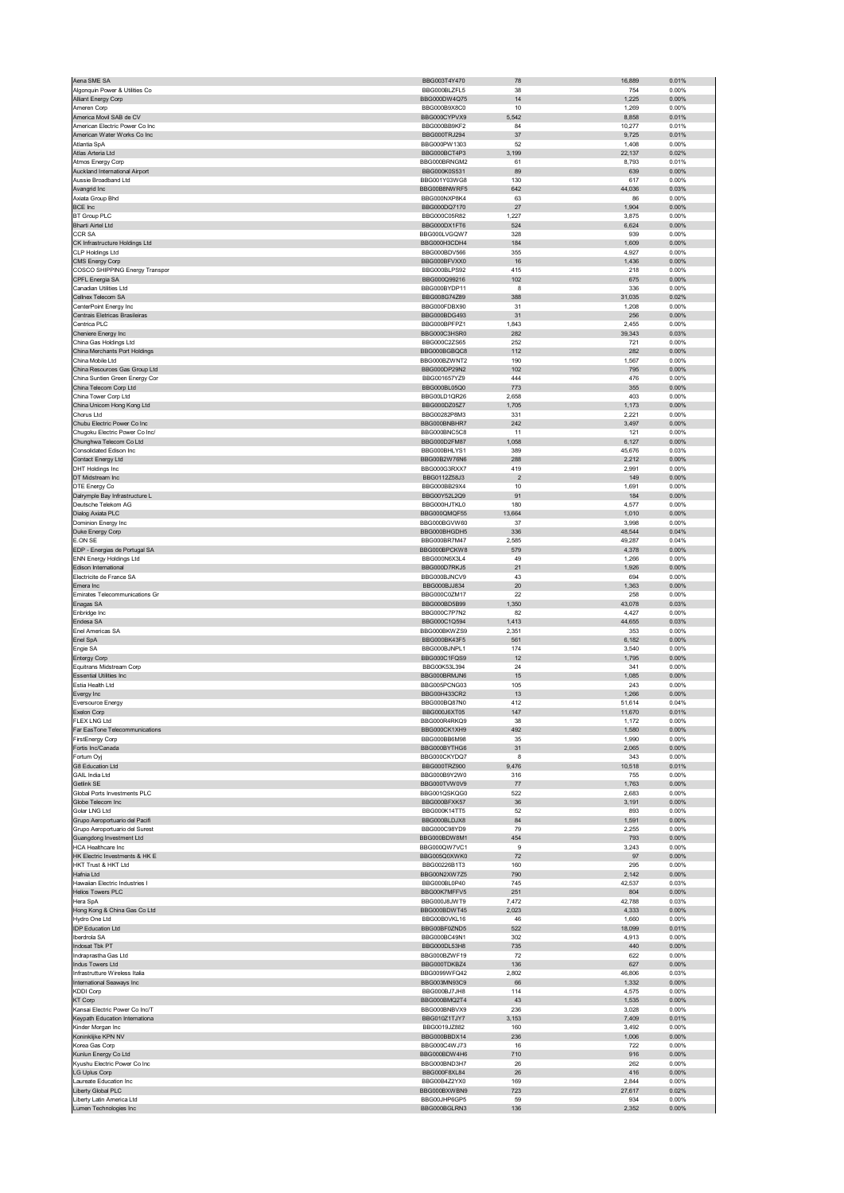| | | | | |
|---|---|---|---|---|
| Aena SME SA | BBG003T4Y470 | 78 | 16,889 | 0.01% |
| Algonquin Power & Utilities Co | BBG000BLZFL5 | 38 | 754 | 0.00% |
| Alliant Energy Corp | BBG000DW4Q75 | 14 | 1,225 | 0.00% |
| Ameren Corp | BBG000B9X8C0 | 10 | 1,269 | 0.00% |
| America Movil SAB de CV | BBG000CYPVX9 | 5,542 | 8,858 | 0.01% |
| American Electric Power Co Inc | BBG000BB9KF2 | 84 | 10,277 | 0.01% |
| American Water Works Co Inc | BBG000TRJ294 | 37 | 9,725 | 0.01% |
| Atlantia SpA | BBG000PW1303 | 52 | 1,408 | 0.00% |
| Atlas Arteria Ltd | BBG000BCT4P3 | 3,199 | 22,137 | 0.02% |
| Atmos Energy Corp | BBG000BRNGM2 | 61 | 8,793 | 0.01% |
| Auckland International Airport | BBG000K0S531 | 89 | 639 | 0.00% |
| Aussie Broadband Ltd | BBG001Y03WG8 | 130 | 617 | 0.00% |
| Avangrid Inc | BBG00B8NWRF5 | 642 | 44,036 | 0.03% |
| Axiata Group Bhd | BBG000NXP8K4 | 63 | 86 | 0.00% |
| BCE Inc | BBG000DQ7170 | 27 | 1,904 | 0.00% |
| BT Group PLC | BBG000C05R82 | 1,227 | 3,875 | 0.00% |
| Bharti Airtel Ltd | BBG000DX1FT6 | 524 | 6,624 | 0.00% |
| CCR SA | BBG000LVGQW7 | 328 | 939 | 0.00% |
| CK Infrastructure Holdings Ltd | BBG000H3CDH4 | 184 | 1,609 | 0.00% |
| CLP Holdings Ltd | BBG000BDV566 | 355 | 4,927 | 0.00% |
| CMS Energy Corp | BBG000BFVXX0 | 16 | 1,436 | 0.00% |
| COSCO SHIPPING Energy Transpor | BBG000BLPS92 | 415 | 218 | 0.00% |
| CPFL Energia SA | BBG000Q99216 | 102 | 675 | 0.00% |
| Canadian Utilities Ltd | BBG000BYDP11 | 8 | 336 | 0.00% |
| Cellnex Telecom SA | BBG008G74Z89 | 388 | 31,035 | 0.02% |
| CenterPoint Energy Inc | BBG000FDBX90 | 31 | 1,208 | 0.00% |
| Centrais Eletricas Brasileiras | BBG000BDG493 | 31 | 256 | 0.00% |
| Centrica PLC | BBG000BPFPZ1 | 1,843 | 2,455 | 0.00% |
| Cheniere Energy Inc | BBG000C3HSR0 | 282 | 39,343 | 0.03% |
| China Gas Holdings Ltd | BBG000C2ZS65 | 252 | 721 | 0.00% |
| China Merchants Port Holdings | BBG000BGBQC8 | 112 | 282 | 0.00% |
| China Mobile Ltd | BBG000BZWNT2 | 190 | 1,567 | 0.00% |
| China Resources Gas Group Ltd | BBG000DP29N2 | 102 | 795 | 0.00% |
| China Suntien Green Energy Cor | BBG001657YZ9 | 444 | 476 | 0.00% |
| China Telecom Corp Ltd | BBG000BL05Q0 | 773 | 355 | 0.00% |
| China Tower Corp Ltd | BBG00LD1QR26 | 2,658 | 403 | 0.00% |
| China Unicom Hong Kong Ltd | BBG000DZ05Z7 | 1,705 | 1,173 | 0.00% |
| Chorus Ltd | BBG00282P8M3 | 331 | 2,221 | 0.00% |
| Chubu Electric Power Co Inc | BBG000BNBHR7 | 242 | 3,497 | 0.00% |
| Chugoku Electric Power Co Inc/ | BBG000BNC5C8 | 11 | 121 | 0.00% |
| Chunghwa Telecom Co Ltd | BBG000D2FM87 | 1,058 | 6,127 | 0.00% |
| Consolidated Edison Inc | BBG000BHLYS1 | 389 | 45,676 | 0.03% |
| Contact Energy Ltd | BBG00B2W76N6 | 288 | 2,212 | 0.00% |
| DHT Holdings Inc | BBG000G3RXX7 | 419 | 2,991 | 0.00% |
| DT Midstream Inc | BBG0112Z58J3 | 2 | 149 | 0.00% |
| DTE Energy Co | BBG000BB29X4 | 10 | 1,691 | 0.00% |
| Dalrymple Bay Infrastructure L | BBG00Y52L2Q9 | 91 | 184 | 0.00% |
| Deutsche Telekom AG | BBG000HJTKL0 | 180 | 4,577 | 0.00% |
| Dialog Axiata PLC | BBG000QMQF55 | 13,664 | 1,010 | 0.00% |
| Dominion Energy Inc | BBG000BGVW60 | 37 | 3,998 | 0.00% |
| Duke Energy Corp | BBG000BHGDH5 | 336 | 48,544 | 0.04% |
| E.ON SE | BBG000BR7M47 | 2,585 | 49,287 | 0.04% |
| EDP - Energias de Portugal SA | BBG000BPCKW8 | 579 | 4,378 | 0.00% |
| ENN Energy Holdings Ltd | BBG000N6X3L4 | 49 | 1,266 | 0.00% |
| Edison International | BBG000D7RKJ5 | 21 | 1,926 | 0.00% |
| Electricite de France SA | BBG000BJNCV9 | 43 | 694 | 0.00% |
| Emera Inc | BBG000BJJ834 | 20 | 1,363 | 0.00% |
| Emirates Telecommunications Gr | BBG000C0ZM17 | 22 | 258 | 0.00% |
| Enagas SA | BBG000BD5B99 | 1,350 | 43,078 | 0.03% |
| Enbridge Inc | BBG000C7P7N2 | 82 | 4,427 | 0.00% |
| Endesa SA | BBG000C1Q594 | 1,413 | 44,655 | 0.03% |
| Enel Americas SA | BBG000BKWZS9 | 2,351 | 353 | 0.00% |
| Enel SpA | BBG000BK43F5 | 561 | 6,182 | 0.00% |
| Engie SA | BBG000BJNPL1 | 174 | 3,540 | 0.00% |
| Entergy Corp | BBG000C1FQS9 | 12 | 1,795 | 0.00% |
| Equitrans Midstream Corp | BBG00K53L394 | 24 | 341 | 0.00% |
| Essential Utilities Inc | BBG000BRMJN6 | 15 | 1,085 | 0.00% |
| Estia Health Ltd | BBG005PCNG03 | 105 | 243 | 0.00% |
| Evergy Inc | BBG00H433CR2 | 13 | 1,266 | 0.00% |
| Eversource Energy | BBG000BQ87N0 | 412 | 51,614 | 0.04% |
| Exelon Corp | BBG000J6XT05 | 147 | 11,670 | 0.01% |
| FLEX LNG Ltd | BBG000R4RKQ9 | 38 | 1,172 | 0.00% |
| Far EasTone Telecommunications | BBG000CK1XH9 | 492 | 1,580 | 0.00% |
| FirstEnergy Corp | BBG000BB6M98 | 35 | 1,990 | 0.00% |
| Fortis Inc/Canada | BBG000BYTHG6 | 31 | 2,065 | 0.00% |
| Fortum Oyj | BBG000CKYDQ7 | 8 | 343 | 0.00% |
| G8 Education Ltd | BBG000TRZ900 | 9,476 | 10,518 | 0.01% |
| GAIL India Ltd | BBG000B9Y2W0 | 316 | 755 | 0.00% |
| Getlink SE | BBG000TVW0V9 | 77 | 1,763 | 0.00% |
| Global Ports Investments PLC | BBG001QSKQG0 | 522 | 2,683 | 0.00% |
| Globe Telecom Inc | BBG000BFXK57 | 36 | 3,191 | 0.00% |
| Golar LNG Ltd | BBG000K14TT5 | 52 | 893 | 0.00% |
| Grupo Aeroportuario del Pacifi | BBG000BLDJX8 | 84 | 1,591 | 0.00% |
| Grupo Aeroportuario del Surest | BBG000C98YD9 | 79 | 2,255 | 0.00% |
| Guangdong Investment Ltd | BBG000BDW8M1 | 454 | 793 | 0.00% |
| HCA Healthcare Inc | BBG000QW7VC1 | 9 | 3,243 | 0.00% |
| HK Electric Investments & HK E | BBG005Q0XWK0 | 72 | 97 | 0.00% |
| HKT Trust & HKT Ltd | BBG00226B1T3 | 160 | 295 | 0.00% |
| Hafnia Ltd | BBG00N2XW7Z5 | 790 | 2,142 | 0.00% |
| Hawaiian Electric Industries I | BBG000BL0P40 | 745 | 42,537 | 0.03% |
| Helios Towers PLC | BBG00K7MFFV5 | 251 | 804 | 0.00% |
| Hera SpA | BBG000J8JWT9 | 7,472 | 42,788 | 0.03% |
| Hong Kong & China Gas Co Ltd | BBG000BDWT45 | 2,023 | 4,333 | 0.00% |
| Hydro One Ltd | BBG00B0VKL16 | 46 | 1,660 | 0.00% |
| IDP Education Ltd | BBG00BF0ZND5 | 522 | 18,099 | 0.01% |
| Iberdrola SA | BBG000BC49N1 | 302 | 4,913 | 0.00% |
| Indosat Tbk PT | BBG000DL53H8 | 735 | 440 | 0.00% |
| Indraprastha Gas Ltd | BBG000BZWF19 | 72 | 622 | 0.00% |
| Indus Towers Ltd | BBG000TDKBZ4 | 136 | 627 | 0.00% |
| Infrastrutture Wireless Italia | BBG0099WFQ42 | 2,802 | 46,806 | 0.03% |
| International Seaways Inc | BBG003MN93C9 | 66 | 1,332 | 0.00% |
| KDDI Corp | BBG000BJ7JH8 | 114 | 4,575 | 0.00% |
| KT Corp | BBG000BMQ2T4 | 43 | 1,535 | 0.00% |
| Kansai Electric Power Co Inc/T | BBG000BNBVX9 | 236 | 3,028 | 0.00% |
| Keypath Education Internationa | BBG010Z1TJY7 | 3,153 | 7,409 | 0.01% |
| Kinder Morgan Inc | BBG0019JZ882 | 160 | 3,492 | 0.00% |
| Koninklijke KPN NV | BBG000BBDX14 | 236 | 1,006 | 0.00% |
| Korea Gas Corp | BBG000C4WJ73 | 16 | 722 | 0.00% |
| Kunlun Energy Co Ltd | BBG000BDW4H6 | 710 | 916 | 0.00% |
| Kyushu Electric Power Co Inc | BBG000BND3H7 | 26 | 262 | 0.00% |
| LG Uplus Corp | BBG000F8XL84 | 26 | 416 | 0.00% |
| Laureate Education Inc | BBG00B4Z2YX0 | 169 | 2,844 | 0.00% |
| Liberty Global PLC | BBG000BXWBN9 | 723 | 27,617 | 0.02% |
| Liberty Latin America Ltd | BBG00JHP6GP5 | 59 | 934 | 0.00% |
| Lumen Technologies Inc | BBG000BGLRN3 | 136 | 2,352 | 0.00% |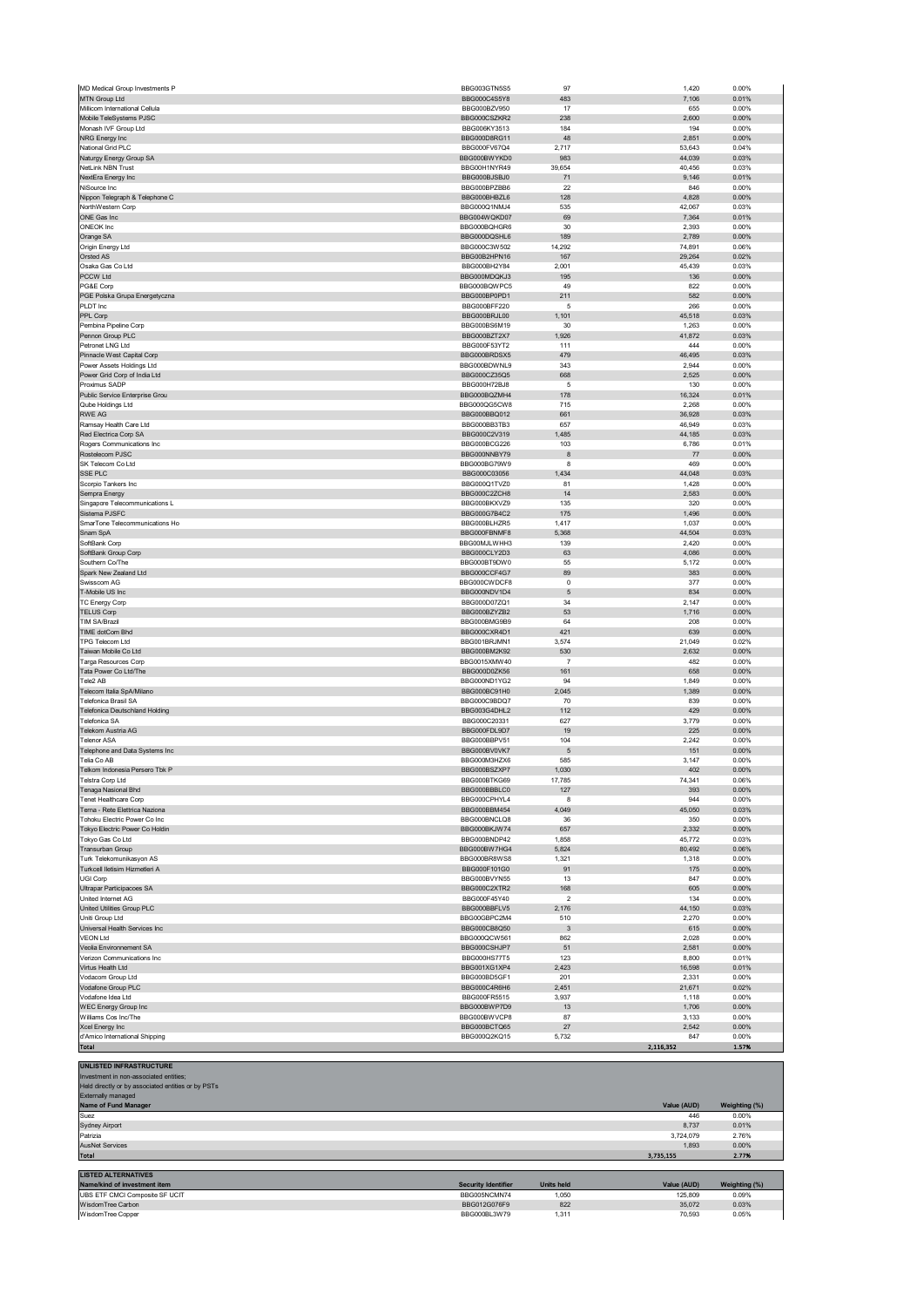| | | | | |
|---|---|---|---|---|
| MD Medical Group Investments P | BBG003GTN5S5 | 97 | 1,420 | 0.00% |
| MTN Group Ltd | BBG000C4S5Y8 | 483 | 7,106 | 0.01% |
| Millicom International Cellula | BBG000BZV950 | 17 | 655 | 0.00% |
| Mobile TeleSystems PJSC | BBG000CSZKR2 | 238 | 2,600 | 0.00% |
| Monash IVF Group Ltd | BBG006KY3513 | 184 | 194 | 0.00% |
| NRG Energy Inc | BBG000D8RG11 | 48 | 2,851 | 0.00% |
| National Grid PLC | BBG000FV67Q4 | 2,717 | 53,643 | 0.04% |
| Naturgy Energy Group SA | BBG000BWYKD0 | 983 | 44,039 | 0.03% |
| NetLink NBN Trust | BBG00H1NYR49 | 39,654 | 40,456 | 0.03% |
| NextEra Energy Inc | BBG000BJSBJ0 | 71 | 9,146 | 0.01% |
| NiSource Inc | BBG000BPZBB6 | 22 | 846 | 0.00% |
| Nippon Telegraph & Telephone C | BBG000BHBZL6 | 128 | 4,828 | 0.00% |
| NorthWestern Corp | BBG000Q1NMJ4 | 535 | 42,067 | 0.03% |
| ONE Gas Inc | BBG004WQKD07 | 69 | 7,364 | 0.01% |
| ONEOK Inc | BBG000BQHGR6 | 30 | 2,393 | 0.00% |
| Orange SA | BBG000DQSHL6 | 189 | 2,789 | 0.00% |
| Origin Energy Ltd | BBG000C3W502 | 14,292 | 74,891 | 0.06% |
| Orsted AS | BBG00B2HPN16 | 167 | 29,264 | 0.02% |
| Osaka Gas Co Ltd | BBG000BH2Y84 | 2,001 | 45,439 | 0.03% |
| PCCW Ltd | BBG000MDQKJ3 | 195 | 136 | 0.00% |
| PG&E Corp | BBG000BQWPC5 | 49 | 822 | 0.00% |
| PGE Polska Grupa Energetyczna | BBG000BP0PD1 | 211 | 582 | 0.00% |
| PLDT Inc | BBG000BFF220 | 5 | 266 | 0.00% |
| PPL Corp | BBG000BRJL00 | 1,101 | 45,518 | 0.03% |
| Pembina Pipeline Corp | BBG000BS6M19 | 30 | 1,263 | 0.00% |
| Pennon Group PLC | BBG000BZT2X7 | 1,926 | 41,872 | 0.03% |
| Petronet LNG Ltd | BBG000F53YT2 | 111 | 444 | 0.00% |
| Pinnacle West Capital Corp | BBG000BRDSX5 | 479 | 46,495 | 0.03% |
| Power Assets Holdings Ltd | BBG000BDWNL9 | 343 | 2,944 | 0.00% |
| Power Grid Corp of India Ltd | BBG000CZ35Q5 | 668 | 2,525 | 0.00% |
| Proximus SADP | BBG000H72BJ8 | 5 | 130 | 0.00% |
| Public Service Enterprise Grou | BBG000BQZMH4 | 178 | 16,324 | 0.01% |
| Qube Holdings Ltd | BBG000QG5CW8 | 715 | 2,268 | 0.00% |
| RWE AG | BBG000BBQ012 | 661 | 36,928 | 0.03% |
| Ramsay Health Care Ltd | BBG000BB3TB3 | 657 | 46,949 | 0.03% |
| Red Electrica Corp SA | BBG000C2V319 | 1,485 | 44,185 | 0.03% |
| Rogers Communications Inc | BBG000BCG226 | 103 | 6,786 | 0.01% |
| Rostelecom PJSC | BBG000NNBY79 | 8 | 77 | 0.00% |
| SK Telecom Co Ltd | BBG000BG79W9 | 8 | 469 | 0.00% |
| SSE PLC | BBG000C03056 | 1,434 | 44,048 | 0.03% |
| Scorpio Tankers Inc | BBG000Q1TVZ0 | 81 | 1,428 | 0.00% |
| Sempra Energy | BBG000C2ZCH8 | 14 | 2,583 | 0.00% |
| Singapore Telecommunications L | BBG000BKXVZ9 | 135 | 320 | 0.00% |
| Sistema PJSFC | BBG000G7B4C2 | 175 | 1,496 | 0.00% |
| SmarTone Telecommunications Ho | BBG000BLHZR5 | 1,417 | 1,037 | 0.00% |
| Snam SpA | BBG000FBNMF8 | 5,368 | 44,504 | 0.03% |
| SoftBank Corp | BBG00MJLWHH3 | 139 | 2,420 | 0.00% |
| SoftBank Group Corp | BBG000CLY2D3 | 63 | 4,086 | 0.00% |
| Southern Co/The | BBG000BT9DW0 | 55 | 5,172 | 0.00% |
| Spark New Zealand Ltd | BBG000CCF4G7 | 89 | 383 | 0.00% |
| Swisscom AG | BBG000CWDCF8 | 0 | 377 | 0.00% |
| T-Mobile US Inc | BBG000NDV1D4 | 5 | 834 | 0.00% |
| TC Energy Corp | BBG000D07ZQ1 | 34 | 2,147 | 0.00% |
| TELUS Corp | BBG000BZYZB2 | 53 | 1,716 | 0.00% |
| TIM SA/Brazil | BBG000BMG9B9 | 64 | 208 | 0.00% |
| TIME dotCom Bhd | BBG000CXR4D1 | 421 | 639 | 0.00% |
| TPG Telecom Ltd | BBG001BRJMN1 | 3,574 | 21,049 | 0.02% |
| Taiwan Mobile Co Ltd | BBG000BM2K92 | 530 | 2,632 | 0.00% |
| Targa Resources Corp | BBG0015XMW40 | 7 | 482 | 0.00% |
| Tata Power Co Ltd/The | BBG000D0ZK56 | 161 | 658 | 0.00% |
| Tele2 AB | BBG000ND1YG2 | 94 | 1,849 | 0.00% |
| Telecom Italia SpA/Milano | BBG000BC91H0 | 2,045 | 1,389 | 0.00% |
| Telefonica Brasil SA | BBG000C9BDQ7 | 70 | 839 | 0.00% |
| Telefonica Deutschland Holding | BBG003G4DHL2 | 112 | 429 | 0.00% |
| Telefonica SA | BBG000C20331 | 627 | 3,779 | 0.00% |
| Telekom Austria AG | BBG000FDL9D7 | 19 | 225 | 0.00% |
| Telenor ASA | BBG000BBPV51 | 104 | 2,242 | 0.00% |
| Telephone and Data Systems Inc | BBG000BV0VK7 | 5 | 151 | 0.00% |
| Telia Co AB | BBG000M3HZX6 | 585 | 3,147 | 0.00% |
| Telkom Indonesia Persero Tbk P | BBG000BSZXP7 | 1,030 | 402 | 0.00% |
| Telstra Corp Ltd | BBG000BTKG69 | 17,785 | 74,341 | 0.06% |
| Tenaga Nasional Bhd | BBG000BBBLC0 | 127 | 393 | 0.00% |
| Tenet Healthcare Corp | BBG000CPHYL4 | 8 | 944 | 0.00% |
| Terna - Rete Elettrica Naziona | BBG000BBM454 | 4,049 | 45,050 | 0.03% |
| Tohoku Electric Power Co Inc | BBG000BNCLQ8 | 36 | 350 | 0.00% |
| Tokyo Electric Power Co Holdin | BBG000BKJW74 | 657 | 2,332 | 0.00% |
| Tokyo Gas Co Ltd | BBG000BND P42 | 1,858 | 45,772 | 0.03% |
| Transurban Group | BBG000BW7HG4 | 5,824 | 80,492 | 0.06% |
| Turk Telekomunikasyon AS | BBG000BR8WS8 | 1,321 | 1,318 | 0.00% |
| Turkcell Iletisim Hizmetleri A | BBG000F101G0 | 91 | 175 | 0.00% |
| UGI Corp | BBG000BVYN55 | 13 | 847 | 0.00% |
| Ultrapar Participacoes SA | BBG000C2XTR2 | 168 | 605 | 0.00% |
| United Internet AG | BBG000F45Y40 | 2 | 134 | 0.00% |
| United Utilities Group PLC | BBG000BBFLV5 | 2,176 | 44,150 | 0.03% |
| Uniti Group Ltd | BBG00GBPC2M4 | 510 | 2,270 | 0.00% |
| Universal Health Services Inc | BBG000CB8Q50 | 3 | 615 | 0.00% |
| VEON Ltd | BBG000QCW561 | 862 | 2,028 | 0.00% |
| Veolia Environnement SA | BBG000CSHJP7 | 51 | 2,581 | 0.00% |
| Verizon Communications Inc | BBG000HS77T5 | 123 | 8,800 | 0.01% |
| Virtus Health Ltd | BBG001XG1XP4 | 2,423 | 16,598 | 0.01% |
| Vodacom Group Ltd | BBG000BD5GF1 | 201 | 2,331 | 0.00% |
| Vodafone Group PLC | BBG000C4R6H6 | 2,451 | 21,671 | 0.02% |
| Vodafone Idea Ltd | BBG000FR5515 | 3,937 | 1,118 | 0.00% |
| WEC Energy Group Inc | BBG000BWP7D9 | 13 | 1,706 | 0.00% |
| Williams Cos Inc/The | BBG000BWVCP8 | 87 | 3,133 | 0.00% |
| Xcel Energy Inc | BBG000BCTQ65 | 27 | 2,542 | 0.00% |
| d'Amico International Shipping | BBG000Q2KQ15 | 5,732 | 847 | 0.00% |
| **Total** | | | **2,116,352** | **1.57%** |

**UNLISTED INFRASTRUCTURE**

Investment in non-associated entities;
Held directly or by associated entities or by PSTs
Externally managed

| Name of Fund Manager | Value (AUD) | Weighting (%) |
|---|---|---|
| Suez | 446 | 0.00% |
| Sydney Airport | 8,737 | 0.01% |
| Patrizia | 3,724,079 | 2.76% |
| AusNet Services | 1,893 | 0.00% |
| **Total** | **3,735,155** | **2.77%** |

**LISTED ALTERNATIVES**

| Name/kind of investment item | Security Identifier | Units held | Value (AUD) | Weighting (%) |
|---|---|---|---|---|
| UBS ETF CMCI Composite SF UCIT | BBG005NCMN74 | 1,050 | 125,809 | 0.09% |
| WisdomTree Carbon | BBG012G076F9 | 822 | 35,072 | 0.03% |
| WisdomTree Copper | BBG000BL3W79 | 1,311 | 70,593 | 0.05% |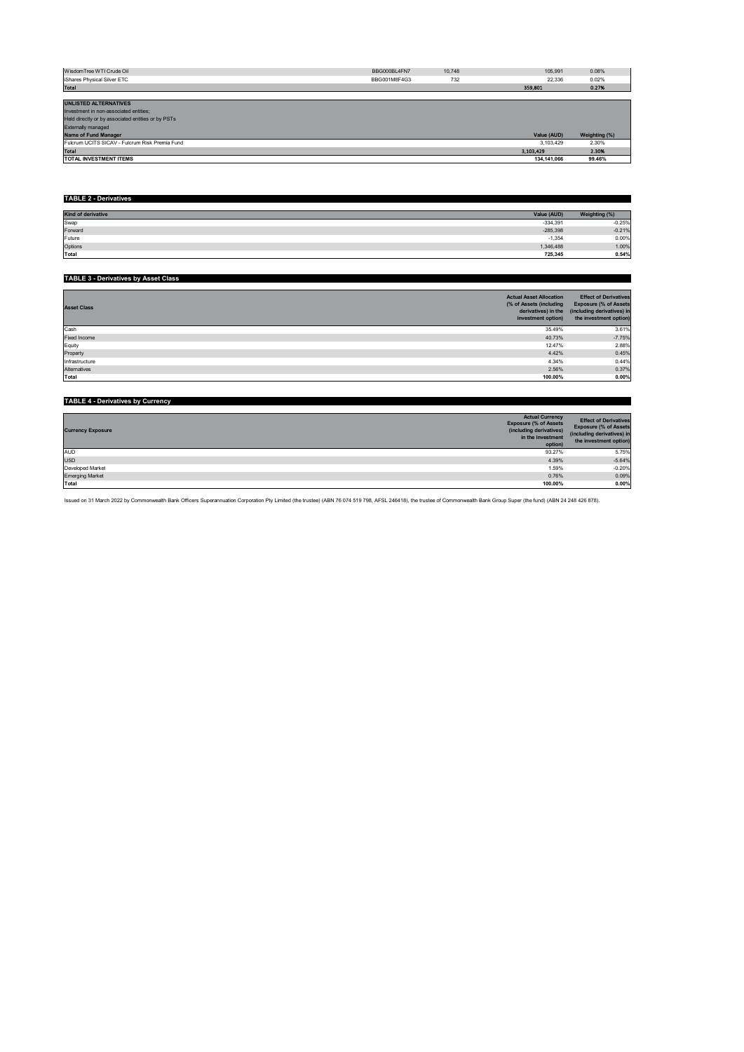| | | | | |
|---|---|---|---|---|
| WisdomTree WTI Crude Oil | BBG000BL4FN7 | 10,748 | 105,991 | 0.08% |
| iShares Physical Silver ETC | BBG001M8F4G3 | 732 | 22,336 | 0.02% |
| **Total** | | | **359,801** | **0.27%** |

**UNLISTED ALTERNATIVES**

Investment in non-associated entities;
Held directly or by associated entities or by PSTs
Externally managed

| Name of Fund Manager | Value (AUD) | Weighting (%) |
|---|---|---|
| Fulcrum UCITS SICAV - Fulcrum Risk Premia Fund | 3,103,429 | 2.30% |
| **Total** | **3,103,429** | **2.30%** |
| **TOTAL INVESTMENT ITEMS** | **134,141,066** | **99.46%** |

## TABLE 2 - Derivatives

| Kind of derivative | Value (AUD) | Weighting (%) |
|---|---|---|
| Swap | -334,391 | -0.25% |
| Forward | -285,398 | -0.21% |
| Future | -1,354 | 0.00% |
| Options | 1,346,488 | 1.00% |
| **Total** | **725,345** | **0.54%** |

## TABLE 3 - Derivatives by Asset Class

| Asset Class | Actual Asset Allocation (% of Assets (including derivatives) in the investment option) | Effect of Derivatives Exposure (% of Assets (including derivatives) in the investment option) |
|---|---|---|
| Cash | 35.49% | 3.61% |
| Fixed Income | 40.73% | -7.75% |
| Equity | 12.47% | 2.88% |
| Property | 4.42% | 0.45% |
| Infrastructure | 4.34% | 0.44% |
| Alternatives | 2.56% | 0.37% |
| **Total** | **100.00%** | **0.00%** |

## TABLE 4 - Derivatives by Currency

| Currency Exposure | Actual Currency Exposure (% of Assets (including derivatives) in the investment option) | Effect of Derivatives Exposure (% of Assets (including derivatives) in the investment option) |
|---|---|---|
| AUD | 93.27% | 5.75% |
| USD | 4.39% | -5.64% |
| Developed Market | 1.59% | -0.20% |
| Emerging Market | 0.76% | 0.09% |
| **Total** | **100.00%** | **0.00%** |

Issued on 31 March 2022 by Commonwealth Bank Officers Superannuation Corporation Pty Limited (the trustee) (ABN 76 074 519 798, AFSL 246418), the trustee of Commonwealth Bank Group Super (the fund) (ABN 24 248 426 878).